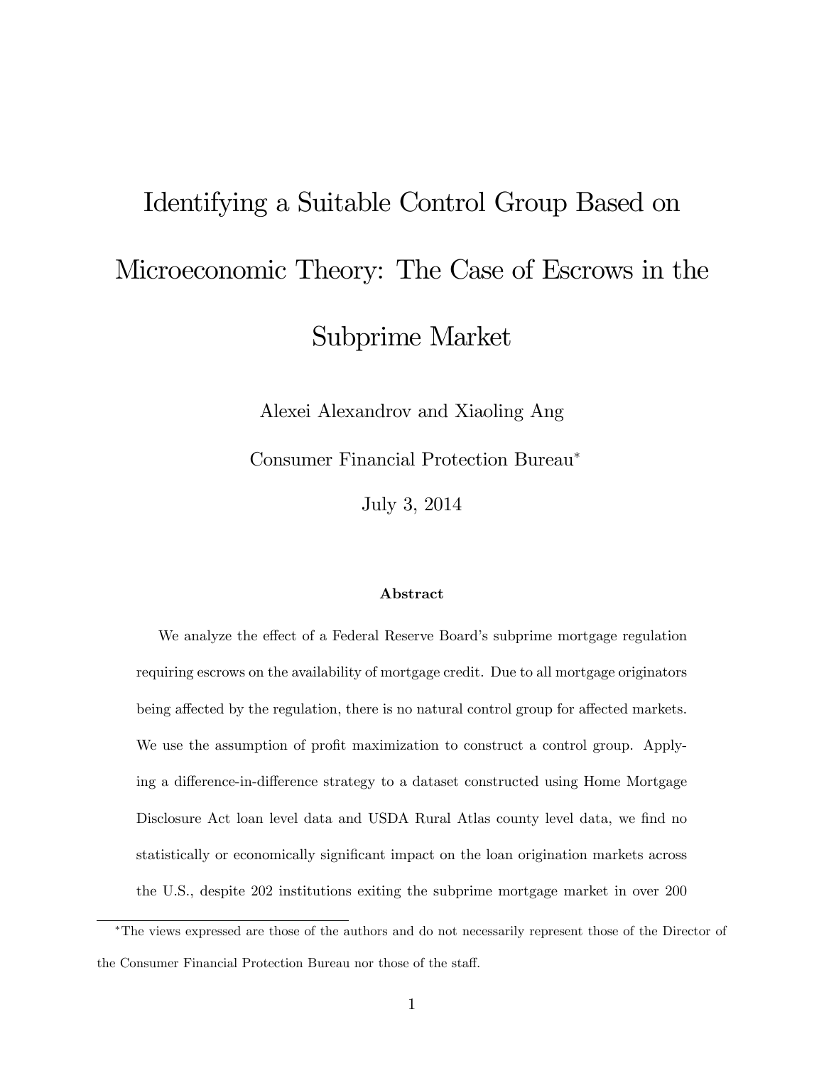# Identifying a Suitable Control Group Based on Microeconomic Theory: The Case of Escrows in the Subprime Market

Alexei Alexandrov and Xiaoling Ang

Consumer Financial Protection Bureau*

July 3, 2014

### Abstract

We analyze the effect of a Federal Reserve Board's subprime mortgage regulation requiring escrows on the availability of mortgage credit. Due to all mortgage originators being affected by the regulation, there is no natural control group for affected markets. We use the assumption of profit maximization to construct a control group. Applying a difference-in-difference strategy to a dataset constructed using Home Mortgage Disclosure Act loan level data and USDA Rural Atlas county level data, we find no statistically or economically significant impact on the loan origination markets across the U.S., despite 202 institutions exiting the subprime mortgage market in over 200

---

*The views expressed are those of the authors and do not necessarily represent those of the Director of the Consumer Financial Protection Bureau nor those of the staff.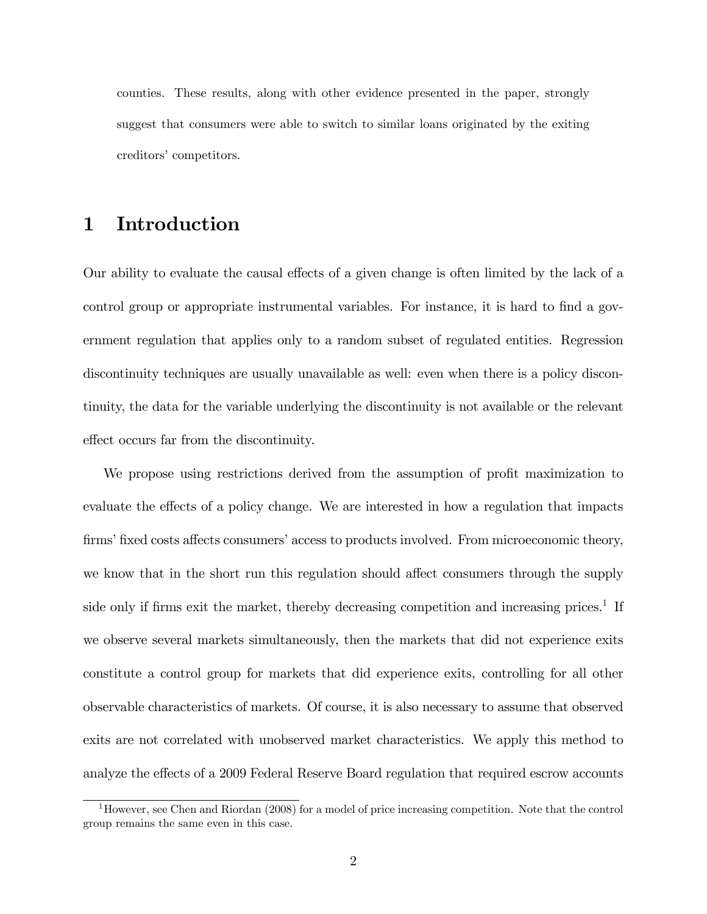counties. These results, along with other evidence presented in the paper, strongly suggest that consumers were able to switch to similar loans originated by the exiting creditors' competitors.

# 1 Introduction

Our ability to evaluate the causal effects of a given change is often limited by the lack of a control group or appropriate instrumental variables. For instance, it is hard to find a government regulation that applies only to a random subset of regulated entities. Regression discontinuity techniques are usually unavailable as well: even when there is a policy discontinuity, the data for the variable underlying the discontinuity is not available or the relevant effect occurs far from the discontinuity.

We propose using restrictions derived from the assumption of profit maximization to evaluate the effects of a policy change. We are interested in how a regulation that impacts firms' fixed costs affects consumers' access to products involved. From microeconomic theory, we know that in the short run this regulation should affect consumers through the supply side only if firms exit the market, thereby decreasing competition and increasing prices.[1] If we observe several markets simultaneously, then the markets that did not experience exits constitute a control group for markets that did experience exits, controlling for all other observable characteristics of markets. Of course, it is also necessary to assume that observed exits are not correlated with unobserved market characteristics. We apply this method to analyze the effects of a 2009 Federal Reserve Board regulation that required escrow accounts

[1] However, see Chen and Riordan (2008) for a model of price increasing competition. Note that the control group remains the same even in this case.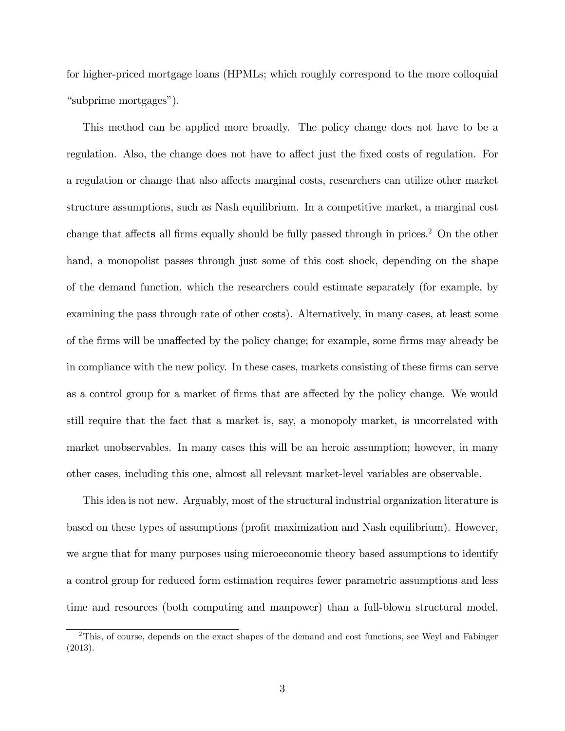for higher-priced mortgage loans (HPMLs; which roughly correspond to the more colloquial "subprime mortgages").

This method can be applied more broadly. The policy change does not have to be a regulation. Also, the change does not have to affect just the fixed costs of regulation. For a regulation or change that also affects marginal costs, researchers can utilize other market structure assumptions, such as Nash equilibrium. In a competitive market, a marginal cost change that affects all firms equally should be fully passed through in prices.[2] On the other hand, a monopolist passes through just some of this cost shock, depending on the shape of the demand function, which the researchers could estimate separately (for example, by examining the pass through rate of other costs). Alternatively, in many cases, at least some of the firms will be unaffected by the policy change; for example, some firms may already be in compliance with the new policy. In these cases, markets consisting of these firms can serve as a control group for a market of firms that are affected by the policy change. We would still require that the fact that a market is, say, a monopoly market, is uncorrelated with market unobservables. In many cases this will be an heroic assumption; however, in many other cases, including this one, almost all relevant market-level variables are observable.

This idea is not new. Arguably, most of the structural industrial organization literature is based on these types of assumptions (profit maximization and Nash equilibrium). However, we argue that for many purposes using microeconomic theory based assumptions to identify a control group for reduced form estimation requires fewer parametric assumptions and less time and resources (both computing and manpower) than a full-blown structural model.

[2] This, of course, depends on the exact shapes of the demand and cost functions, see Weyl and Fabinger (2013).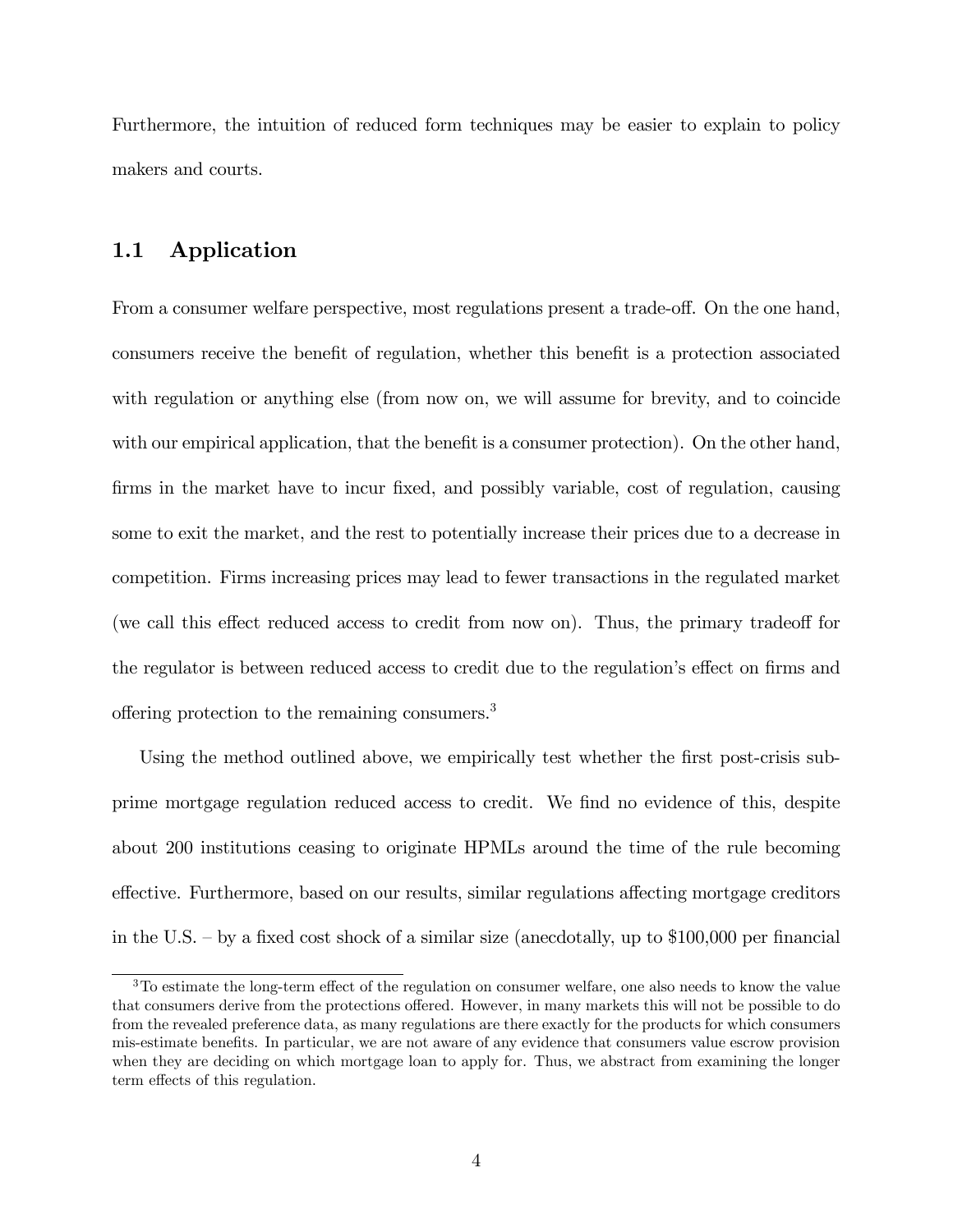Furthermore, the intuition of reduced form techniques may be easier to explain to policy makers and courts.

## 1.1 Application

From a consumer welfare perspective, most regulations present a trade-off. On the one hand, consumers receive the benefit of regulation, whether this benefit is a protection associated with regulation or anything else (from now on, we will assume for brevity, and to coincide with our empirical application, that the benefit is a consumer protection). On the other hand, firms in the market have to incur fixed, and possibly variable, cost of regulation, causing some to exit the market, and the rest to potentially increase their prices due to a decrease in competition. Firms increasing prices may lead to fewer transactions in the regulated market (we call this effect reduced access to credit from now on). Thus, the primary tradeoff for the regulator is between reduced access to credit due to the regulation's effect on firms and offering protection to the remaining consumers.[3]

Using the method outlined above, we empirically test whether the first post-crisis subprime mortgage regulation reduced access to credit. We find no evidence of this, despite about 200 institutions ceasing to originate HPMLs around the time of the rule becoming effective. Furthermore, based on our results, similar regulations affecting mortgage creditors in the U.S. – by a fixed cost shock of a similar size (anecdotally, up to $100,000 per financial

[3] To estimate the long-term effect of the regulation on consumer welfare, one also needs to know the value that consumers derive from the protections offered. However, in many markets this will not be possible to do from the revealed preference data, as many regulations are there exactly for the products for which consumers mis-estimate benefits. In particular, we are not aware of any evidence that consumers value escrow provision when they are deciding on which mortgage loan to apply for. Thus, we abstract from examining the longer term effects of this regulation.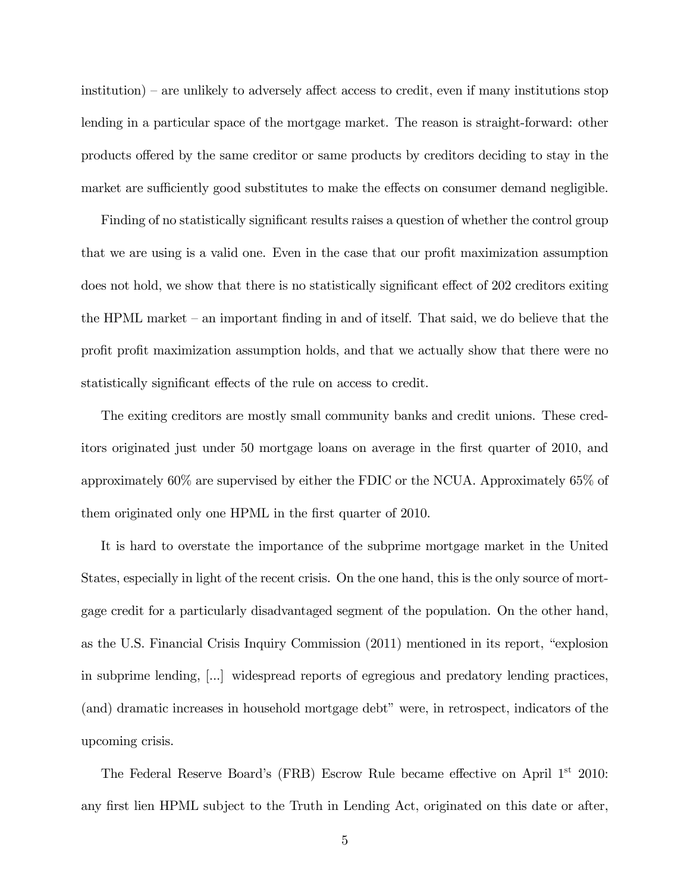institution) – are unlikely to adversely affect access to credit, even if many institutions stop lending in a particular space of the mortgage market. The reason is straight-forward: other products offered by the same creditor or same products by creditors deciding to stay in the market are sufficiently good substitutes to make the effects on consumer demand negligible.

Finding of no statistically significant results raises a question of whether the control group that we are using is a valid one. Even in the case that our profit maximization assumption does not hold, we show that there is no statistically significant effect of 202 creditors exiting the HPML market – an important finding in and of itself. That said, we do believe that the profit profit maximization assumption holds, and that we actually show that there were no statistically significant effects of the rule on access to credit.

The exiting creditors are mostly small community banks and credit unions. These creditors originated just under 50 mortgage loans on average in the first quarter of 2010, and approximately 60% are supervised by either the FDIC or the NCUA. Approximately 65% of them originated only one HPML in the first quarter of 2010.

It is hard to overstate the importance of the subprime mortgage market in the United States, especially in light of the recent crisis. On the one hand, this is the only source of mortgage credit for a particularly disadvantaged segment of the population. On the other hand, as the U.S. Financial Crisis Inquiry Commission (2011) mentioned in its report, "explosion in subprime lending, [...] widespread reports of egregious and predatory lending practices, (and) dramatic increases in household mortgage debt" were, in retrospect, indicators of the upcoming crisis.

The Federal Reserve Board's (FRB) Escrow Rule became effective on April 1st 2010: any first lien HPML subject to the Truth in Lending Act, originated on this date or after,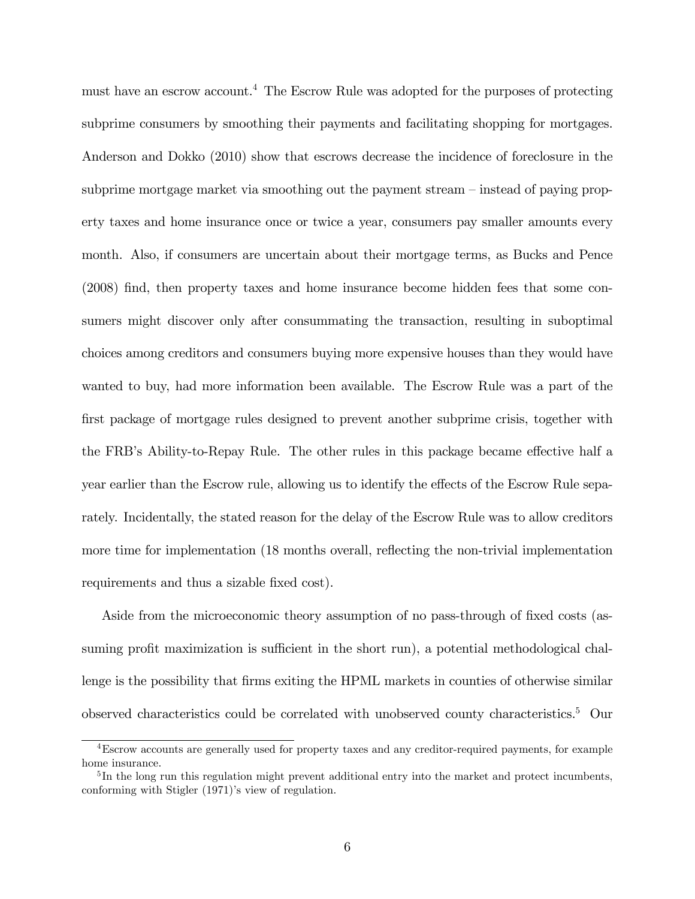must have an escrow account.[4] The Escrow Rule was adopted for the purposes of protecting subprime consumers by smoothing their payments and facilitating shopping for mortgages. Anderson and Dokko (2010) show that escrows decrease the incidence of foreclosure in the subprime mortgage market via smoothing out the payment stream – instead of paying property taxes and home insurance once or twice a year, consumers pay smaller amounts every month. Also, if consumers are uncertain about their mortgage terms, as Bucks and Pence (2008) find, then property taxes and home insurance become hidden fees that some consumers might discover only after consummating the transaction, resulting in suboptimal choices among creditors and consumers buying more expensive houses than they would have wanted to buy, had more information been available. The Escrow Rule was a part of the first package of mortgage rules designed to prevent another subprime crisis, together with the FRB's Ability-to-Repay Rule. The other rules in this package became effective half a year earlier than the Escrow rule, allowing us to identify the effects of the Escrow Rule separately. Incidentally, the stated reason for the delay of the Escrow Rule was to allow creditors more time for implementation (18 months overall, reflecting the non-trivial implementation requirements and thus a sizable fixed cost).

Aside from the microeconomic theory assumption of no pass-through of fixed costs (assuming profit maximization is sufficient in the short run), a potential methodological challenge is the possibility that firms exiting the HPML markets in counties of otherwise similar observed characteristics could be correlated with unobserved county characteristics.[5] Our

[4] Escrow accounts are generally used for property taxes and any creditor-required payments, for example home insurance.

[5] In the long run this regulation might prevent additional entry into the market and protect incumbents, conforming with Stigler (1971)'s view of regulation.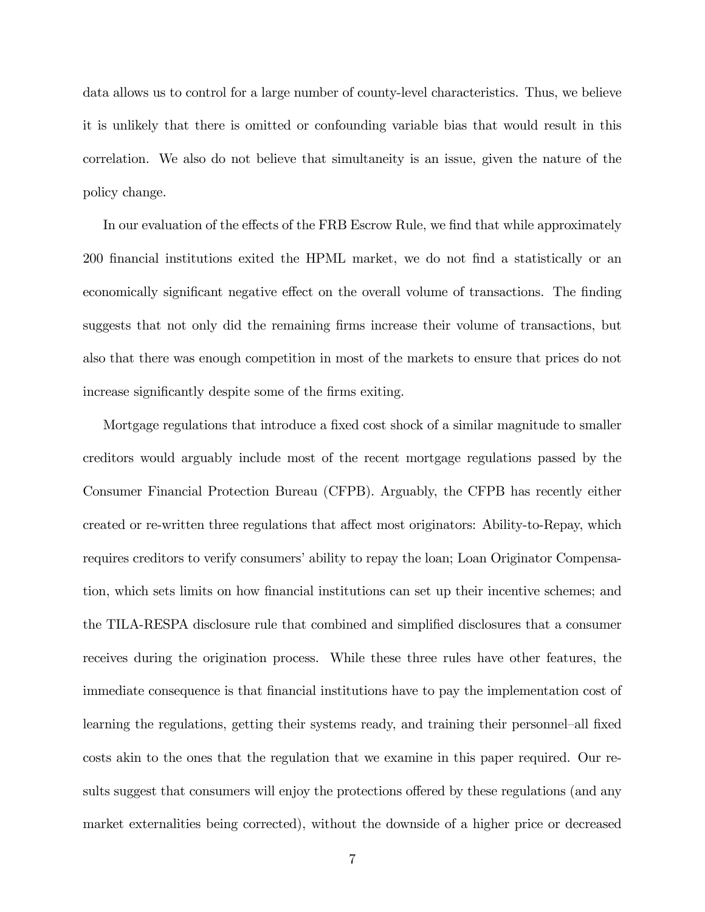data allows us to control for a large number of county-level characteristics. Thus, we believe it is unlikely that there is omitted or confounding variable bias that would result in this correlation. We also do not believe that simultaneity is an issue, given the nature of the policy change.

In our evaluation of the effects of the FRB Escrow Rule, we find that while approximately 200 financial institutions exited the HPML market, we do not find a statistically or an economically significant negative effect on the overall volume of transactions. The finding suggests that not only did the remaining firms increase their volume of transactions, but also that there was enough competition in most of the markets to ensure that prices do not increase significantly despite some of the firms exiting.

Mortgage regulations that introduce a fixed cost shock of a similar magnitude to smaller creditors would arguably include most of the recent mortgage regulations passed by the Consumer Financial Protection Bureau (CFPB). Arguably, the CFPB has recently either created or re-written three regulations that affect most originators: Ability-to-Repay, which requires creditors to verify consumers' ability to repay the loan; Loan Originator Compensation, which sets limits on how financial institutions can set up their incentive schemes; and the TILA-RESPA disclosure rule that combined and simplified disclosures that a consumer receives during the origination process. While these three rules have other features, the immediate consequence is that financial institutions have to pay the implementation cost of learning the regulations, getting their systems ready, and training their personnel–all fixed costs akin to the ones that the regulation that we examine in this paper required. Our results suggest that consumers will enjoy the protections offered by these regulations (and any market externalities being corrected), without the downside of a higher price or decreased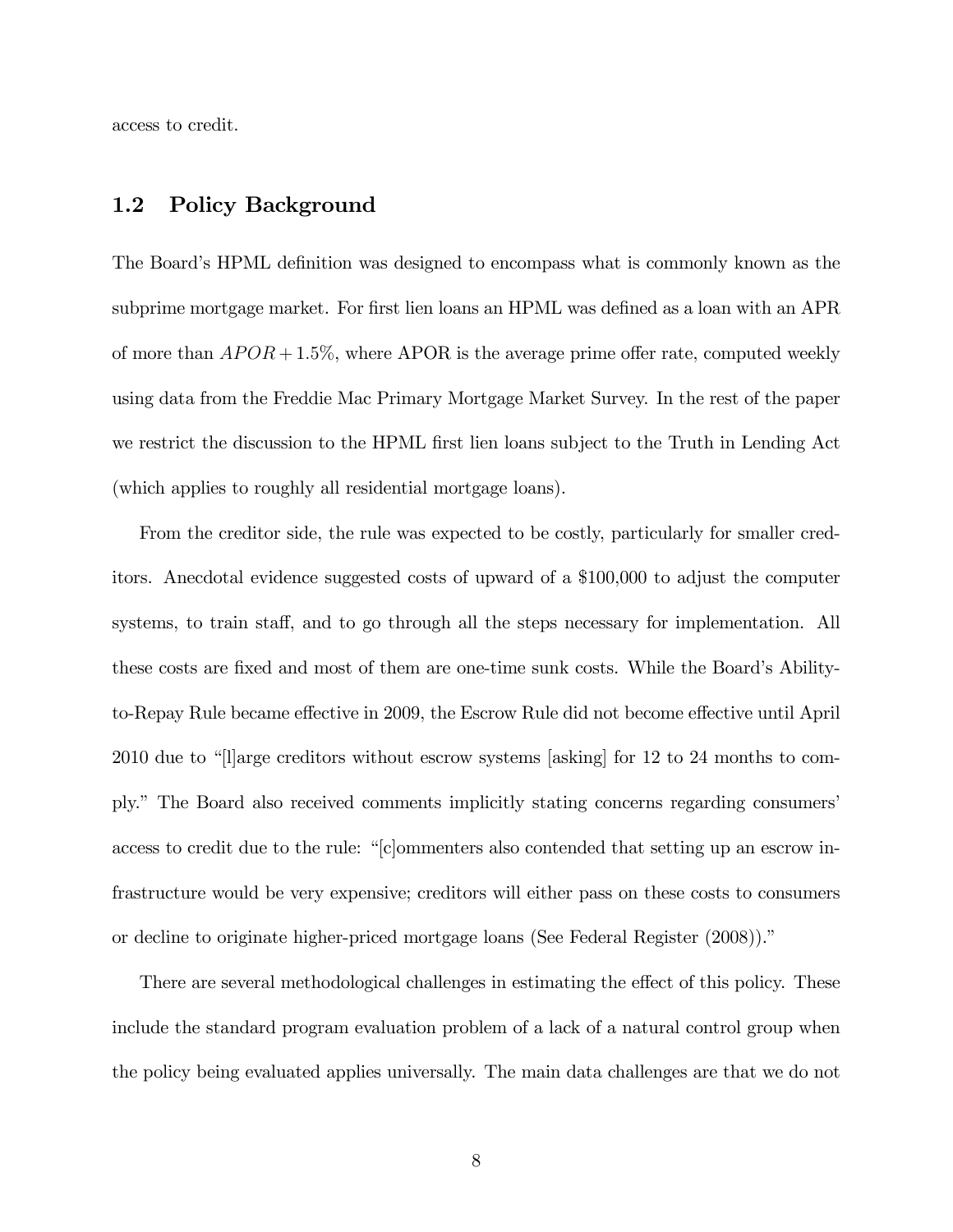access to credit.

## 1.2 Policy Background

The Board's HPML definition was designed to encompass what is commonly known as the subprime mortgage market. For first lien loans an HPML was defined as a loan with an APR of more than $APOR + 1.5\%$, where APOR is the average prime offer rate, computed weekly using data from the Freddie Mac Primary Mortgage Market Survey. In the rest of the paper we restrict the discussion to the HPML first lien loans subject to the Truth in Lending Act (which applies to roughly all residential mortgage loans).

From the creditor side, the rule was expected to be costly, particularly for smaller creditors. Anecdotal evidence suggested costs of upward of a $100,000 to adjust the computer systems, to train staff, and to go through all the steps necessary for implementation. All these costs are fixed and most of them are one-time sunk costs. While the Board's Ability-to-Repay Rule became effective in 2009, the Escrow Rule did not become effective until April 2010 due to "[l]arge creditors without escrow systems [asking] for 12 to 24 months to comply." The Board also received comments implicitly stating concerns regarding consumers' access to credit due to the rule: "[c]ommenters also contended that setting up an escrow infrastructure would be very expensive; creditors will either pass on these costs to consumers or decline to originate higher-priced mortgage loans (See Federal Register (2008))."

There are several methodological challenges in estimating the effect of this policy. These include the standard program evaluation problem of a lack of a natural control group when the policy being evaluated applies universally. The main data challenges are that we do not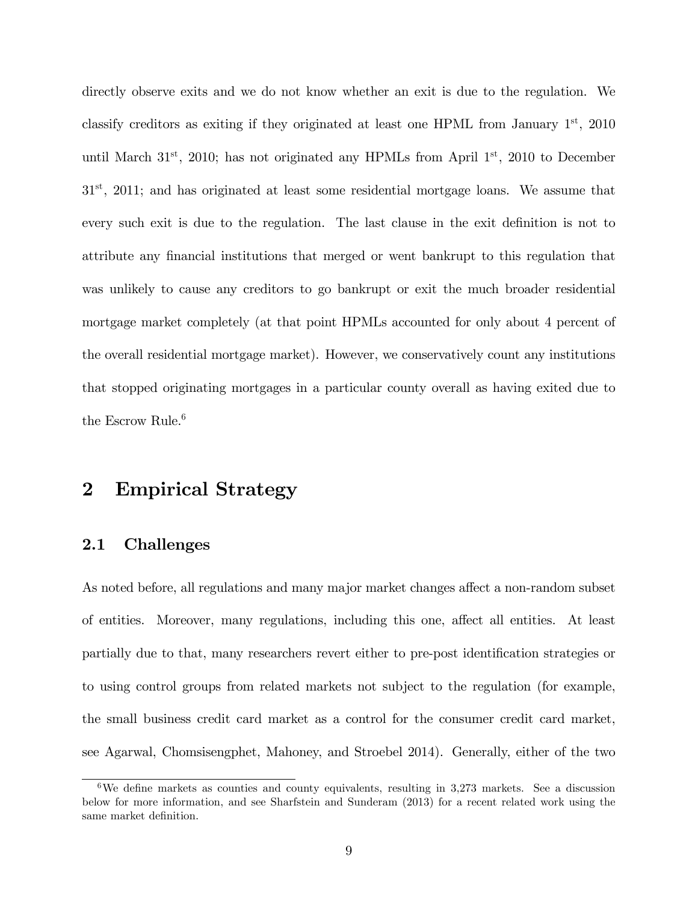directly observe exits and we do not know whether an exit is due to the regulation. We classify creditors as exiting if they originated at least one HPML from January 1st, 2010 until March 31st, 2010; has not originated any HPMLs from April 1st, 2010 to December 31st, 2011; and has originated at least some residential mortgage loans. We assume that every such exit is due to the regulation. The last clause in the exit definition is not to attribute any financial institutions that merged or went bankrupt to this regulation that was unlikely to cause any creditors to go bankrupt or exit the much broader residential mortgage market completely (at that point HPMLs accounted for only about 4 percent of the overall residential mortgage market). However, we conservatively count any institutions that stopped originating mortgages in a particular county overall as having exited due to the Escrow Rule.[6]

# 2 Empirical Strategy

## 2.1 Challenges

As noted before, all regulations and many major market changes affect a non-random subset of entities. Moreover, many regulations, including this one, affect all entities. At least partially due to that, many researchers revert either to pre-post identification strategies or to using control groups from related markets not subject to the regulation (for example, the small business credit card market as a control for the consumer credit card market, see Agarwal, Chomsisengphet, Mahoney, and Stroebel 2014). Generally, either of the two

[6] We define markets as counties and county equivalents, resulting in 3,273 markets. See a discussion below for more information, and see Sharfstein and Sunderam (2013) for a recent related work using the same market definition.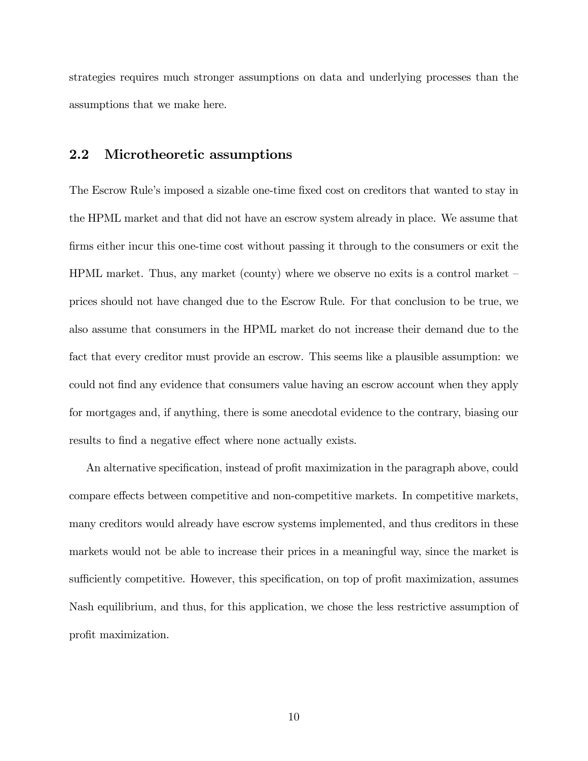strategies requires much stronger assumptions on data and underlying processes than the assumptions that we make here.

## 2.2 Microtheoretic assumptions

The Escrow Rule's imposed a sizable one-time fixed cost on creditors that wanted to stay in the HPML market and that did not have an escrow system already in place. We assume that firms either incur this one-time cost without passing it through to the consumers or exit the HPML market. Thus, any market (county) where we observe no exits is a control market – prices should not have changed due to the Escrow Rule. For that conclusion to be true, we also assume that consumers in the HPML market do not increase their demand due to the fact that every creditor must provide an escrow. This seems like a plausible assumption: we could not find any evidence that consumers value having an escrow account when they apply for mortgages and, if anything, there is some anecdotal evidence to the contrary, biasing our results to find a negative effect where none actually exists.

An alternative specification, instead of profit maximization in the paragraph above, could compare effects between competitive and non-competitive markets. In competitive markets, many creditors would already have escrow systems implemented, and thus creditors in these markets would not be able to increase their prices in a meaningful way, since the market is sufficiently competitive. However, this specification, on top of profit maximization, assumes Nash equilibrium, and thus, for this application, we chose the less restrictive assumption of profit maximization.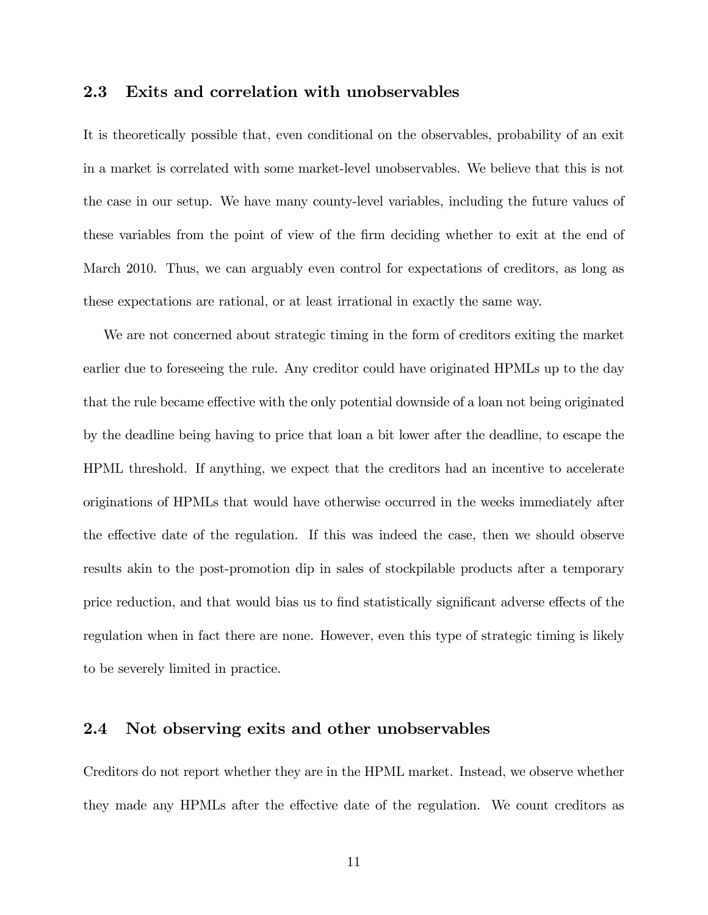## 2.3 Exits and correlation with unobservables

It is theoretically possible that, even conditional on the observables, probability of an exit in a market is correlated with some market-level unobservables. We believe that this is not the case in our setup. We have many county-level variables, including the future values of these variables from the point of view of the firm deciding whether to exit at the end of March 2010. Thus, we can arguably even control for expectations of creditors, as long as these expectations are rational, or at least irrational in exactly the same way.

We are not concerned about strategic timing in the form of creditors exiting the market earlier due to foreseeing the rule. Any creditor could have originated HPMLs up to the day that the rule became effective with the only potential downside of a loan not being originated by the deadline being having to price that loan a bit lower after the deadline, to escape the HPML threshold. If anything, we expect that the creditors had an incentive to accelerate originations of HPMLs that would have otherwise occurred in the weeks immediately after the effective date of the regulation. If this was indeed the case, then we should observe results akin to the post-promotion dip in sales of stockpilable products after a temporary price reduction, and that would bias us to find statistically significant adverse effects of the regulation when in fact there are none. However, even this type of strategic timing is likely to be severely limited in practice.

## 2.4 Not observing exits and other unobservables

Creditors do not report whether they are in the HPML market. Instead, we observe whether they made any HPMLs after the effective date of the regulation. We count creditors as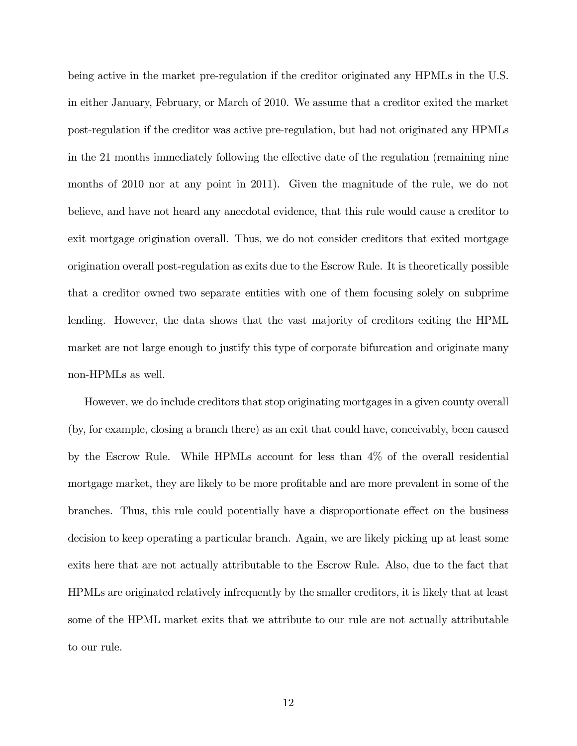being active in the market pre-regulation if the creditor originated any HPMLs in the U.S. in either January, February, or March of 2010. We assume that a creditor exited the market post-regulation if the creditor was active pre-regulation, but had not originated any HPMLs in the 21 months immediately following the effective date of the regulation (remaining nine months of 2010 nor at any point in 2011). Given the magnitude of the rule, we do not believe, and have not heard any anecdotal evidence, that this rule would cause a creditor to exit mortgage origination overall. Thus, we do not consider creditors that exited mortgage origination overall post-regulation as exits due to the Escrow Rule. It is theoretically possible that a creditor owned two separate entities with one of them focusing solely on subprime lending. However, the data shows that the vast majority of creditors exiting the HPML market are not large enough to justify this type of corporate bifurcation and originate many non-HPMLs as well.

However, we do include creditors that stop originating mortgages in a given county overall (by, for example, closing a branch there) as an exit that could have, conceivably, been caused by the Escrow Rule. While HPMLs account for less than 4% of the overall residential mortgage market, they are likely to be more profitable and are more prevalent in some of the branches. Thus, this rule could potentially have a disproportionate effect on the business decision to keep operating a particular branch. Again, we are likely picking up at least some exits here that are not actually attributable to the Escrow Rule. Also, due to the fact that HPMLs are originated relatively infrequently by the smaller creditors, it is likely that at least some of the HPML market exits that we attribute to our rule are not actually attributable to our rule.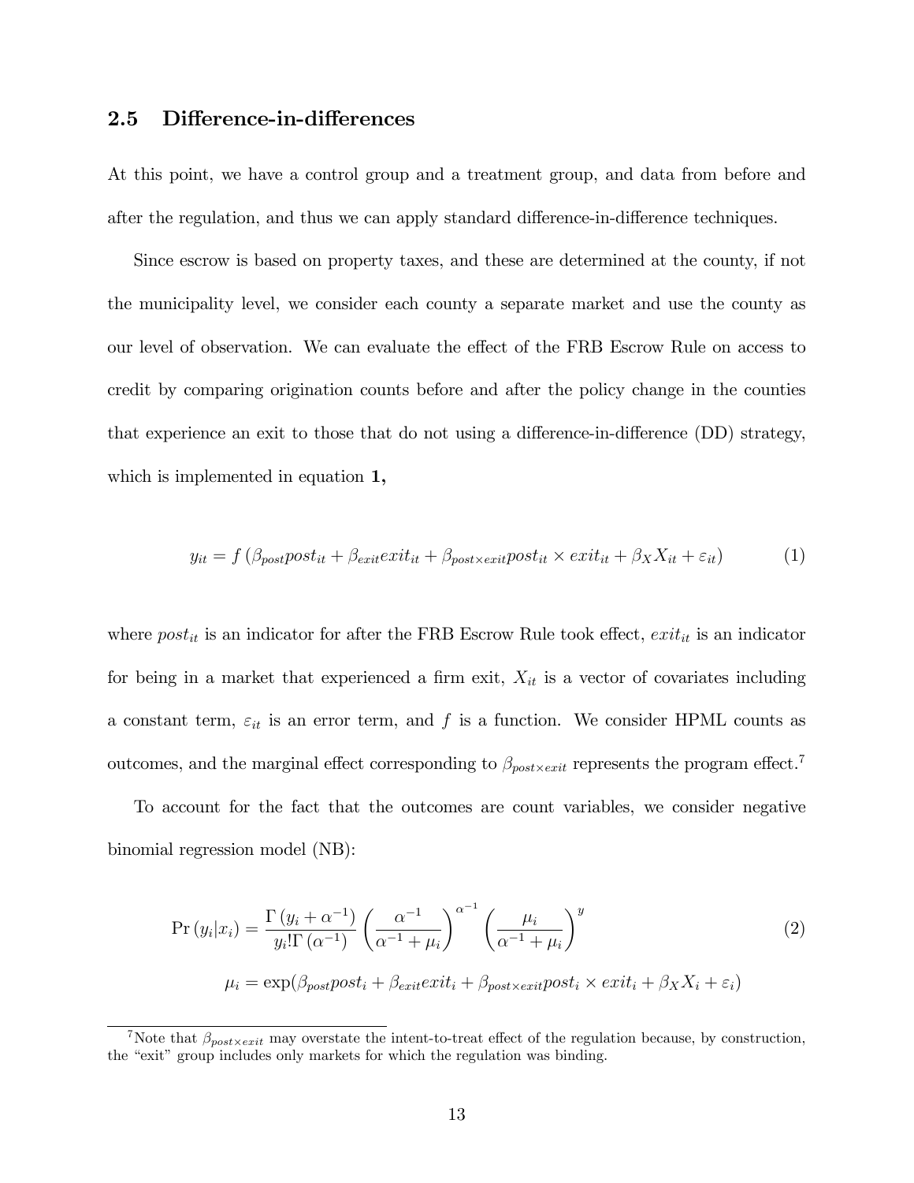## 2.5 Difference-in-differences

At this point, we have a control group and a treatment group, and data from before and after the regulation, and thus we can apply standard difference-in-difference techniques.

Since escrow is based on property taxes, and these are determined at the county, if not the municipality level, we consider each county a separate market and use the county as our level of observation. We can evaluate the effect of the FRB Escrow Rule on access to credit by comparing origination counts before and after the policy change in the counties that experience an exit to those that do not using a difference-in-difference (DD) strategy, which is implemented in equation **1,**

$$y_{it} = f\left(\beta_{post} post_{it} + \beta_{exit} exit_{it} + \beta_{post \times exit} post_{it} \times exit_{it} + \beta_X X_{it} + \varepsilon_{it}\right) \tag{1}$$

where $post_{it}$ is an indicator for after the FRB Escrow Rule took effect, $exit_{it}$ is an indicator for being in a market that experienced a firm exit, $X_{it}$ is a vector of covariates including a constant term, $\varepsilon_{it}$ is an error term, and $f$ is a function. We consider HPML counts as outcomes, and the marginal effect corresponding to $\beta_{post \times exit}$ represents the program effect.[7]

To account for the fact that the outcomes are count variables, we consider negative binomial regression model (NB):

$$\Pr\left(y_i|x_i\right) = \frac{\Gamma\left(y_i + \alpha^{-1}\right)}{y_i!\Gamma\left(\alpha^{-1}\right)} \left(\frac{\alpha^{-1}}{\alpha^{-1} + \mu_i}\right)^{\alpha^{-1}} \left(\frac{\mu_i}{\alpha^{-1} + \mu_i}\right)^{y} \tag{2}$$

$$\mu_i = \exp(\beta_{post} post_i + \beta_{exit} exit_i + \beta_{post \times exit} post_i \times exit_i + \beta_X X_i + \varepsilon_i)$$

[7] Note that $\beta_{post \times exit}$ may overstate the intent-to-treat effect of the regulation because, by construction, the "exit" group includes only markets for which the regulation was binding.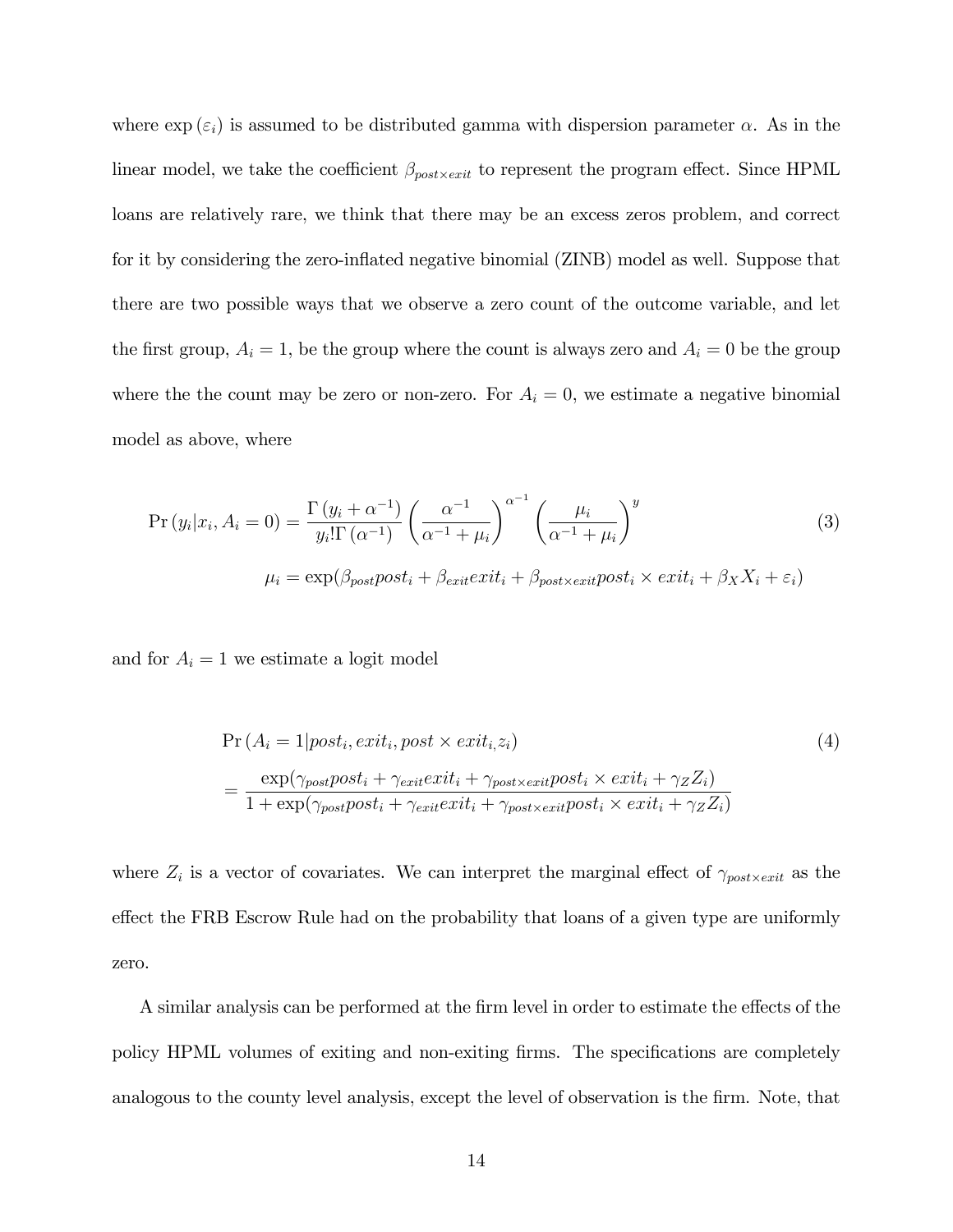where $\exp(\varepsilon_i)$ is assumed to be distributed gamma with dispersion parameter $\alpha$. As in the linear model, we take the coefficient $\beta_{post \times exit}$ to represent the program effect. Since HPML loans are relatively rare, we think that there may be an excess zeros problem, and correct for it by considering the zero-inflated negative binomial (ZINB) model as well. Suppose that there are two possible ways that we observe a zero count of the outcome variable, and let the first group, $A_i = 1$, be the group where the count is always zero and $A_i = 0$ be the group where the the count may be zero or non-zero. For $A_i = 0$, we estimate a negative binomial model as above, where

$$\Pr(y_i | x_i, A_i = 0) = \frac{\Gamma(y_i + \alpha^{-1})}{y_i! \Gamma(\alpha^{-1})} \left( \frac{\alpha^{-1}}{\alpha^{-1} + \mu_i} \right)^{\alpha^{-1}} \left( \frac{\mu_i}{\alpha^{-1} + \mu_i} \right)^{y} \tag{3}$$

$$\mu_i = \exp(\beta_{post} post_i + \beta_{exit} exit_i + \beta_{post \times exit} post_i \times exit_i + \beta_X X_i + \varepsilon_i)$$

and for $A_i = 1$ we estimate a logit model

$$\begin{aligned} &\Pr(A_i = 1 | post_i, exit_i, post \times exit_i, z_i) \\ &= \frac{\exp(\gamma_{post} post_i + \gamma_{exit} exit_i + \gamma_{post \times exit} post_i \times exit_i + \gamma_Z Z_i)}{1 + \exp(\gamma_{post} post_i + \gamma_{exit} exit_i + \gamma_{post \times exit} post_i \times exit_i + \gamma_Z Z_i)} \end{aligned} \tag{4}$$

where $Z_i$ is a vector of covariates. We can interpret the marginal effect of $\gamma_{post \times exit}$ as the effect the FRB Escrow Rule had on the probability that loans of a given type are uniformly zero.

A similar analysis can be performed at the firm level in order to estimate the effects of the policy HPML volumes of exiting and non-exiting firms. The specifications are completely analogous to the county level analysis, except the level of observation is the firm. Note, that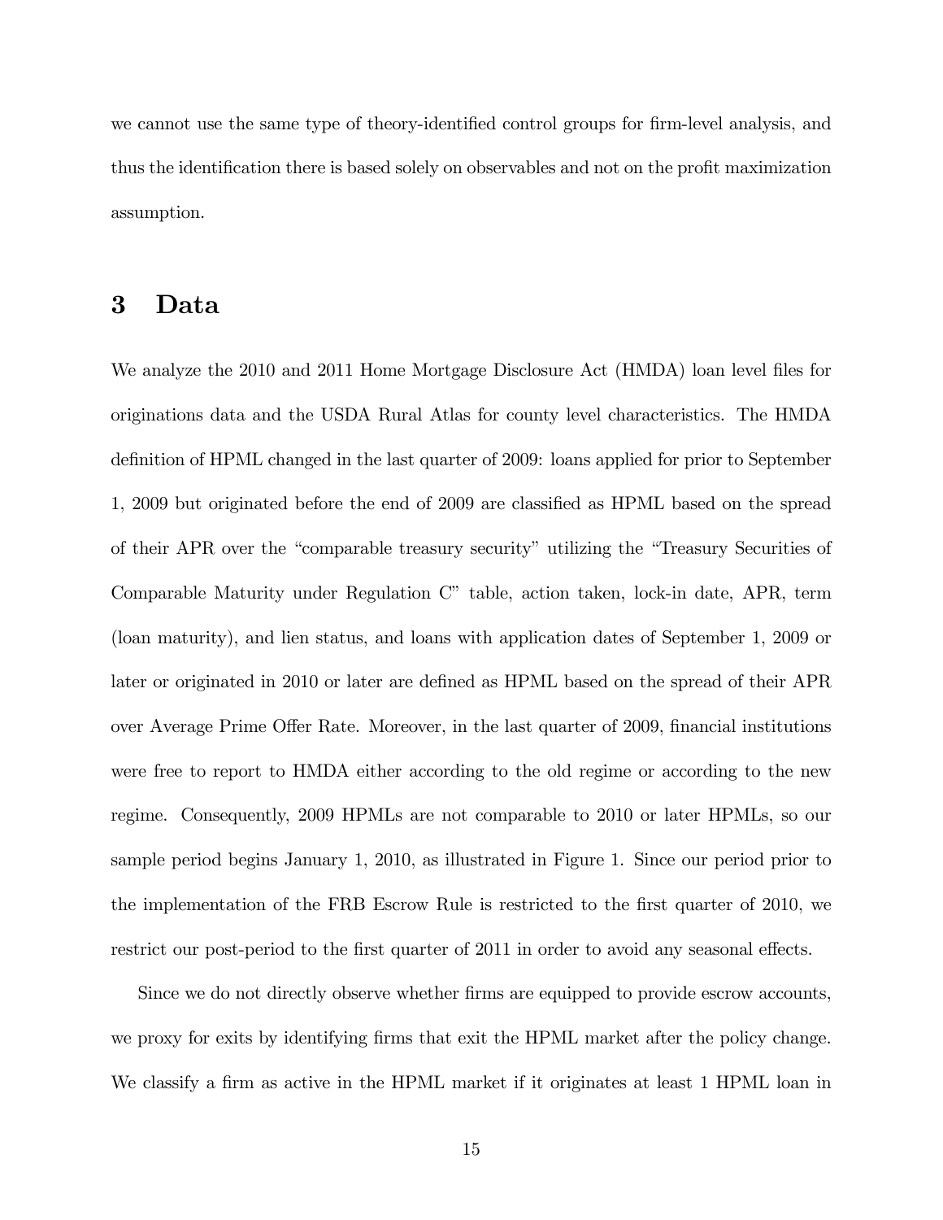we cannot use the same type of theory-identified control groups for firm-level analysis, and thus the identification there is based solely on observables and not on the profit maximization assumption.

# 3 Data

We analyze the 2010 and 2011 Home Mortgage Disclosure Act (HMDA) loan level files for originations data and the USDA Rural Atlas for county level characteristics. The HMDA definition of HPML changed in the last quarter of 2009: loans applied for prior to September 1, 2009 but originated before the end of 2009 are classified as HPML based on the spread of their APR over the "comparable treasury security" utilizing the "Treasury Securities of Comparable Maturity under Regulation C" table, action taken, lock-in date, APR, term (loan maturity), and lien status, and loans with application dates of September 1, 2009 or later or originated in 2010 or later are defined as HPML based on the spread of their APR over Average Prime Offer Rate. Moreover, in the last quarter of 2009, financial institutions were free to report to HMDA either according to the old regime or according to the new regime. Consequently, 2009 HPMLs are not comparable to 2010 or later HPMLs, so our sample period begins January 1, 2010, as illustrated in Figure 1. Since our period prior to the implementation of the FRB Escrow Rule is restricted to the first quarter of 2010, we restrict our post-period to the first quarter of 2011 in order to avoid any seasonal effects.

Since we do not directly observe whether firms are equipped to provide escrow accounts, we proxy for exits by identifying firms that exit the HPML market after the policy change. We classify a firm as active in the HPML market if it originates at least 1 HPML loan in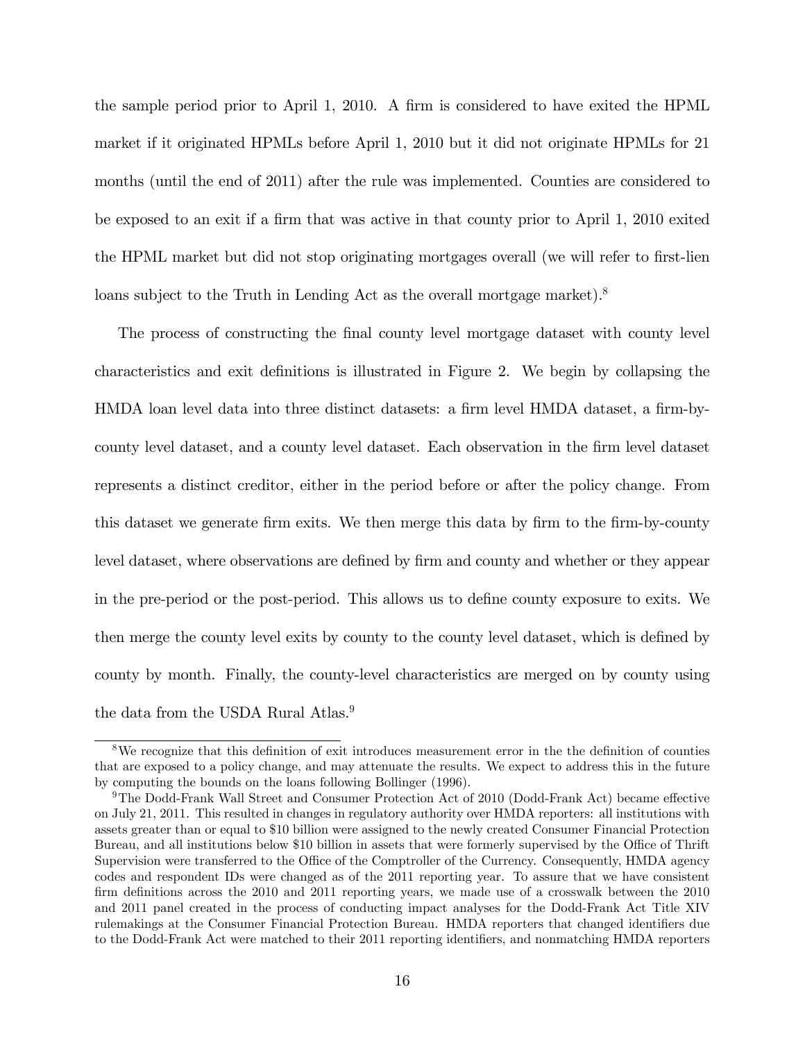the sample period prior to April 1, 2010. A firm is considered to have exited the HPML market if it originated HPMLs before April 1, 2010 but it did not originate HPMLs for 21 months (until the end of 2011) after the rule was implemented. Counties are considered to be exposed to an exit if a firm that was active in that county prior to April 1, 2010 exited the HPML market but did not stop originating mortgages overall (we will refer to first-lien loans subject to the Truth in Lending Act as the overall mortgage market).[8]

The process of constructing the final county level mortgage dataset with county level characteristics and exit definitions is illustrated in Figure 2. We begin by collapsing the HMDA loan level data into three distinct datasets: a firm level HMDA dataset, a firm-by-county level dataset, and a county level dataset. Each observation in the firm level dataset represents a distinct creditor, either in the period before or after the policy change. From this dataset we generate firm exits. We then merge this data by firm to the firm-by-county level dataset, where observations are defined by firm and county and whether or they appear in the pre-period or the post-period. This allows us to define county exposure to exits. We then merge the county level exits by county to the county level dataset, which is defined by county by month. Finally, the county-level characteristics are merged on by county using the data from the USDA Rural Atlas.[9]

[8] We recognize that this definition of exit introduces measurement error in the the definition of counties that are exposed to a policy change, and may attenuate the results. We expect to address this in the future by computing the bounds on the loans following Bollinger (1996).

[9] The Dodd-Frank Wall Street and Consumer Protection Act of 2010 (Dodd-Frank Act) became effective on July 21, 2011. This resulted in changes in regulatory authority over HMDA reporters: all institutions with assets greater than or equal to \$10 billion were assigned to the newly created Consumer Financial Protection Bureau, and all institutions below \$10 billion in assets that were formerly supervised by the Office of Thrift Supervision were transferred to the Office of the Comptroller of the Currency. Consequently, HMDA agency codes and respondent IDs were changed as of the 2011 reporting year. To assure that we have consistent firm definitions across the 2010 and 2011 reporting years, we made use of a crosswalk between the 2010 and 2011 panel created in the process of conducting impact analyses for the Dodd-Frank Act Title XIV rulemakings at the Consumer Financial Protection Bureau. HMDA reporters that changed identifiers due to the Dodd-Frank Act were matched to their 2011 reporting identifiers, and nonmatching HMDA reporters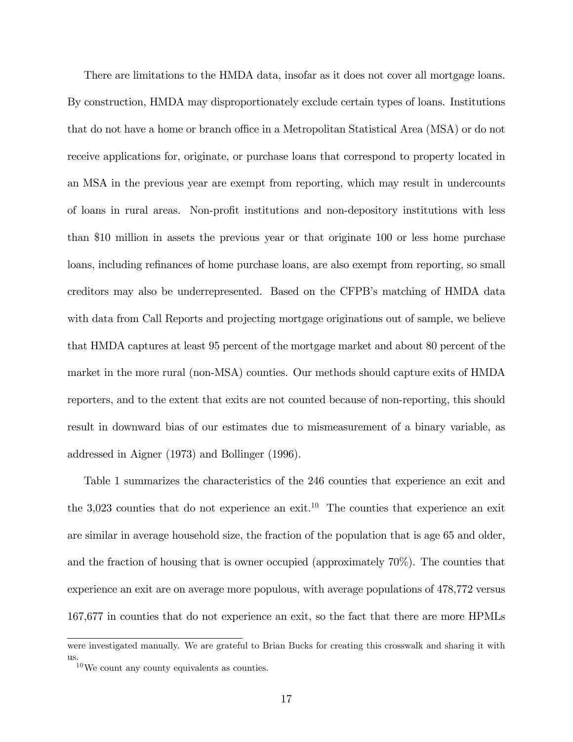There are limitations to the HMDA data, insofar as it does not cover all mortgage loans. By construction, HMDA may disproportionately exclude certain types of loans. Institutions that do not have a home or branch office in a Metropolitan Statistical Area (MSA) or do not receive applications for, originate, or purchase loans that correspond to property located in an MSA in the previous year are exempt from reporting, which may result in undercounts of loans in rural areas. Non-profit institutions and non-depository institutions with less than $10 million in assets the previous year or that originate 100 or less home purchase loans, including refinances of home purchase loans, are also exempt from reporting, so small creditors may also be underrepresented. Based on the CFPB's matching of HMDA data with data from Call Reports and projecting mortgage originations out of sample, we believe that HMDA captures at least 95 percent of the mortgage market and about 80 percent of the market in the more rural (non-MSA) counties. Our methods should capture exits of HMDA reporters, and to the extent that exits are not counted because of non-reporting, this should result in downward bias of our estimates due to mismeasurement of a binary variable, as addressed in Aigner (1973) and Bollinger (1996).

Table 1 summarizes the characteristics of the 246 counties that experience an exit and the 3,023 counties that do not experience an exit.[10] The counties that experience an exit are similar in average household size, the fraction of the population that is age 65 and older, and the fraction of housing that is owner occupied (approximately 70%). The counties that experience an exit are on average more populous, with average populations of 478,772 versus 167,677 in counties that do not experience an exit, so the fact that there are more HPMLs

were investigated manually. We are grateful to Brian Bucks for creating this crosswalk and sharing it with us.

[10] We count any county equivalents as counties.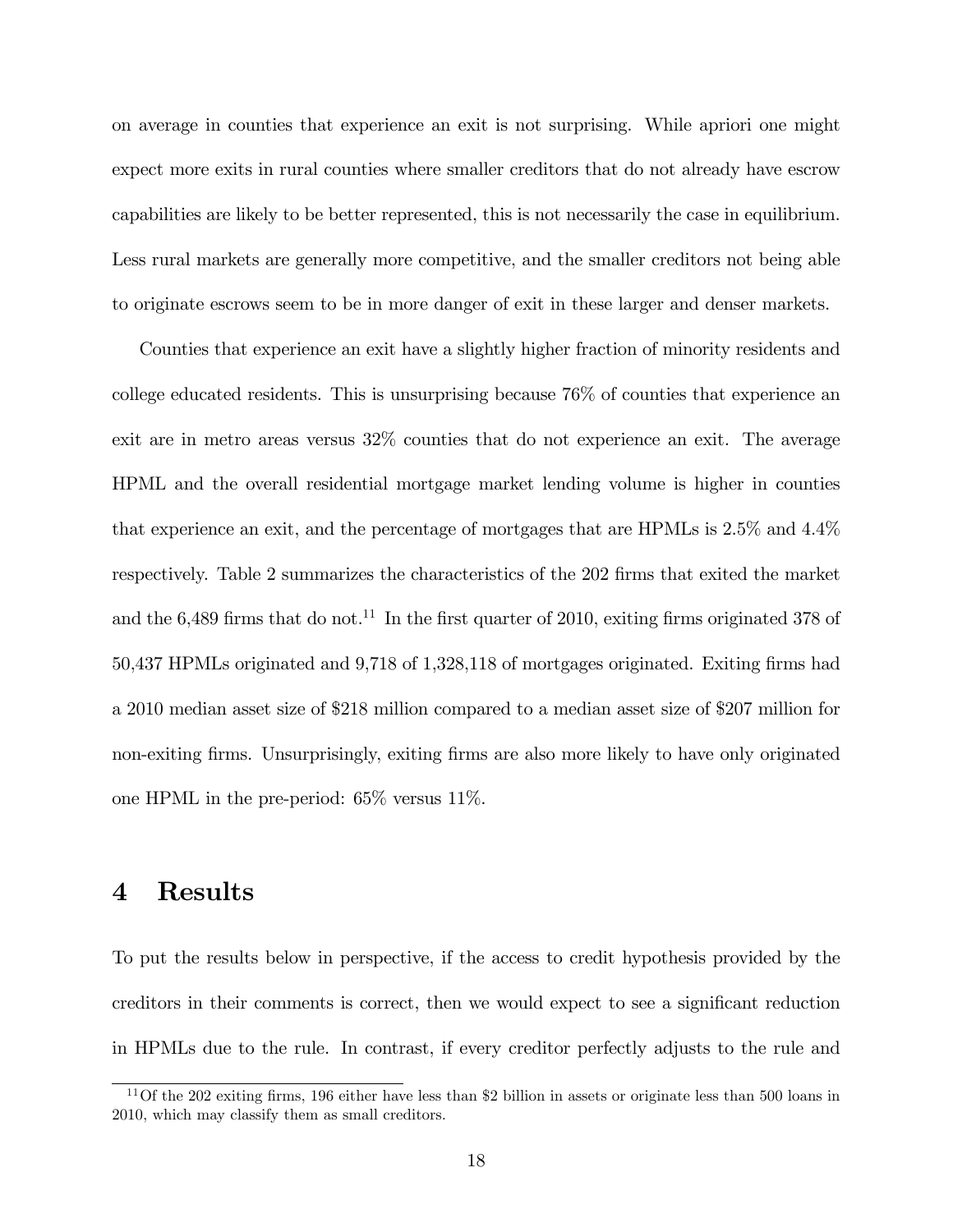on average in counties that experience an exit is not surprising. While apriori one might expect more exits in rural counties where smaller creditors that do not already have escrow capabilities are likely to be better represented, this is not necessarily the case in equilibrium. Less rural markets are generally more competitive, and the smaller creditors not being able to originate escrows seem to be in more danger of exit in these larger and denser markets.

Counties that experience an exit have a slightly higher fraction of minority residents and college educated residents. This is unsurprising because 76% of counties that experience an exit are in metro areas versus 32% counties that do not experience an exit. The average HPML and the overall residential mortgage market lending volume is higher in counties that experience an exit, and the percentage of mortgages that are HPMLs is 2.5% and 4.4% respectively. Table 2 summarizes the characteristics of the 202 firms that exited the market and the 6,489 firms that do not.[11] In the first quarter of 2010, exiting firms originated 378 of 50,437 HPMLs originated and 9,718 of 1,328,118 of mortgages originated. Exiting firms had a 2010 median asset size of $218 million compared to a median asset size of $207 million for non-exiting firms. Unsurprisingly, exiting firms are also more likely to have only originated one HPML in the pre-period: 65% versus 11%.

# 4 Results

To put the results below in perspective, if the access to credit hypothesis provided by the creditors in their comments is correct, then we would expect to see a significant reduction in HPMLs due to the rule. In contrast, if every creditor perfectly adjusts to the rule and

[11] Of the 202 exiting firms, 196 either have less than $2 billion in assets or originate less than 500 loans in 2010, which may classify them as small creditors.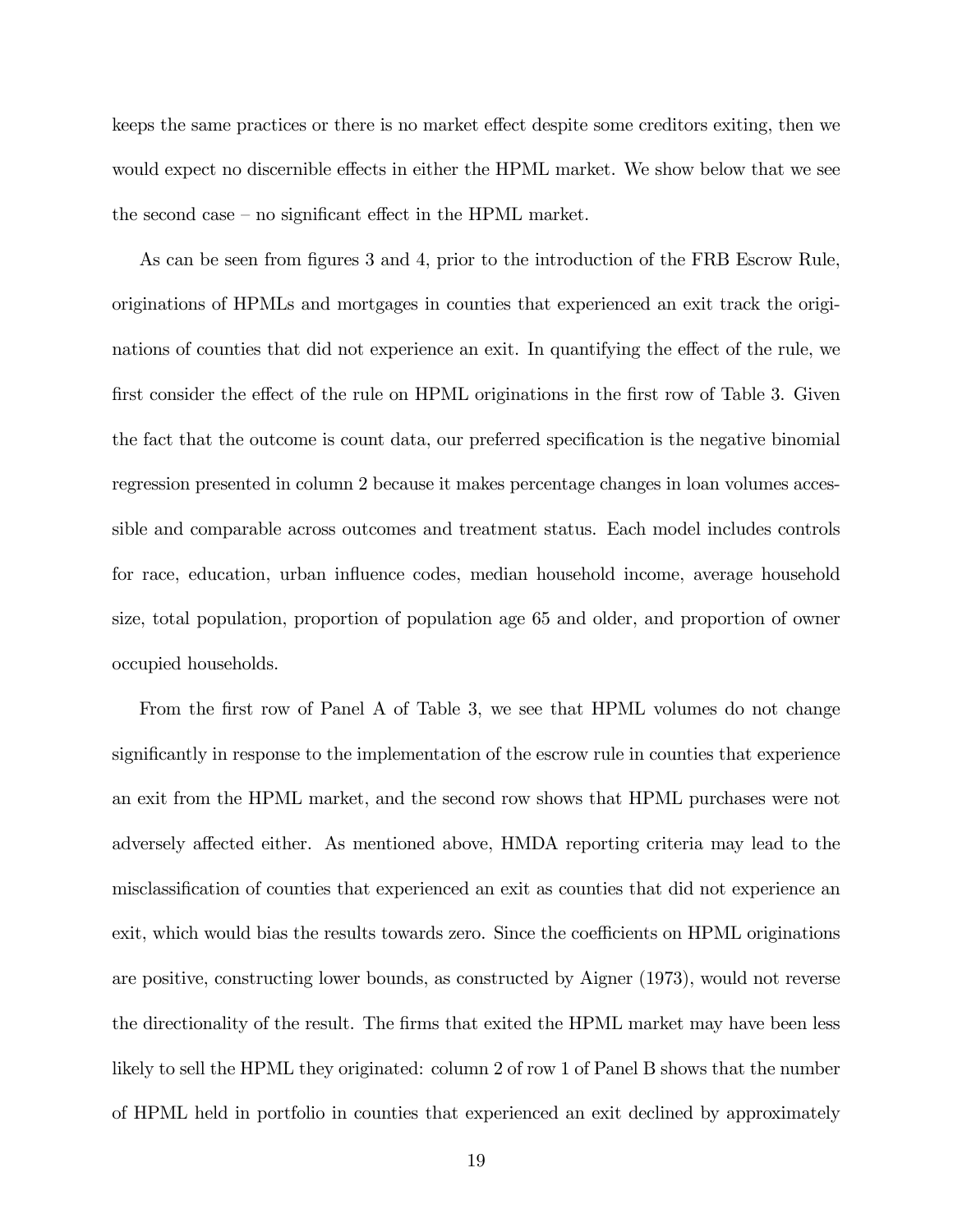keeps the same practices or there is no market effect despite some creditors exiting, then we would expect no discernible effects in either the HPML market. We show below that we see the second case – no significant effect in the HPML market.

As can be seen from figures 3 and 4, prior to the introduction of the FRB Escrow Rule, originations of HPMLs and mortgages in counties that experienced an exit track the originations of counties that did not experience an exit. In quantifying the effect of the rule, we first consider the effect of the rule on HPML originations in the first row of Table 3. Given the fact that the outcome is count data, our preferred specification is the negative binomial regression presented in column 2 because it makes percentage changes in loan volumes accessible and comparable across outcomes and treatment status. Each model includes controls for race, education, urban influence codes, median household income, average household size, total population, proportion of population age 65 and older, and proportion of owner occupied households.

From the first row of Panel A of Table 3, we see that HPML volumes do not change significantly in response to the implementation of the escrow rule in counties that experience an exit from the HPML market, and the second row shows that HPML purchases were not adversely affected either. As mentioned above, HMDA reporting criteria may lead to the misclassification of counties that experienced an exit as counties that did not experience an exit, which would bias the results towards zero. Since the coefficients on HPML originations are positive, constructing lower bounds, as constructed by Aigner (1973), would not reverse the directionality of the result. The firms that exited the HPML market may have been less likely to sell the HPML they originated: column 2 of row 1 of Panel B shows that the number of HPML held in portfolio in counties that experienced an exit declined by approximately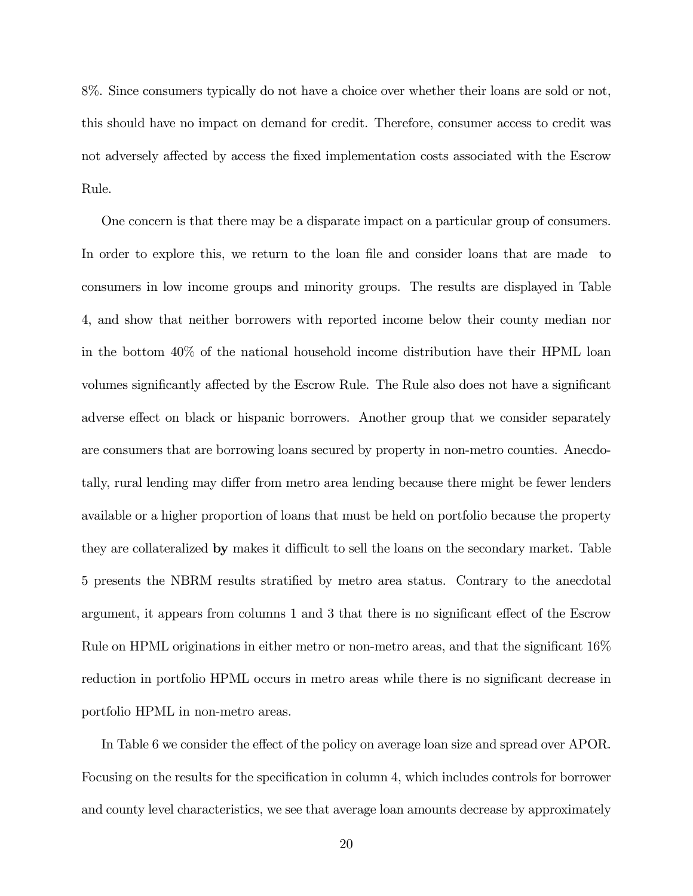8%. Since consumers typically do not have a choice over whether their loans are sold or not, this should have no impact on demand for credit. Therefore, consumer access to credit was not adversely affected by access the fixed implementation costs associated with the Escrow Rule.

One concern is that there may be a disparate impact on a particular group of consumers. In order to explore this, we return to the loan file and consider loans that are made to consumers in low income groups and minority groups. The results are displayed in Table 4, and show that neither borrowers with reported income below their county median nor in the bottom 40% of the national household income distribution have their HPML loan volumes significantly affected by the Escrow Rule. The Rule also does not have a significant adverse effect on black or hispanic borrowers. Another group that we consider separately are consumers that are borrowing loans secured by property in non-metro counties. Anecdotally, rural lending may differ from metro area lending because there might be fewer lenders available or a higher proportion of loans that must be held on portfolio because the property they are collateralized **by** makes it difficult to sell the loans on the secondary market. Table 5 presents the NBRM results stratified by metro area status. Contrary to the anecdotal argument, it appears from columns 1 and 3 that there is no significant effect of the Escrow Rule on HPML originations in either metro or non-metro areas, and that the significant 16% reduction in portfolio HPML occurs in metro areas while there is no significant decrease in portfolio HPML in non-metro areas.

In Table 6 we consider the effect of the policy on average loan size and spread over APOR. Focusing on the results for the specification in column 4, which includes controls for borrower and county level characteristics, we see that average loan amounts decrease by approximately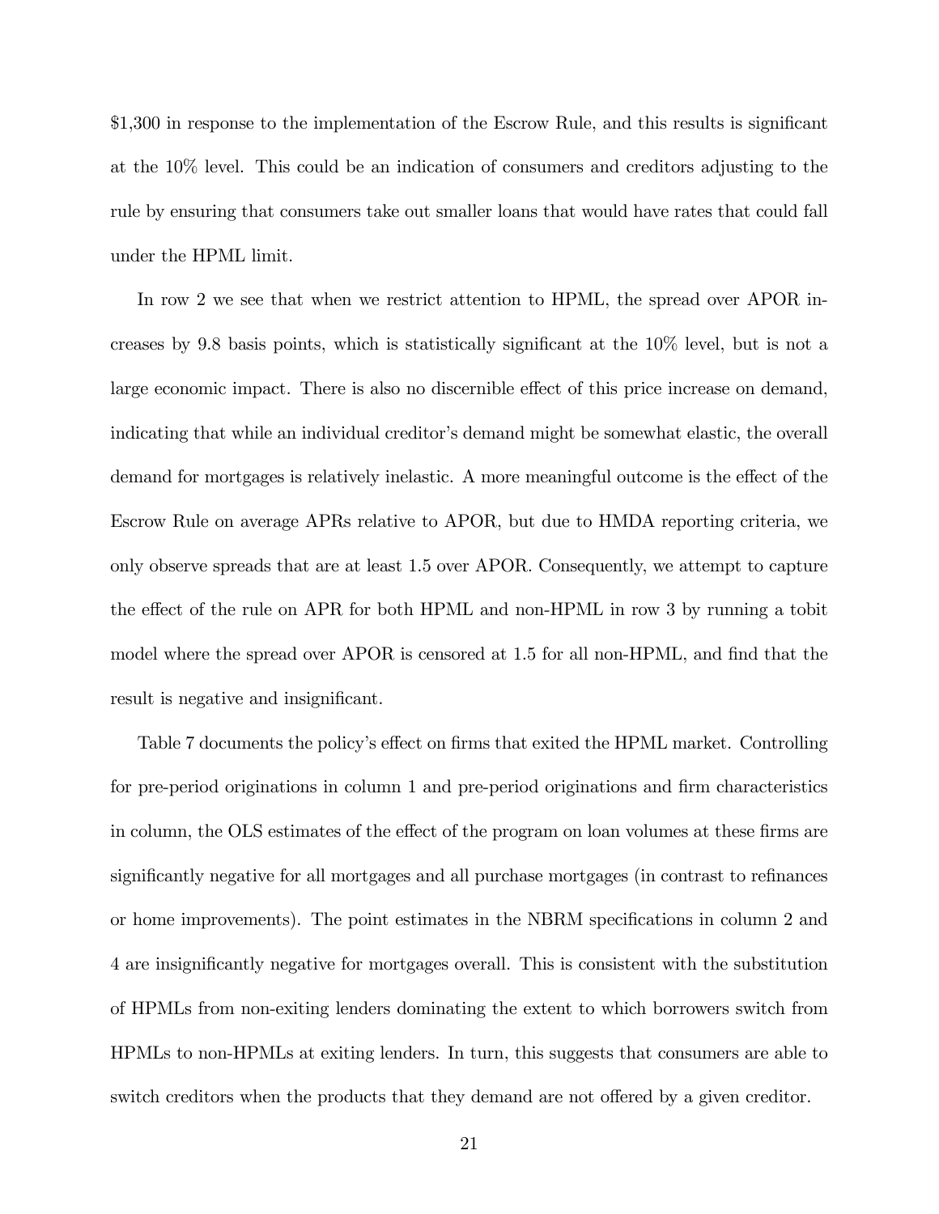\$1,300 in response to the implementation of the Escrow Rule, and this results is significant at the 10% level. This could be an indication of consumers and creditors adjusting to the rule by ensuring that consumers take out smaller loans that would have rates that could fall under the HPML limit.

In row 2 we see that when we restrict attention to HPML, the spread over APOR increases by 9.8 basis points, which is statistically significant at the 10% level, but is not a large economic impact. There is also no discernible effect of this price increase on demand, indicating that while an individual creditor's demand might be somewhat elastic, the overall demand for mortgages is relatively inelastic. A more meaningful outcome is the effect of the Escrow Rule on average APRs relative to APOR, but due to HMDA reporting criteria, we only observe spreads that are at least 1.5 over APOR. Consequently, we attempt to capture the effect of the rule on APR for both HPML and non-HPML in row 3 by running a tobit model where the spread over APOR is censored at 1.5 for all non-HPML, and find that the result is negative and insignificant.

Table 7 documents the policy's effect on firms that exited the HPML market. Controlling for pre-period originations in column 1 and pre-period originations and firm characteristics in column, the OLS estimates of the effect of the program on loan volumes at these firms are significantly negative for all mortgages and all purchase mortgages (in contrast to refinances or home improvements). The point estimates in the NBRM specifications in column 2 and 4 are insignificantly negative for mortgages overall. This is consistent with the substitution of HPMLs from non-exiting lenders dominating the extent to which borrowers switch from HPMLs to non-HPMLs at exiting lenders. In turn, this suggests that consumers are able to switch creditors when the products that they demand are not offered by a given creditor.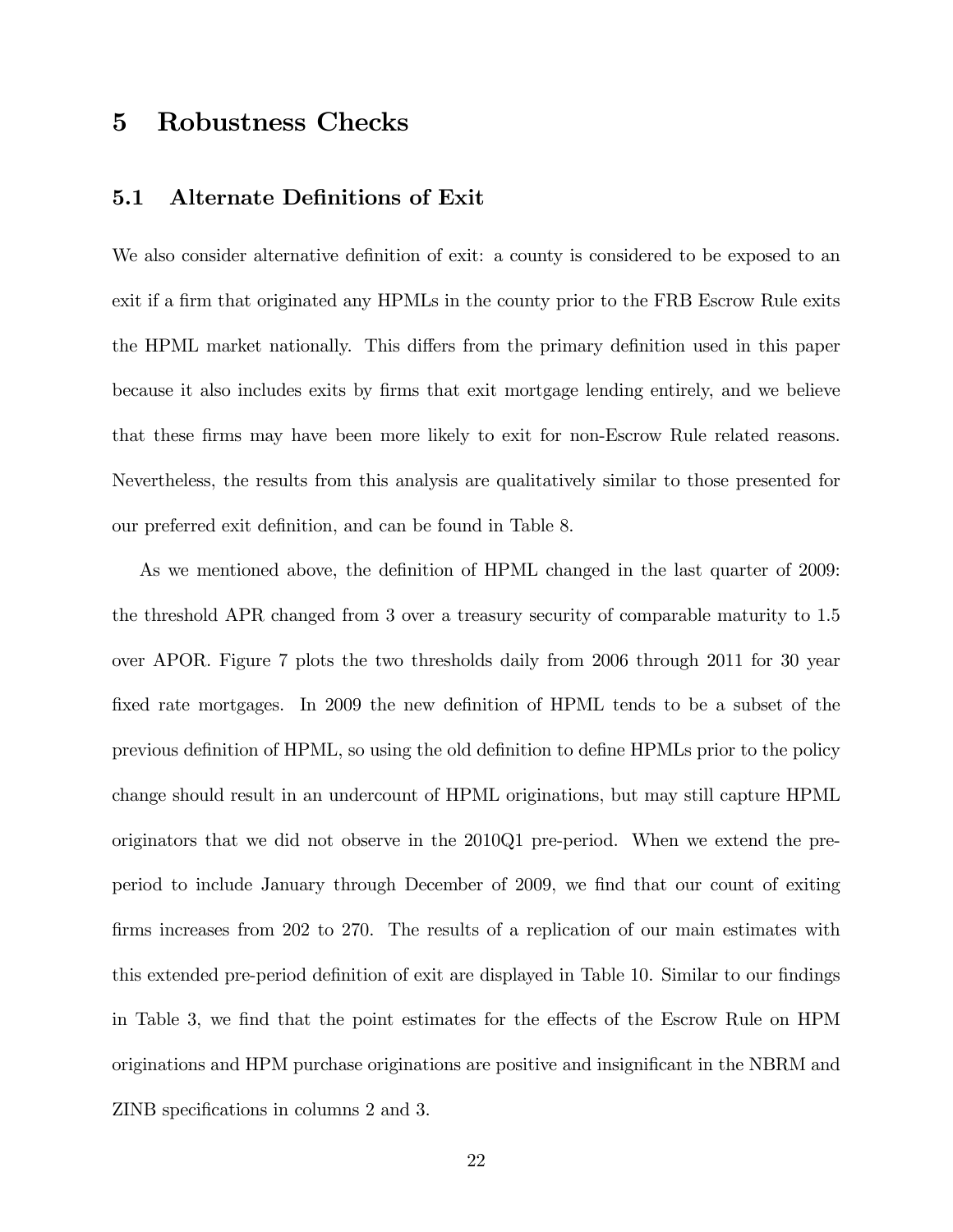# 5 Robustness Checks

## 5.1 Alternate Definitions of Exit

We also consider alternative definition of exit: a county is considered to be exposed to an exit if a firm that originated any HPMLs in the county prior to the FRB Escrow Rule exits the HPML market nationally. This differs from the primary definition used in this paper because it also includes exits by firms that exit mortgage lending entirely, and we believe that these firms may have been more likely to exit for non-Escrow Rule related reasons. Nevertheless, the results from this analysis are qualitatively similar to those presented for our preferred exit definition, and can be found in Table 8.

As we mentioned above, the definition of HPML changed in the last quarter of 2009: the threshold APR changed from 3 over a treasury security of comparable maturity to 1.5 over APOR. Figure 7 plots the two thresholds daily from 2006 through 2011 for 30 year fixed rate mortgages. In 2009 the new definition of HPML tends to be a subset of the previous definition of HPML, so using the old definition to define HPMLs prior to the policy change should result in an undercount of HPML originations, but may still capture HPML originators that we did not observe in the 2010Q1 pre-period. When we extend the pre-period to include January through December of 2009, we find that our count of exiting firms increases from 202 to 270. The results of a replication of our main estimates with this extended pre-period definition of exit are displayed in Table 10. Similar to our findings in Table 3, we find that the point estimates for the effects of the Escrow Rule on HPM originations and HPM purchase originations are positive and insignificant in the NBRM and ZINB specifications in columns 2 and 3.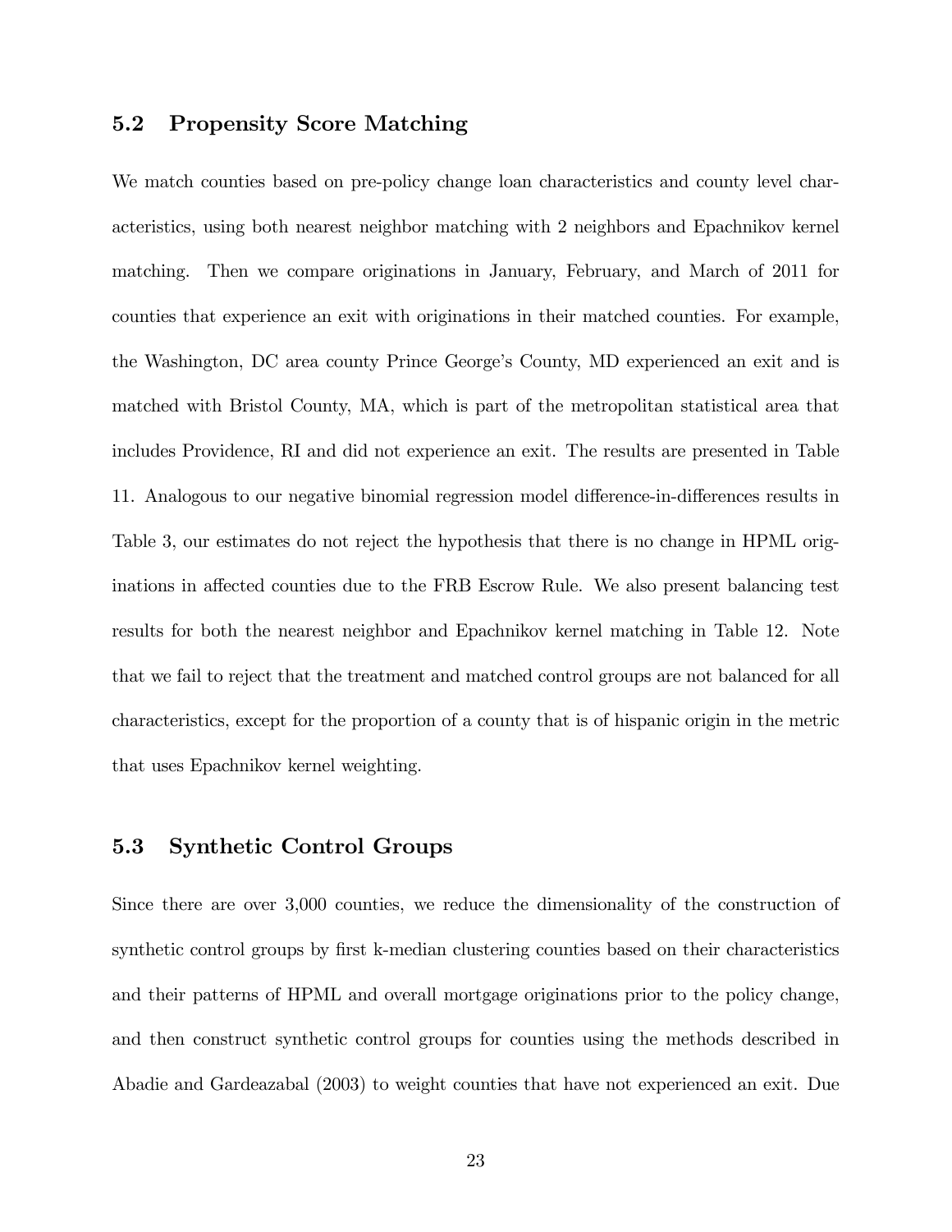## 5.2 Propensity Score Matching

We match counties based on pre-policy change loan characteristics and county level characteristics, using both nearest neighbor matching with 2 neighbors and Epachnikov kernel matching. Then we compare originations in January, February, and March of 2011 for counties that experience an exit with originations in their matched counties. For example, the Washington, DC area county Prince George's County, MD experienced an exit and is matched with Bristol County, MA, which is part of the metropolitan statistical area that includes Providence, RI and did not experience an exit. The results are presented in Table 11. Analogous to our negative binomial regression model difference-in-differences results in Table 3, our estimates do not reject the hypothesis that there is no change in HPML originations in affected counties due to the FRB Escrow Rule. We also present balancing test results for both the nearest neighbor and Epachnikov kernel matching in Table 12. Note that we fail to reject that the treatment and matched control groups are not balanced for all characteristics, except for the proportion of a county that is of hispanic origin in the metric that uses Epachnikov kernel weighting.

## 5.3 Synthetic Control Groups

Since there are over 3,000 counties, we reduce the dimensionality of the construction of synthetic control groups by first k-median clustering counties based on their characteristics and their patterns of HPML and overall mortgage originations prior to the policy change, and then construct synthetic control groups for counties using the methods described in Abadie and Gardeazabal (2003) to weight counties that have not experienced an exit. Due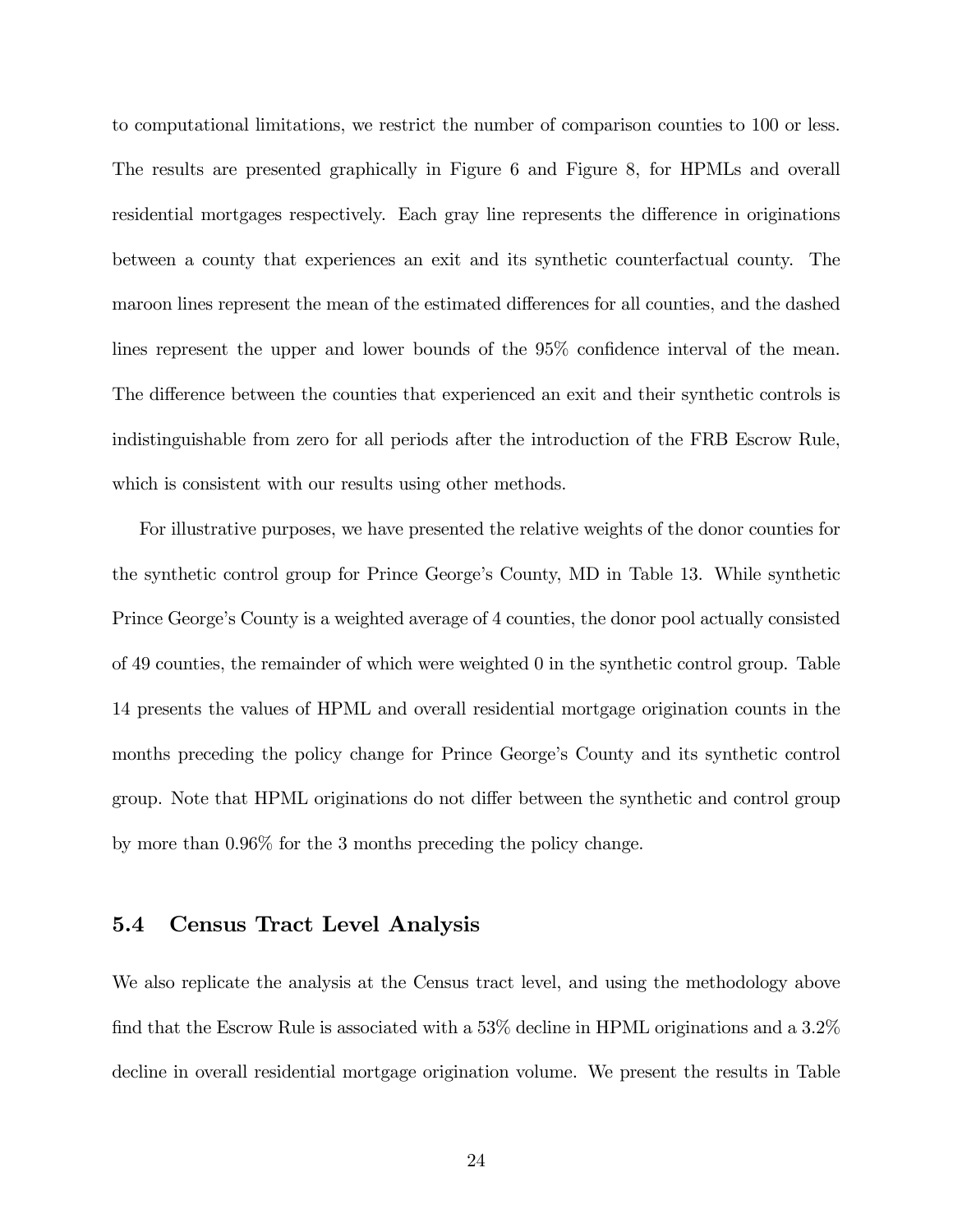to computational limitations, we restrict the number of comparison counties to 100 or less. The results are presented graphically in Figure 6 and Figure 8, for HPMLs and overall residential mortgages respectively. Each gray line represents the difference in originations between a county that experiences an exit and its synthetic counterfactual county. The maroon lines represent the mean of the estimated differences for all counties, and the dashed lines represent the upper and lower bounds of the 95% confidence interval of the mean. The difference between the counties that experienced an exit and their synthetic controls is indistinguishable from zero for all periods after the introduction of the FRB Escrow Rule, which is consistent with our results using other methods.

For illustrative purposes, we have presented the relative weights of the donor counties for the synthetic control group for Prince George's County, MD in Table 13. While synthetic Prince George's County is a weighted average of 4 counties, the donor pool actually consisted of 49 counties, the remainder of which were weighted 0 in the synthetic control group. Table 14 presents the values of HPML and overall residential mortgage origination counts in the months preceding the policy change for Prince George's County and its synthetic control group. Note that HPML originations do not differ between the synthetic and control group by more than 0.96% for the 3 months preceding the policy change.

## 5.4 Census Tract Level Analysis

We also replicate the analysis at the Census tract level, and using the methodology above find that the Escrow Rule is associated with a 53% decline in HPML originations and a 3.2% decline in overall residential mortgage origination volume. We present the results in Table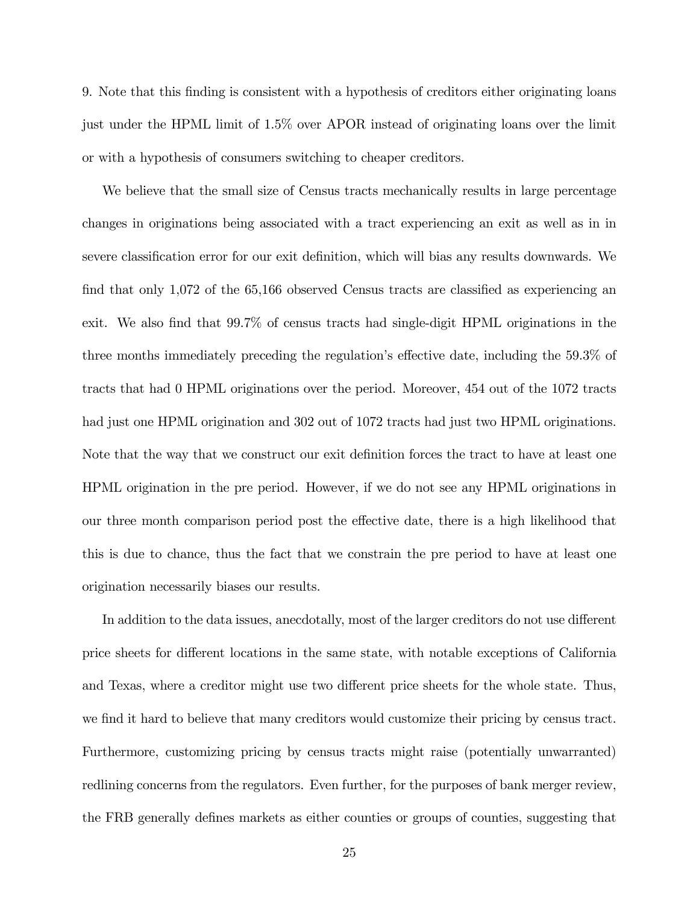9. Note that this finding is consistent with a hypothesis of creditors either originating loans just under the HPML limit of 1.5% over APOR instead of originating loans over the limit or with a hypothesis of consumers switching to cheaper creditors.

We believe that the small size of Census tracts mechanically results in large percentage changes in originations being associated with a tract experiencing an exit as well as in in severe classification error for our exit definition, which will bias any results downwards. We find that only 1,072 of the 65,166 observed Census tracts are classified as experiencing an exit. We also find that 99.7% of census tracts had single-digit HPML originations in the three months immediately preceding the regulation's effective date, including the 59.3% of tracts that had 0 HPML originations over the period. Moreover, 454 out of the 1072 tracts had just one HPML origination and 302 out of 1072 tracts had just two HPML originations. Note that the way that we construct our exit definition forces the tract to have at least one HPML origination in the pre period. However, if we do not see any HPML originations in our three month comparison period post the effective date, there is a high likelihood that this is due to chance, thus the fact that we constrain the pre period to have at least one origination necessarily biases our results.

In addition to the data issues, anecdotally, most of the larger creditors do not use different price sheets for different locations in the same state, with notable exceptions of California and Texas, where a creditor might use two different price sheets for the whole state. Thus, we find it hard to believe that many creditors would customize their pricing by census tract. Furthermore, customizing pricing by census tracts might raise (potentially unwarranted) redlining concerns from the regulators. Even further, for the purposes of bank merger review, the FRB generally defines markets as either counties or groups of counties, suggesting that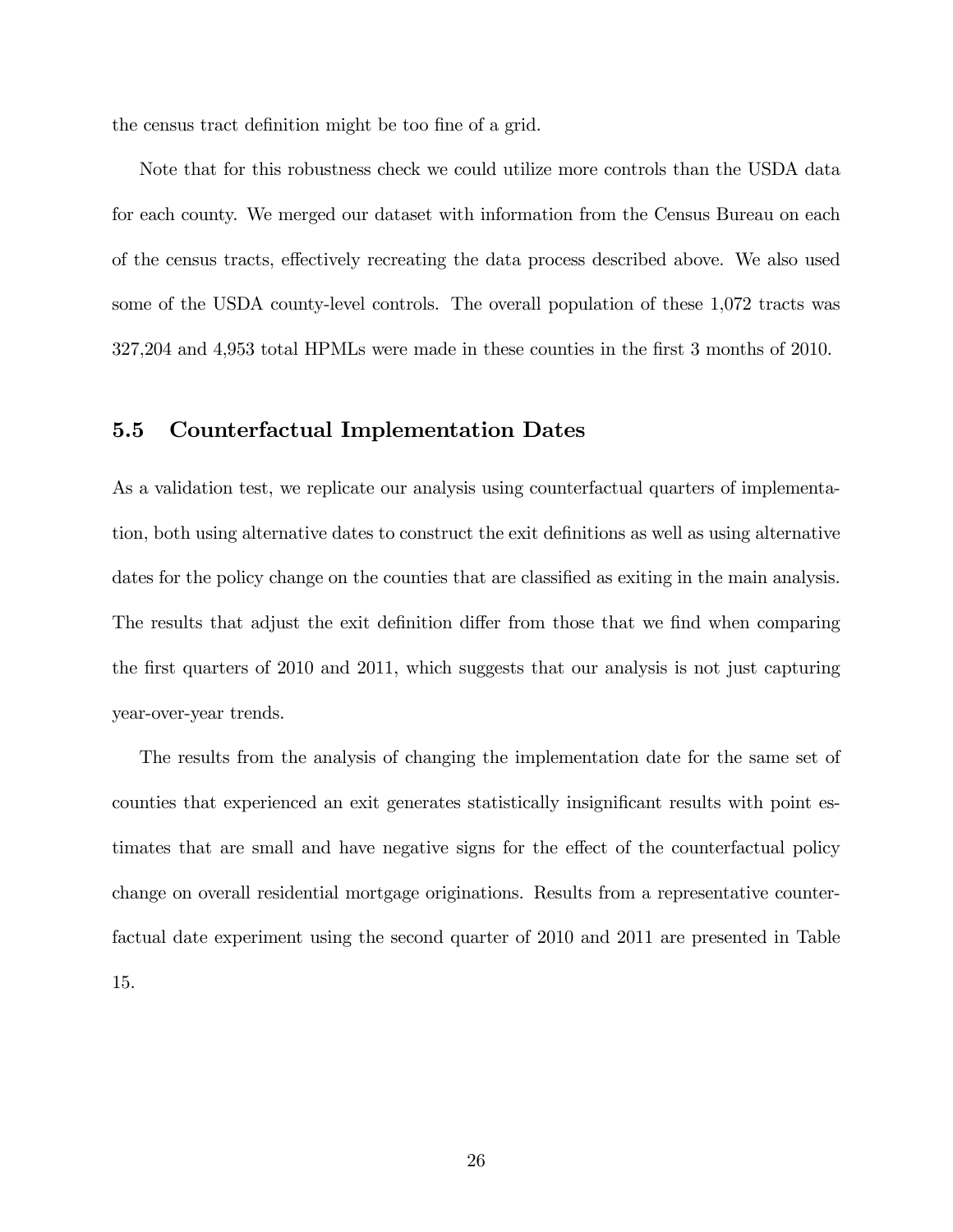the census tract definition might be too fine of a grid.

Note that for this robustness check we could utilize more controls than the USDA data for each county. We merged our dataset with information from the Census Bureau on each of the census tracts, effectively recreating the data process described above. We also used some of the USDA county-level controls. The overall population of these 1,072 tracts was 327,204 and 4,953 total HPMLs were made in these counties in the first 3 months of 2010.

### 5.5 Counterfactual Implementation Dates

As a validation test, we replicate our analysis using counterfactual quarters of implementation, both using alternative dates to construct the exit definitions as well as using alternative dates for the policy change on the counties that are classified as exiting in the main analysis. The results that adjust the exit definition differ from those that we find when comparing the first quarters of 2010 and 2011, which suggests that our analysis is not just capturing year-over-year trends.

The results from the analysis of changing the implementation date for the same set of counties that experienced an exit generates statistically insignificant results with point estimates that are small and have negative signs for the effect of the counterfactual policy change on overall residential mortgage originations. Results from a representative counterfactual date experiment using the second quarter of 2010 and 2011 are presented in Table 15.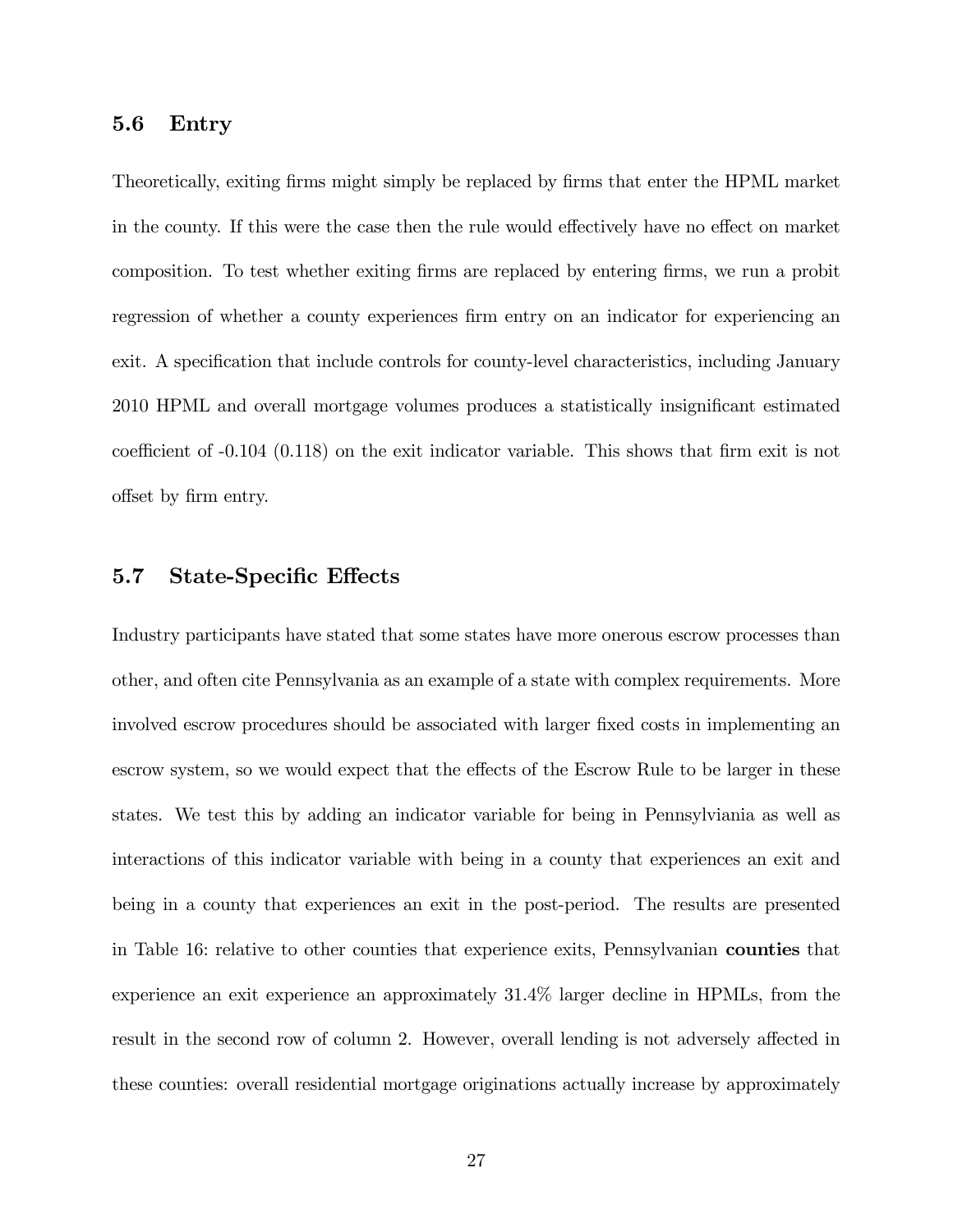## 5.6 Entry

Theoretically, exiting firms might simply be replaced by firms that enter the HPML market in the county. If this were the case then the rule would effectively have no effect on market composition. To test whether exiting firms are replaced by entering firms, we run a probit regression of whether a county experiences firm entry on an indicator for experiencing an exit. A specification that include controls for county-level characteristics, including January 2010 HPML and overall mortgage volumes produces a statistically insignificant estimated coefficient of -0.104 (0.118) on the exit indicator variable. This shows that firm exit is not offset by firm entry.

## 5.7 State-Specific Effects

Industry participants have stated that some states have more onerous escrow processes than other, and often cite Pennsylvania as an example of a state with complex requirements. More involved escrow procedures should be associated with larger fixed costs in implementing an escrow system, so we would expect that the effects of the Escrow Rule to be larger in these states. We test this by adding an indicator variable for being in Pennsylviania as well as interactions of this indicator variable with being in a county that experiences an exit and being in a county that experiences an exit in the post-period. The results are presented in Table 16: relative to other counties that experience exits, Pennsylvanian **counties** that experience an exit experience an approximately 31.4% larger decline in HPMLs, from the result in the second row of column 2. However, overall lending is not adversely affected in these counties: overall residential mortgage originations actually increase by approximately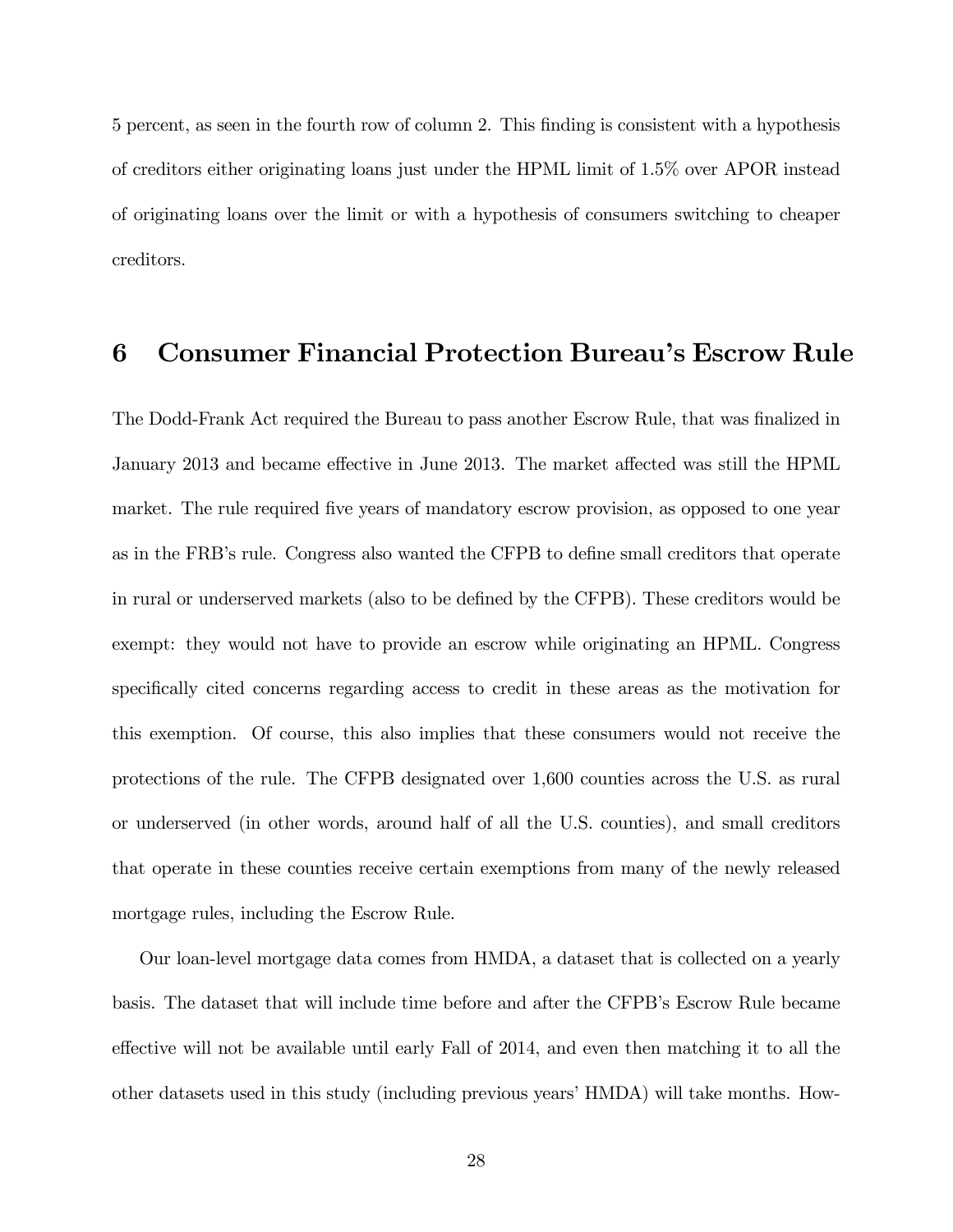5 percent, as seen in the fourth row of column 2. This finding is consistent with a hypothesis of creditors either originating loans just under the HPML limit of 1.5% over APOR instead of originating loans over the limit or with a hypothesis of consumers switching to cheaper creditors.

# 6 Consumer Financial Protection Bureau's Escrow Rule

The Dodd-Frank Act required the Bureau to pass another Escrow Rule, that was finalized in January 2013 and became effective in June 2013. The market affected was still the HPML market. The rule required five years of mandatory escrow provision, as opposed to one year as in the FRB's rule. Congress also wanted the CFPB to define small creditors that operate in rural or underserved markets (also to be defined by the CFPB). These creditors would be exempt: they would not have to provide an escrow while originating an HPML. Congress specifically cited concerns regarding access to credit in these areas as the motivation for this exemption. Of course, this also implies that these consumers would not receive the protections of the rule. The CFPB designated over 1,600 counties across the U.S. as rural or underserved (in other words, around half of all the U.S. counties), and small creditors that operate in these counties receive certain exemptions from many of the newly released mortgage rules, including the Escrow Rule.

Our loan-level mortgage data comes from HMDA, a dataset that is collected on a yearly basis. The dataset that will include time before and after the CFPB's Escrow Rule became effective will not be available until early Fall of 2014, and even then matching it to all the other datasets used in this study (including previous years' HMDA) will take months. How-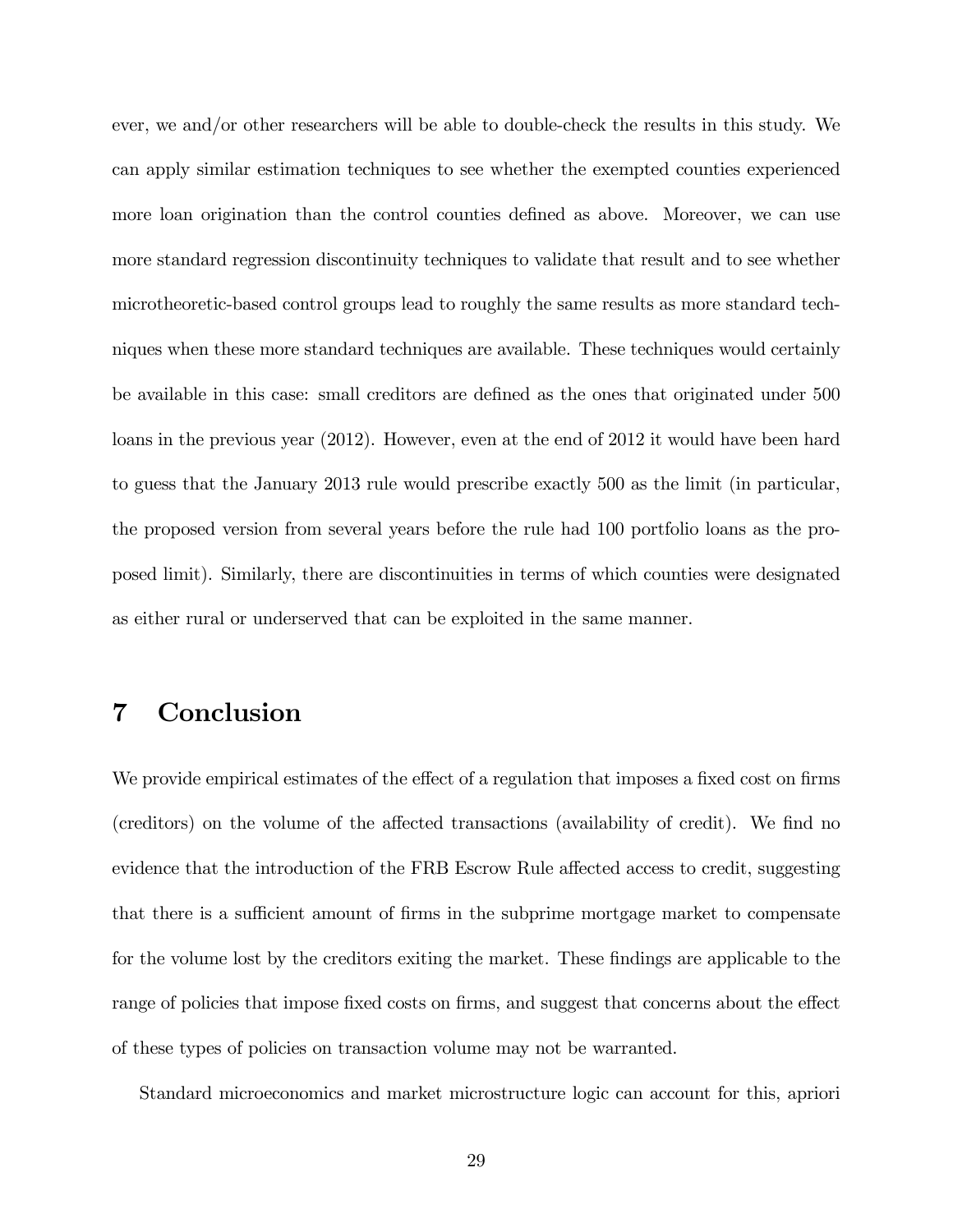ever, we and/or other researchers will be able to double-check the results in this study. We can apply similar estimation techniques to see whether the exempted counties experienced more loan origination than the control counties defined as above. Moreover, we can use more standard regression discontinuity techniques to validate that result and to see whether microtheoretic-based control groups lead to roughly the same results as more standard techniques when these more standard techniques are available. These techniques would certainly be available in this case: small creditors are defined as the ones that originated under 500 loans in the previous year (2012). However, even at the end of 2012 it would have been hard to guess that the January 2013 rule would prescribe exactly 500 as the limit (in particular, the proposed version from several years before the rule had 100 portfolio loans as the proposed limit). Similarly, there are discontinuities in terms of which counties were designated as either rural or underserved that can be exploited in the same manner.

# 7 Conclusion

We provide empirical estimates of the effect of a regulation that imposes a fixed cost on firms (creditors) on the volume of the affected transactions (availability of credit). We find no evidence that the introduction of the FRB Escrow Rule affected access to credit, suggesting that there is a sufficient amount of firms in the subprime mortgage market to compensate for the volume lost by the creditors exiting the market. These findings are applicable to the range of policies that impose fixed costs on firms, and suggest that concerns about the effect of these types of policies on transaction volume may not be warranted.

Standard microeconomics and market microstructure logic can account for this, apriori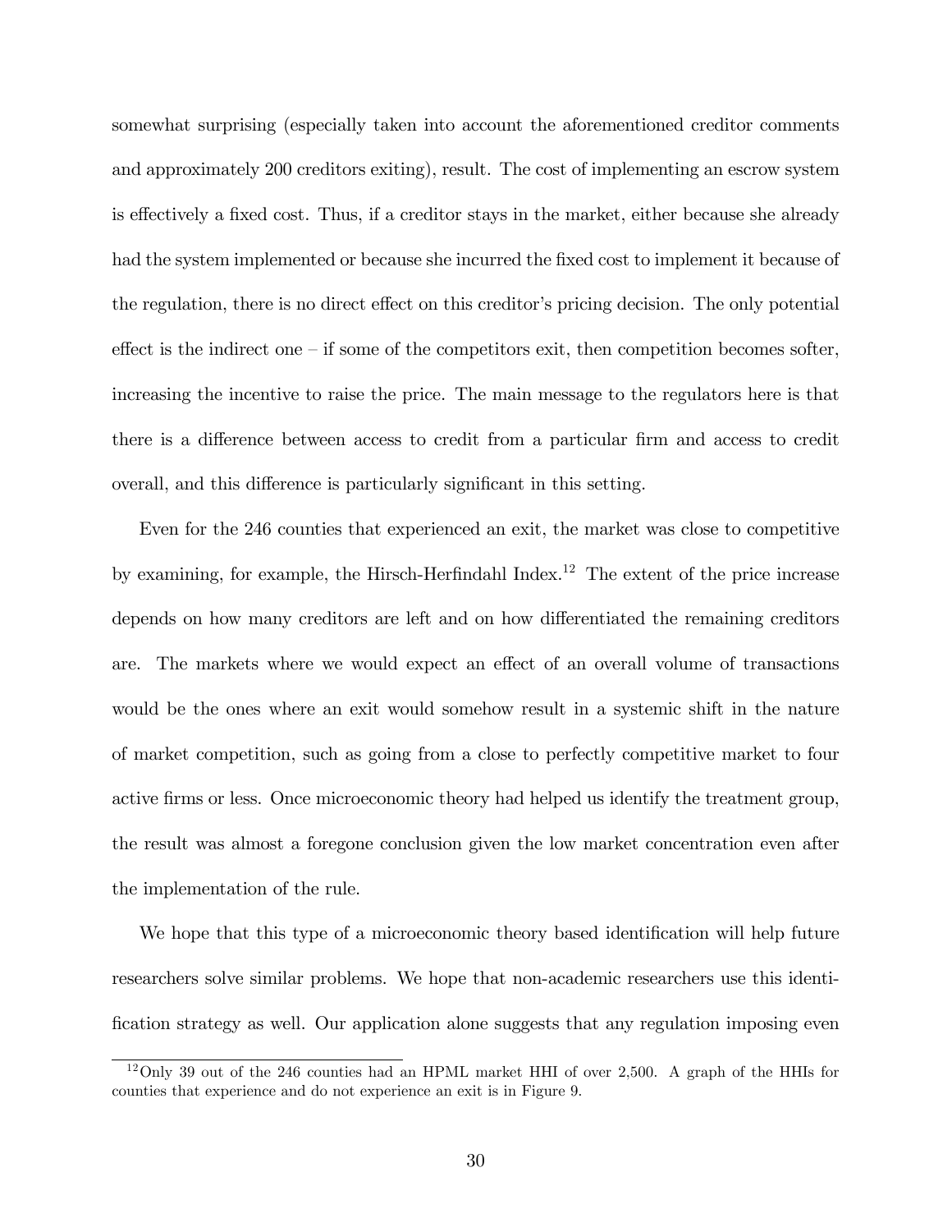somewhat surprising (especially taken into account the aforementioned creditor comments and approximately 200 creditors exiting), result. The cost of implementing an escrow system is effectively a fixed cost. Thus, if a creditor stays in the market, either because she already had the system implemented or because she incurred the fixed cost to implement it because of the regulation, there is no direct effect on this creditor's pricing decision. The only potential effect is the indirect one – if some of the competitors exit, then competition becomes softer, increasing the incentive to raise the price. The main message to the regulators here is that there is a difference between access to credit from a particular firm and access to credit overall, and this difference is particularly significant in this setting.

Even for the 246 counties that experienced an exit, the market was close to competitive by examining, for example, the Hirsch-Herfindahl Index.[12] The extent of the price increase depends on how many creditors are left and on how differentiated the remaining creditors are. The markets where we would expect an effect of an overall volume of transactions would be the ones where an exit would somehow result in a systemic shift in the nature of market competition, such as going from a close to perfectly competitive market to four active firms or less. Once microeconomic theory had helped us identify the treatment group, the result was almost a foregone conclusion given the low market concentration even after the implementation of the rule.

We hope that this type of a microeconomic theory based identification will help future researchers solve similar problems. We hope that non-academic researchers use this identification strategy as well. Our application alone suggests that any regulation imposing even

[12] Only 39 out of the 246 counties had an HPML market HHI of over 2,500. A graph of the HHIs for counties that experience and do not experience an exit is in Figure 9.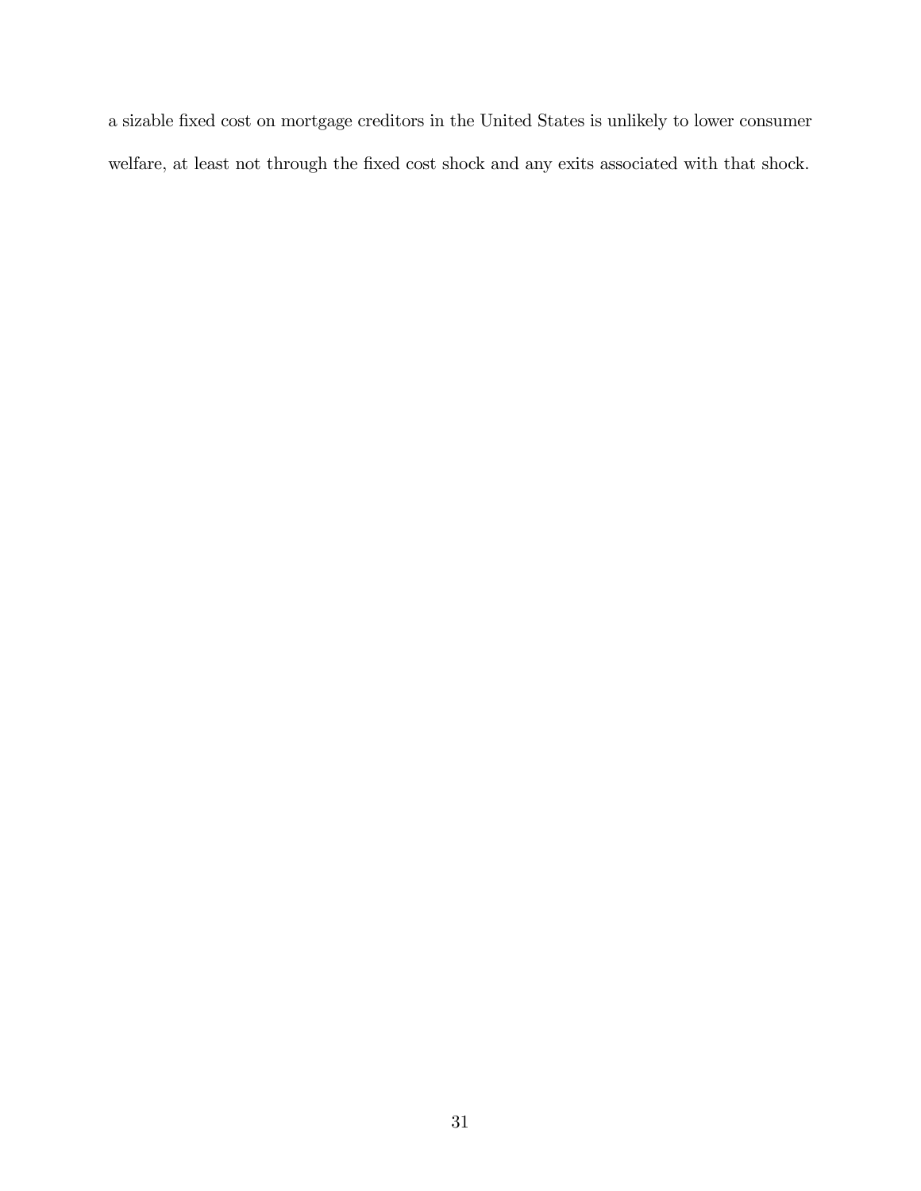a sizable fixed cost on mortgage creditors in the United States is unlikely to lower consumer welfare, at least not through the fixed cost shock and any exits associated with that shock.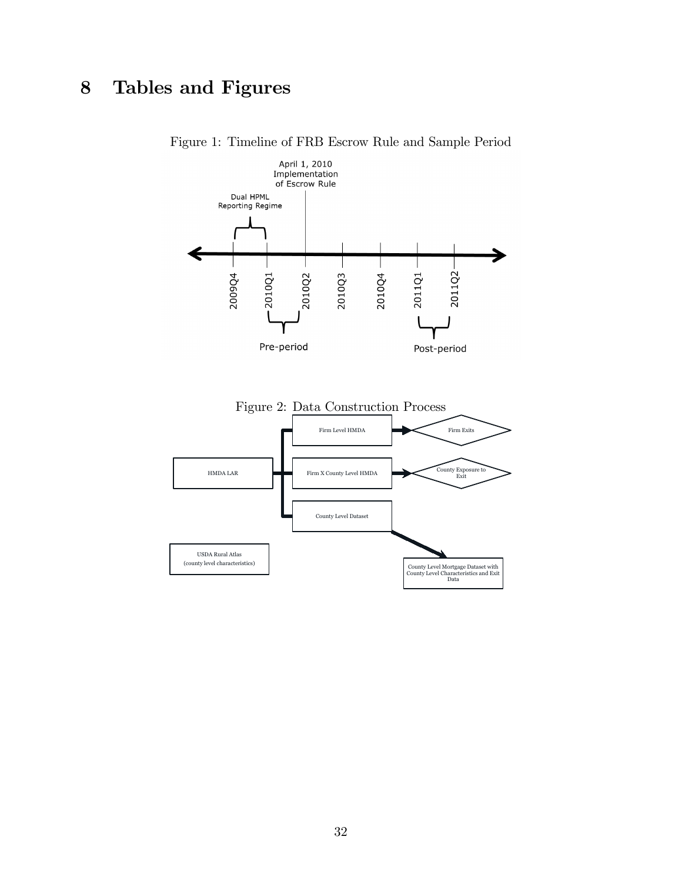# 8 Tables and Figures

Figure 1: Timeline of FRB Escrow Rule and Sample Period

Figure 2: Data Construction Process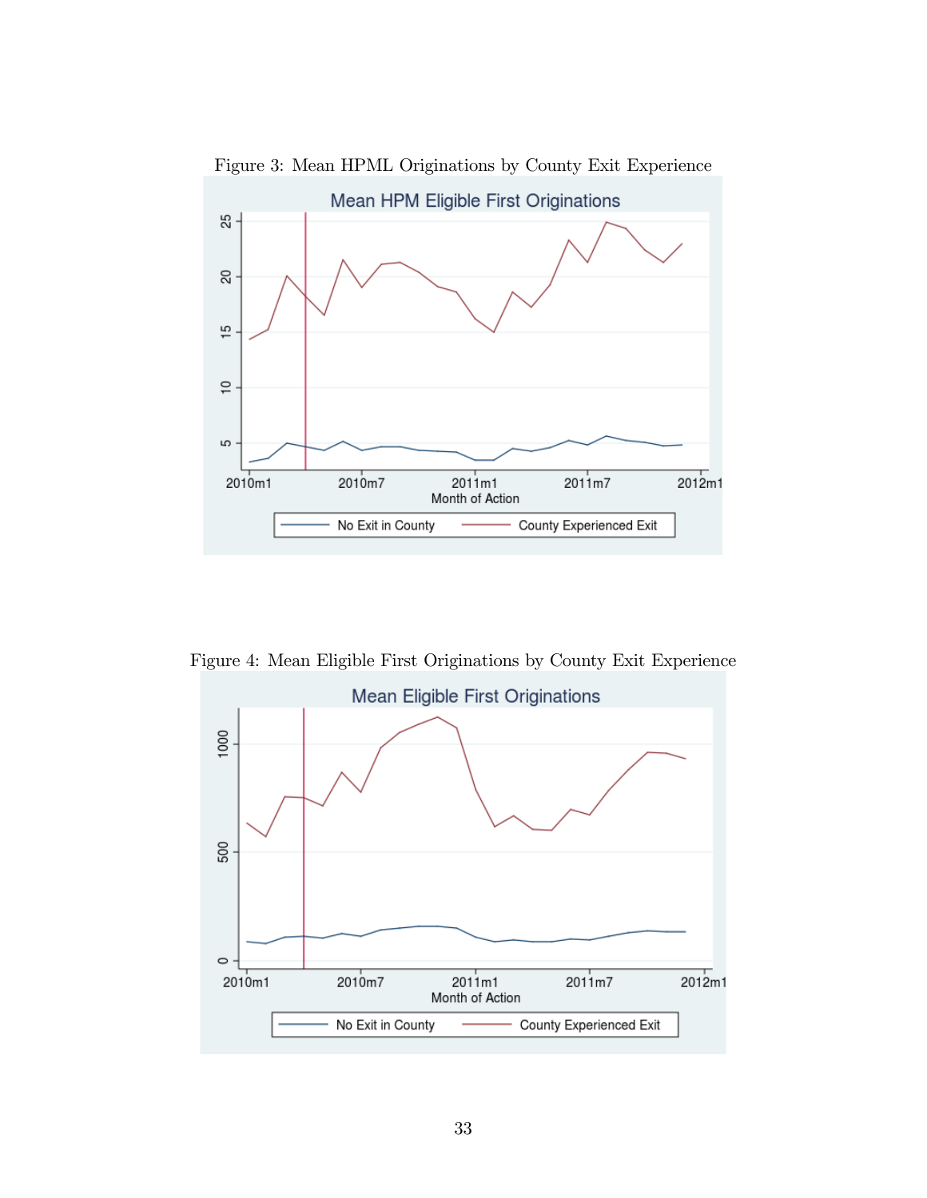Figure 3: Mean HPML Originations by County Exit Experience

Figure 4: Mean Eligible First Originations by County Exit Experience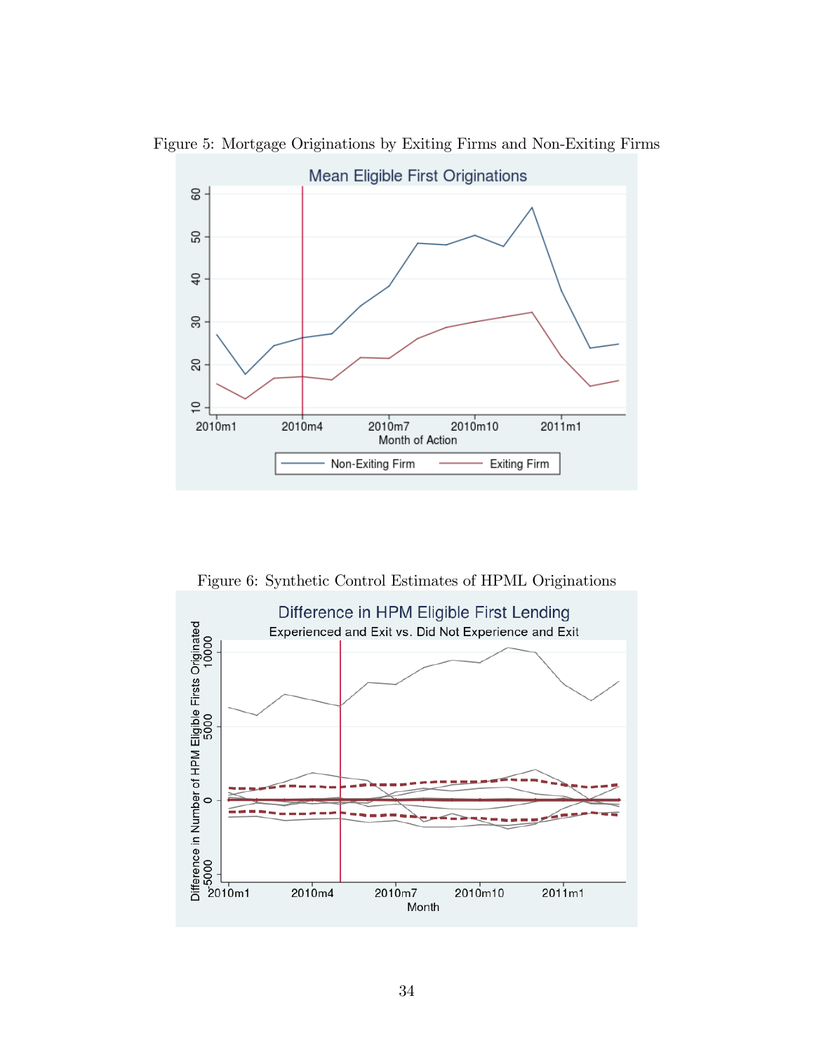Figure 5: Mortgage Originations by Exiting Firms and Non-Exiting Firms

Figure 6: Synthetic Control Estimates of HPML Originations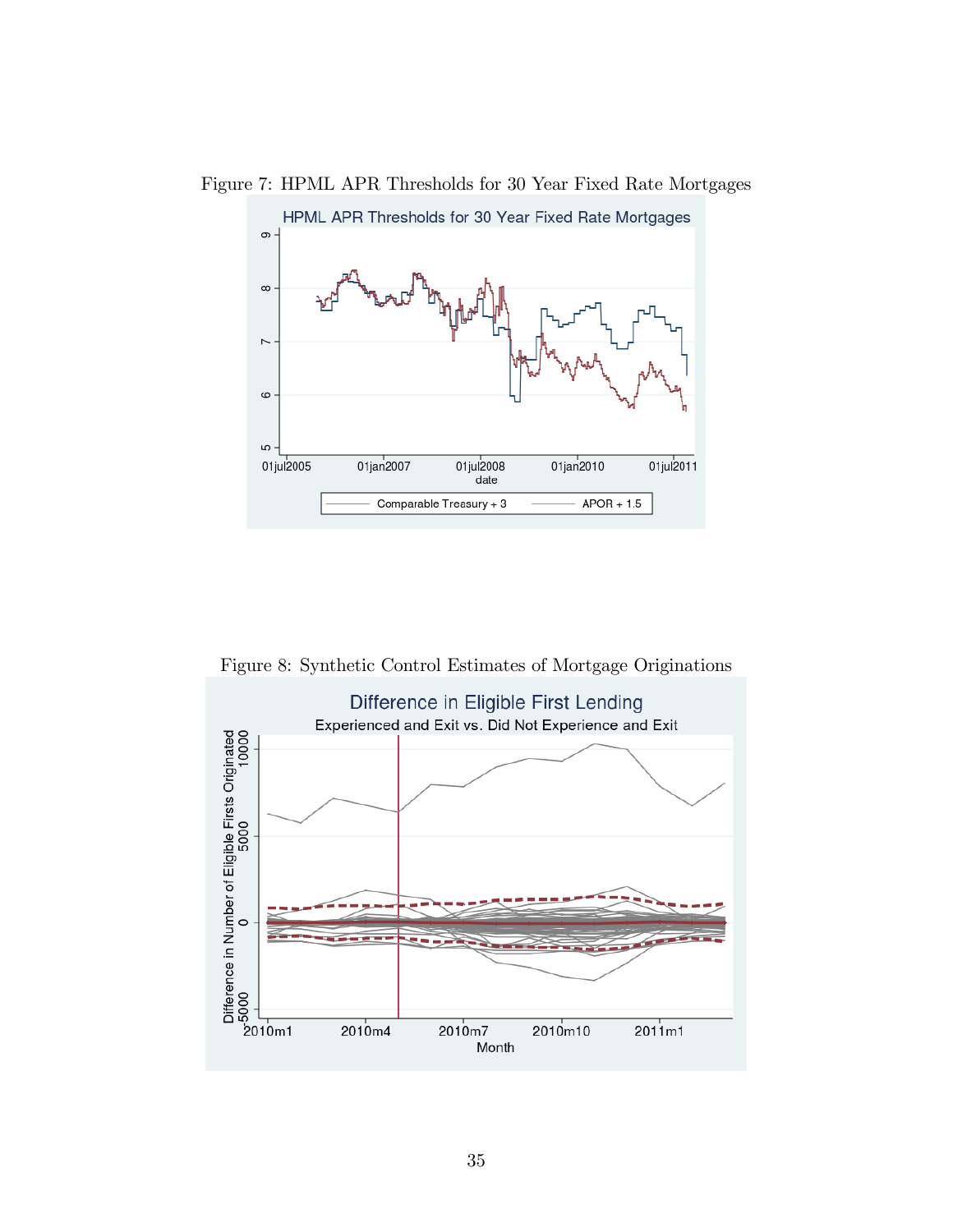Figure 7: HPML APR Thresholds for 30 Year Fixed Rate Mortgages

Figure 8: Synthetic Control Estimates of Mortgage Originations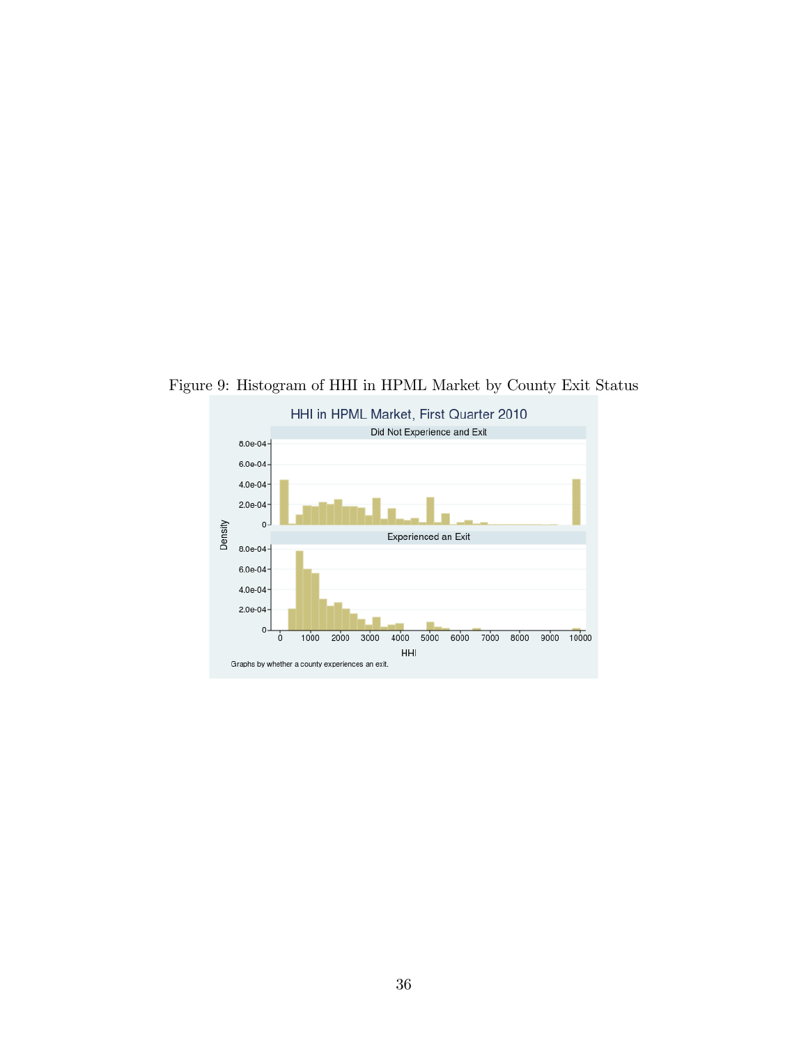Figure 9: Histogram of HHI in HPML Market by County Exit Status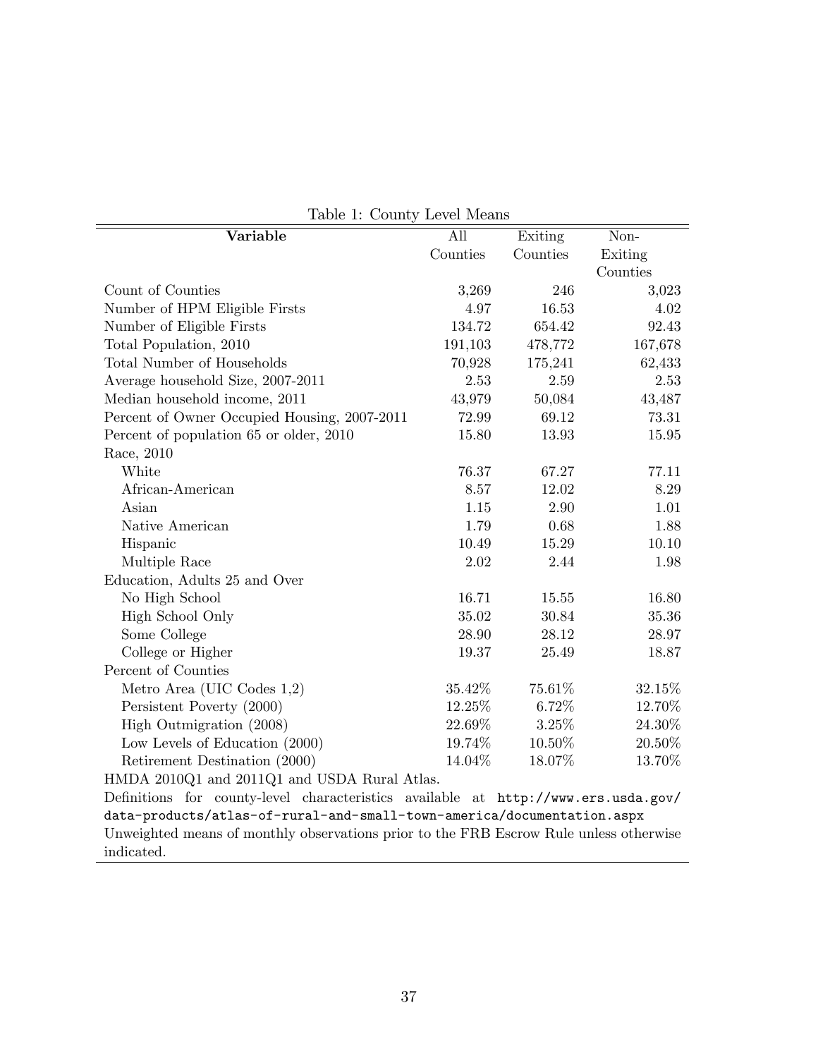Table 1: County Level Means

| **Variable** | All Counties | Exiting Counties | Non-Exiting Counties |
|---|---|---|---|
| Count of Counties | 3,269 | 246 | 3,023 |
| Number of HPM Eligible Firsts | 4.97 | 16.53 | 4.02 |
| Number of Eligible Firsts | 134.72 | 654.42 | 92.43 |
| Total Population, 2010 | 191,103 | 478,772 | 167,678 |
| Total Number of Households | 70,928 | 175,241 | 62,433 |
| Average household Size, 2007-2011 | 2.53 | 2.59 | 2.53 |
| Median household income, 2011 | 43,979 | 50,084 | 43,487 |
| Percent of Owner Occupied Housing, 2007-2011 | 72.99 | 69.12 | 73.31 |
| Percent of population 65 or older, 2010 | 15.80 | 13.93 | 15.95 |
| Race, 2010 | | | |
| White | 76.37 | 67.27 | 77.11 |
| African-American | 8.57 | 12.02 | 8.29 |
| Asian | 1.15 | 2.90 | 1.01 |
| Native American | 1.79 | 0.68 | 1.88 |
| Hispanic | 10.49 | 15.29 | 10.10 |
| Multiple Race | 2.02 | 2.44 | 1.98 |
| Education, Adults 25 and Over | | | |
| No High School | 16.71 | 15.55 | 16.80 |
| High School Only | 35.02 | 30.84 | 35.36 |
| Some College | 28.90 | 28.12 | 28.97 |
| College or Higher | 19.37 | 25.49 | 18.87 |
| Percent of Counties | | | |
| Metro Area (UIC Codes 1,2) | 35.42% | 75.61% | 32.15% |
| Persistent Poverty (2000) | 12.25% | 6.72% | 12.70% |
| High Outmigration (2008) | 22.69% | 3.25% | 24.30% |
| Low Levels of Education (2000) | 19.74% | 10.50% | 20.50% |
| Retirement Destination (2000) | 14.04% | 18.07% | 13.70% |

HMDA 2010Q1 and 2011Q1 and USDA Rural Atlas.

Definitions for county-level characteristics available at `http://www.ers.usda.gov/data-products/atlas-of-rural-and-small-town-america/documentation.aspx`

Unweighted means of monthly observations prior to the FRB Escrow Rule unless otherwise indicated.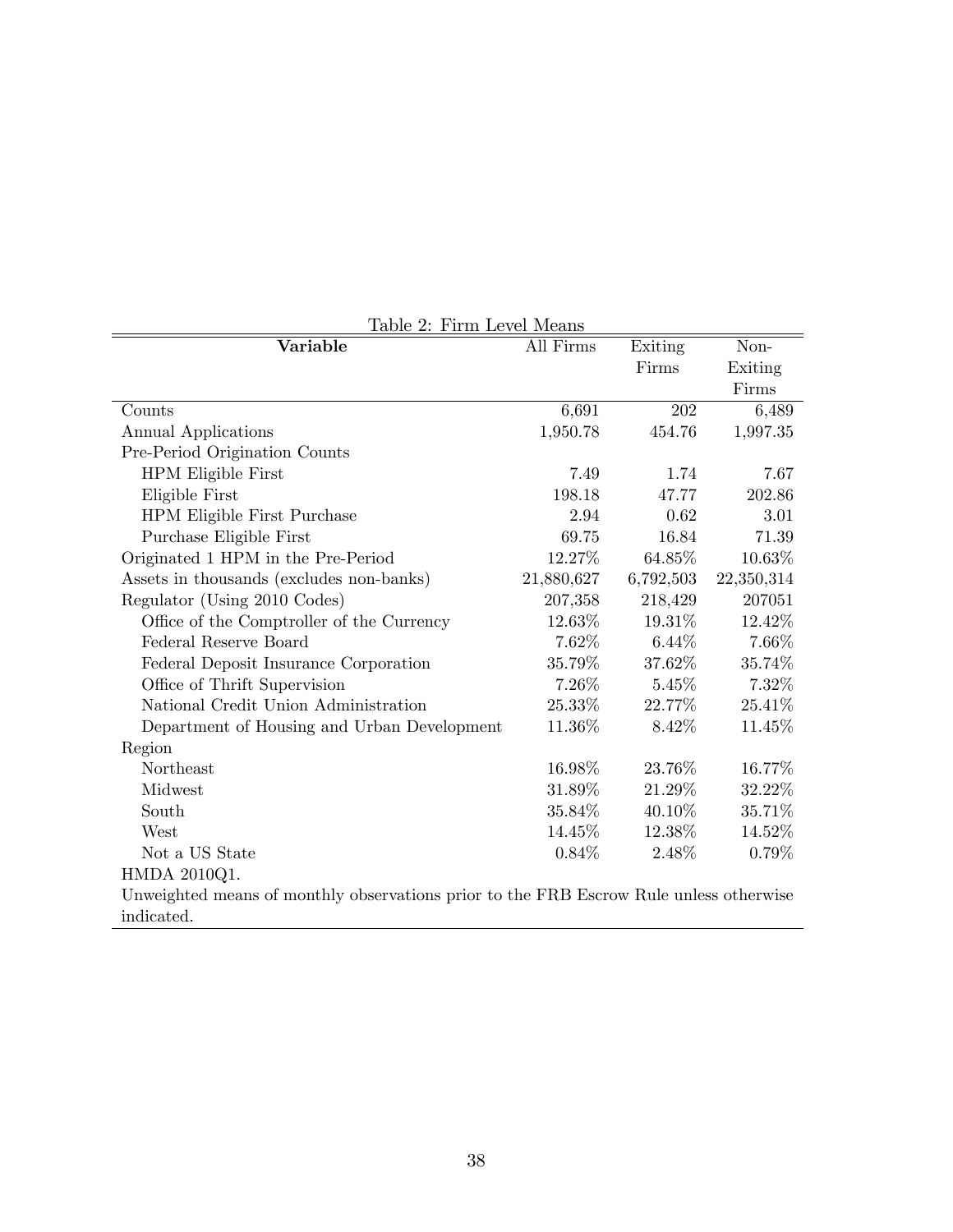Table 2: Firm Level Means

| Variable | All Firms | Exiting Firms | Non-Exiting Firms |
|---|---|---|---|
| Counts | 6,691 | 202 | 6,489 |
| Annual Applications | 1,950.78 | 454.76 | 1,997.35 |
| Pre-Period Origination Counts | | | |
| HPM Eligible First | 7.49 | 1.74 | 7.67 |
| Eligible First | 198.18 | 47.77 | 202.86 |
| HPM Eligible First Purchase | 2.94 | 0.62 | 3.01 |
| Purchase Eligible First | 69.75 | 16.84 | 71.39 |
| Originated 1 HPM in the Pre-Period | 12.27% | 64.85% | 10.63% |
| Assets in thousands (excludes non-banks) | 21,880,627 | 6,792,503 | 22,350,314 |
| Regulator (Using 2010 Codes) | 207,358 | 218,429 | 207051 |
| Office of the Comptroller of the Currency | 12.63% | 19.31% | 12.42% |
| Federal Reserve Board | 7.62% | 6.44% | 7.66% |
| Federal Deposit Insurance Corporation | 35.79% | 37.62% | 35.74% |
| Office of Thrift Supervision | 7.26% | 5.45% | 7.32% |
| National Credit Union Administration | 25.33% | 22.77% | 25.41% |
| Department of Housing and Urban Development | 11.36% | 8.42% | 11.45% |
| Region | | | |
| Northeast | 16.98% | 23.76% | 16.77% |
| Midwest | 31.89% | 21.29% | 32.22% |
| South | 35.84% | 40.10% | 35.71% |
| West | 14.45% | 12.38% | 14.52% |
| Not a US State | 0.84% | 2.48% | 0.79% |

HMDA 2010Q1.

Unweighted means of monthly observations prior to the FRB Escrow Rule unless otherwise indicated.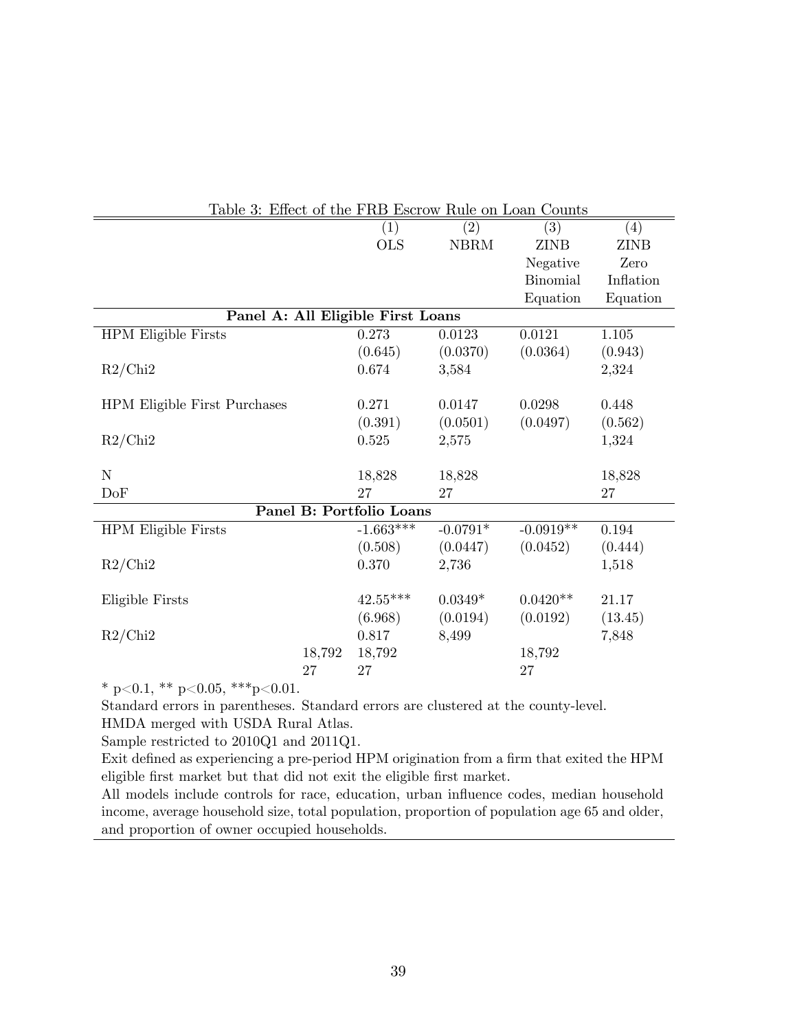Table 3: Effect of the FRB Escrow Rule on Loan Counts

| | | (1) | (2) | (3) | (4) |
|---|---|---|---|---|---|
| | | OLS | NBRM | ZINB | ZINB |
| | | | | Negative Binomial Equation | Zero Inflation Equation |
| **Panel A: All Eligible First Loans** | | | | | |
| HPM Eligible Firsts | | 0.273 | 0.0123 | 0.0121 | 1.105 |
| | | (0.645) | (0.0370) | (0.0364) | (0.943) |
| R2/Chi2 | | 0.674 | 3,584 | | 2,324 |
| HPM Eligible First Purchases | | 0.271 | 0.0147 | 0.0298 | 0.448 |
| | | (0.391) | (0.0501) | (0.0497) | (0.562) |
| R2/Chi2 | | 0.525 | 2,575 | | 1,324 |
| N | | 18,828 | 18,828 | | 18,828 |
| DoF | | 27 | 27 | | 27 |
| **Panel B: Portfolio Loans** | | | | | |
| HPM Eligible Firsts | | -1.663*** | -0.0791* | -0.0919** | 0.194 |
| | | (0.508) | (0.0447) | (0.0452) | (0.444) |
| R2/Chi2 | | 0.370 | 2,736 | | 1,518 |
| Eligible Firsts | | 42.55*** | 0.0349* | 0.0420** | 21.17 |
| | | (6.968) | (0.0194) | (0.0192) | (13.45) |
| R2/Chi2 | | 0.817 | 8,499 | | 7,848 |
| | 18,792 | 18,792 | | 18,792 | |
| | 27 | 27 | | 27 | |

* p<0.1, ** p<0.05, ***p<0.01.

Standard errors in parentheses. Standard errors are clustered at the county-level.

HMDA merged with USDA Rural Atlas.

Sample restricted to 2010Q1 and 2011Q1.

Exit defined as experiencing a pre-period HPM origination from a firm that exited the HPM eligible first market but that did not exit the eligible first market.

All models include controls for race, education, urban influence codes, median household income, average household size, total population, proportion of population age 65 and older, and proportion of owner occupied households.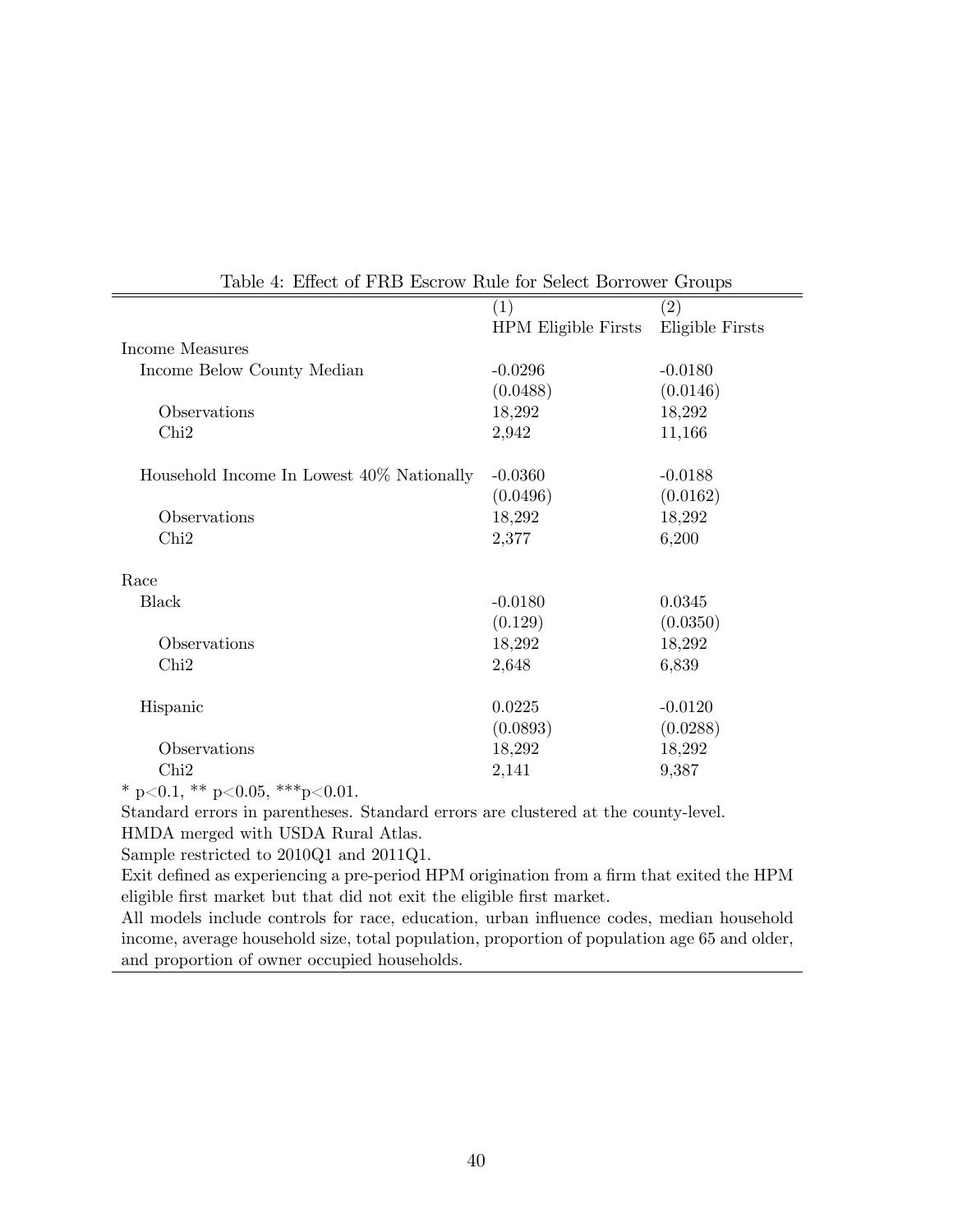Table 4: Effect of FRB Escrow Rule for Select Borrower Groups

| | (1) | (2) |
|---|---|---|
| | HPM Eligible Firsts | Eligible Firsts |
| Income Measures | | |
| Income Below County Median | -0.0296 | -0.0180 |
| | (0.0488) | (0.0146) |
| Observations | 18,292 | 18,292 |
| Chi2 | 2,942 | 11,166 |
| | | |
| Household Income In Lowest 40% Nationally | -0.0360 | -0.0188 |
| | (0.0496) | (0.0162) |
| Observations | 18,292 | 18,292 |
| Chi2 | 2,377 | 6,200 |
| | | |
| Race | | |
| Black | -0.0180 | 0.0345 |
| | (0.129) | (0.0350) |
| Observations | 18,292 | 18,292 |
| Chi2 | 2,648 | 6,839 |
| | | |
| Hispanic | 0.0225 | -0.0120 |
| | (0.0893) | (0.0288) |
| Observations | 18,292 | 18,292 |
| Chi2 | 2,141 | 9,387 |

* $p<0.1$, ** $p<0.05$, *** $p<0.01$.

Standard errors in parentheses. Standard errors are clustered at the county-level.

HMDA merged with USDA Rural Atlas.

Sample restricted to 2010Q1 and 2011Q1.

Exit defined as experiencing a pre-period HPM origination from a firm that exited the HPM eligible first market but that did not exit the eligible first market.

All models include controls for race, education, urban influence codes, median household income, average household size, total population, proportion of population age 65 and older, and proportion of owner occupied households.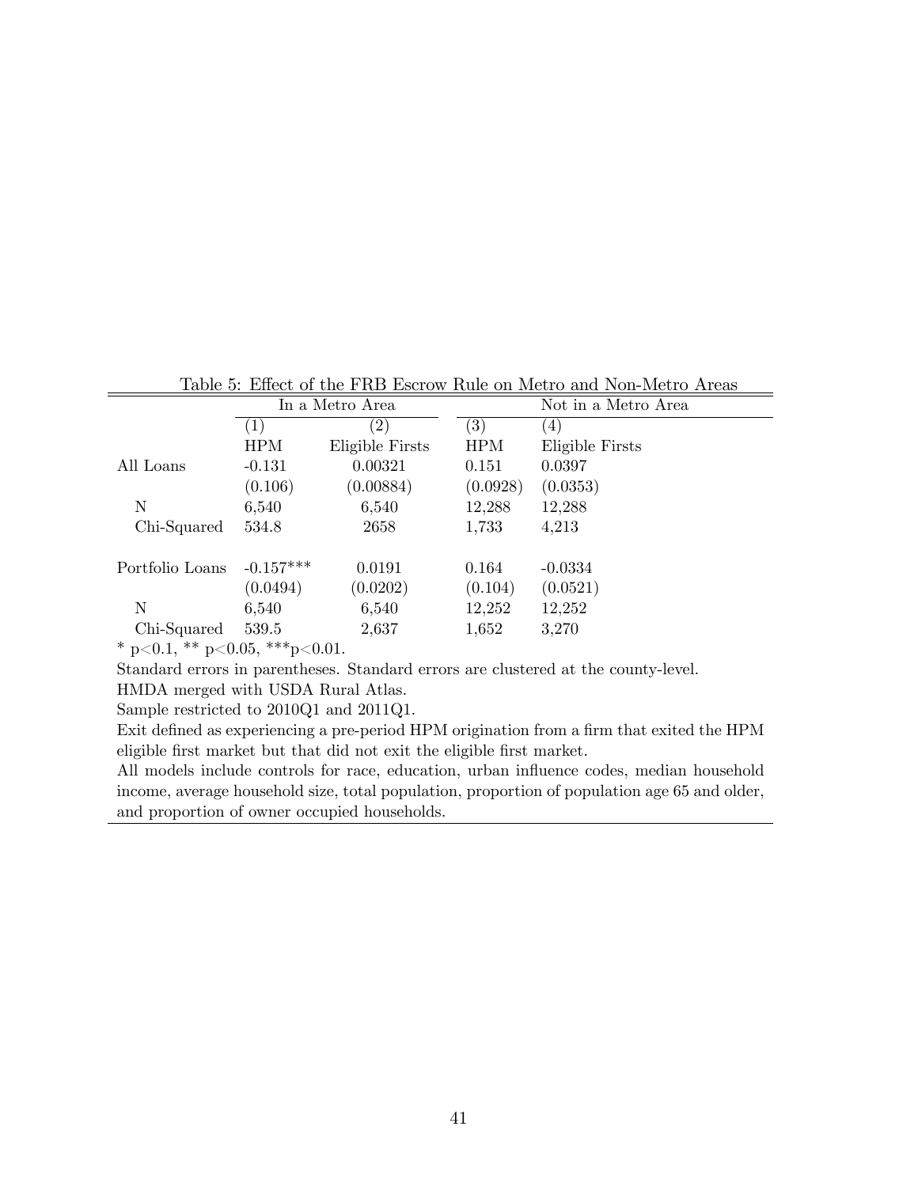Table 5: Effect of the FRB Escrow Rule on Metro and Non-Metro Areas

| | In a Metro Area | | Not in a Metro Area | |
|---|---|---|---|---|
| | (1) | (2) | (3) | (4) |
| | HPM | Eligible Firsts | HPM | Eligible Firsts |
| All Loans | -0.131 | 0.00321 | 0.151 | 0.0397 |
| | (0.106) | (0.00884) | (0.0928) | (0.0353) |
| N | 6,540 | 6,540 | 12,288 | 12,288 |
| Chi-Squared | 534.8 | 2658 | 1,733 | 4,213 |
| | | | | |
| Portfolio Loans | -0.157*** | 0.0191 | 0.164 | -0.0334 |
| | (0.0494) | (0.0202) | (0.104) | (0.0521) |
| N | 6,540 | 6,540 | 12,252 | 12,252 |
| Chi-Squared | 539.5 | 2,637 | 1,652 | 3,270 |

\* $p<0.1$, ** $p<0.05$, *** $p<0.01$.

Standard errors in parentheses. Standard errors are clustered at the county-level.

HMDA merged with USDA Rural Atlas.

Sample restricted to 2010Q1 and 2011Q1.

Exit defined as experiencing a pre-period HPM origination from a firm that exited the HPM eligible first market but that did not exit the eligible first market.

All models include controls for race, education, urban influence codes, median household income, average household size, total population, proportion of population age 65 and older, and proportion of owner occupied households.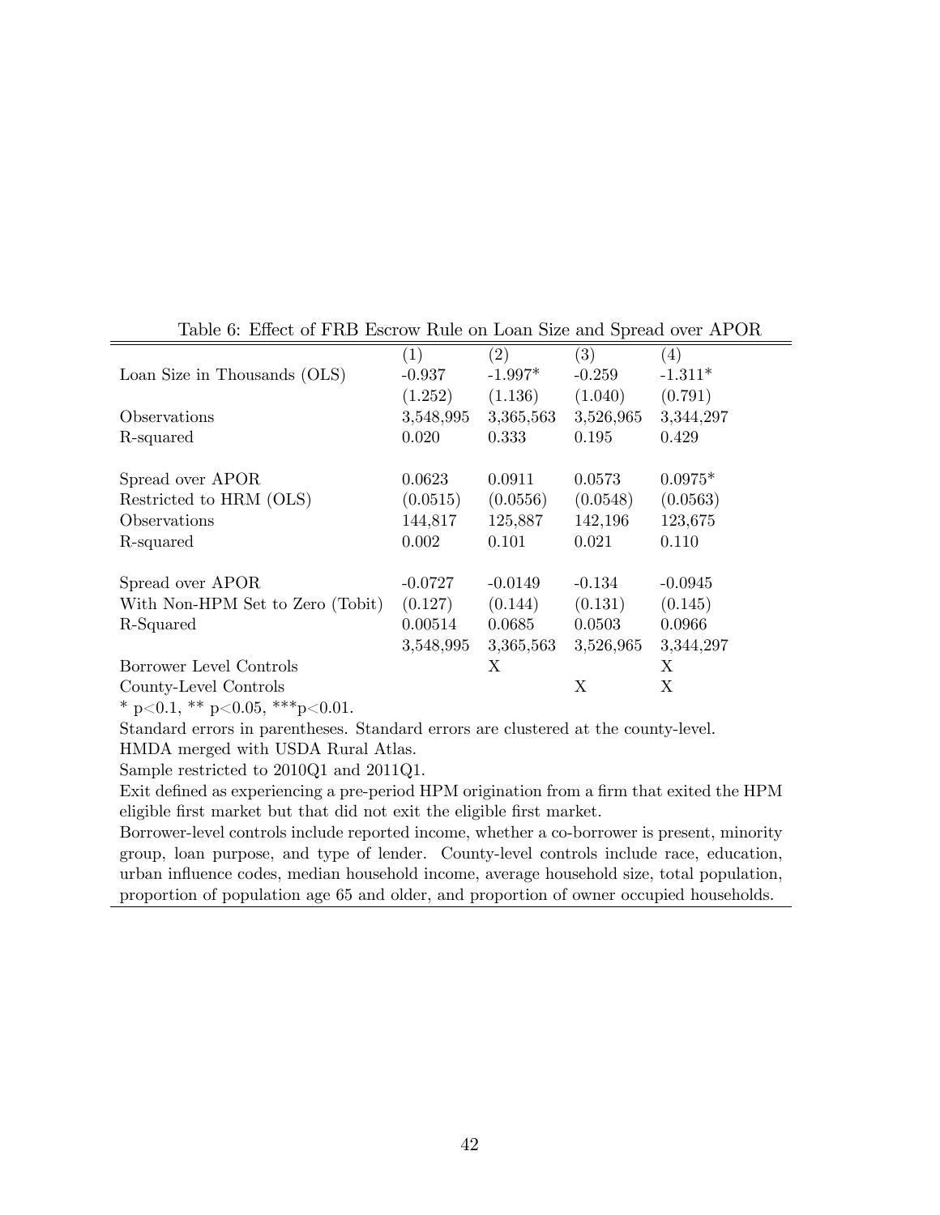Table 6: Effect of FRB Escrow Rule on Loan Size and Spread over APOR

| | (1) | (2) | (3) | (4) |
|---|---|---|---|---|
| Loan Size in Thousands (OLS) | -0.937 | -1.997* | -0.259 | -1.311* |
| | (1.252) | (1.136) | (1.040) | (0.791) |
| Observations | 3,548,995 | 3,365,563 | 3,526,965 | 3,344,297 |
| R-squared | 0.020 | 0.333 | 0.195 | 0.429 |
| | | | | |
| Spread over APOR | 0.0623 | 0.0911 | 0.0573 | 0.0975* |
| Restricted to HRM (OLS) | (0.0515) | (0.0556) | (0.0548) | (0.0563) |
| Observations | 144,817 | 125,887 | 142,196 | 123,675 |
| R-squared | 0.002 | 0.101 | 0.021 | 0.110 |
| | | | | |
| Spread over APOR | -0.0727 | -0.0149 | -0.134 | -0.0945 |
| With Non-HPM Set to Zero (Tobit) | (0.127) | (0.144) | (0.131) | (0.145) |
| R-Squared | 0.00514 | 0.0685 | 0.0503 | 0.0966 |
| | 3,548,995 | 3,365,563 | 3,526,965 | 3,344,297 |
| Borrower Level Controls | | X | | X |
| County-Level Controls | | | X | X |

* $p<0.1$, ** $p<0.05$, *** $p<0.01$.

Standard errors in parentheses. Standard errors are clustered at the county-level.

HMDA merged with USDA Rural Atlas.

Sample restricted to 2010Q1 and 2011Q1.

Exit defined as experiencing a pre-period HPM origination from a firm that exited the HPM eligible first market but that did not exit the eligible first market.

Borrower-level controls include reported income, whether a co-borrower is present, minority group, loan purpose, and type of lender. County-level controls include race, education, urban influence codes, median household income, average household size, total population, proportion of population age 65 and older, and proportion of owner occupied households.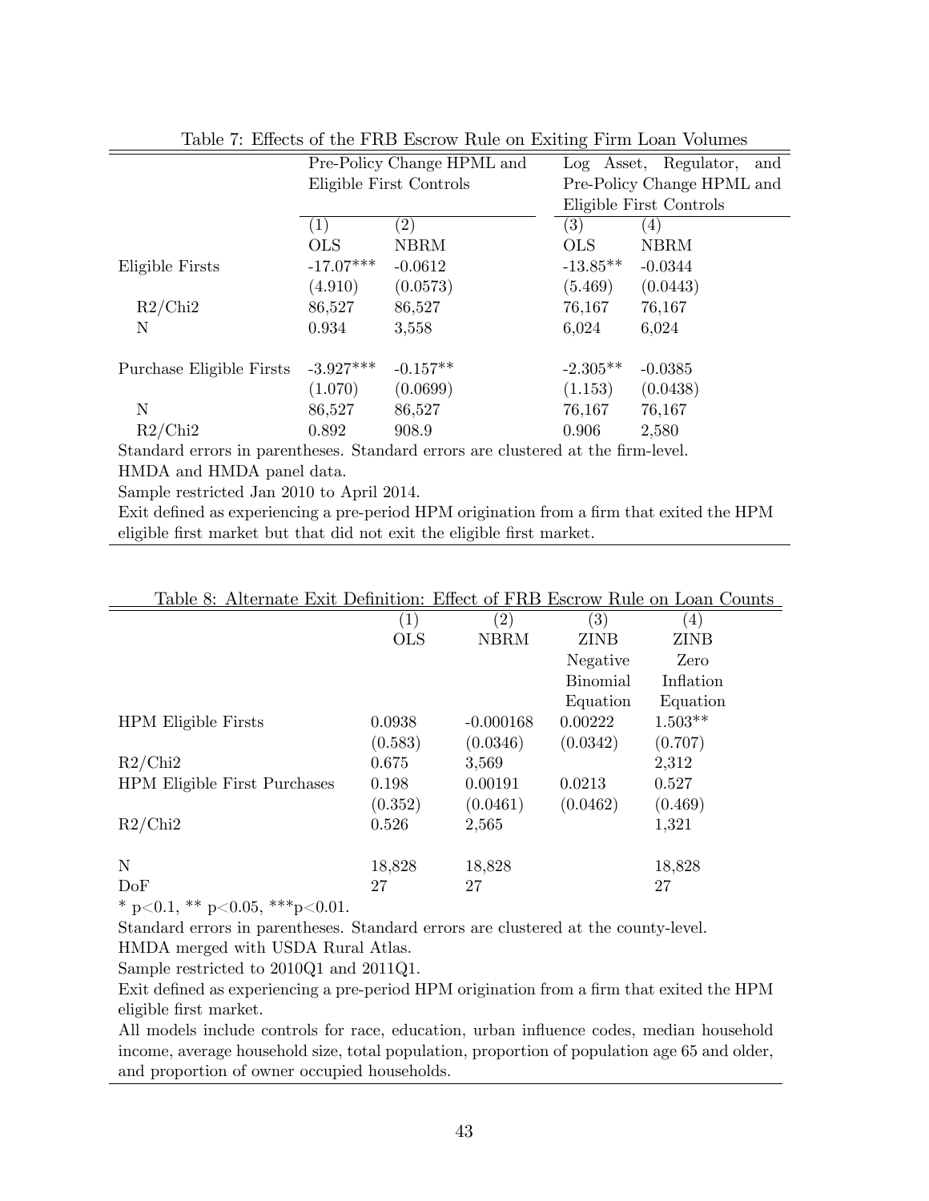Table 7: Effects of the FRB Escrow Rule on Exiting Firm Loan Volumes

| | Pre-Policy Change HPML and Eligible First Controls | | Log Asset, Regulator, and Pre-Policy Change HPML and Eligible First Controls | |
|---|---|---|---|---|
| | (1) | (2) | (3) | (4) |
| | OLS | NBRM | OLS | NBRM |
| Eligible Firsts | -17.07*** | -0.0612 | -13.85** | -0.0344 |
| | (4.910) | (0.0573) | (5.469) | (0.0443) |
| R2/Chi2 | 86,527 | 86,527 | 76,167 | 76,167 |
| N | 0.934 | 3,558 | 6,024 | 6,024 |
| | | | | |
| Purchase Eligible Firsts | -3.927*** | -0.157** | -2.305** | -0.0385 |
| | (1.070) | (0.0699) | (1.153) | (0.0438) |
| N | 86,527 | 86,527 | 76,167 | 76,167 |
| R2/Chi2 | 0.892 | 908.9 | 0.906 | 2,580 |

Standard errors in parentheses. Standard errors are clustered at the firm-level.
HMDA and HMDA panel data.
Sample restricted Jan 2010 to April 2014.
Exit defined as experiencing a pre-period HPM origination from a firm that exited the HPM eligible first market but that did not exit the eligible first market.

Table 8: Alternate Exit Definition: Effect of FRB Escrow Rule on Loan Counts

| | (1) | (2) | (3) | (4) |
|---|---|---|---|---|
| | OLS | NBRM | ZINB | ZINB |
| | | | Negative Binomial Equation | Zero Inflation Equation |
| HPM Eligible Firsts | 0.0938 | -0.000168 | 0.00222 | 1.503** |
| | (0.583) | (0.0346) | (0.0342) | (0.707) |
| R2/Chi2 | 0.675 | 3,569 | | 2,312 |
| HPM Eligible First Purchases | 0.198 | 0.00191 | 0.0213 | 0.527 |
| | (0.352) | (0.0461) | (0.0462) | (0.469) |
| R2/Chi2 | 0.526 | 2,565 | | 1,321 |
| | | | | |
| N | 18,828 | 18,828 | | 18,828 |
| DoF | 27 | 27 | | 27 |

* p<0.1, ** p<0.05, ***p<0.01.
Standard errors in parentheses. Standard errors are clustered at the county-level.
HMDA merged with USDA Rural Atlas.
Sample restricted to 2010Q1 and 2011Q1.
Exit defined as experiencing a pre-period HPM origination from a firm that exited the HPM eligible first market.
All models include controls for race, education, urban influence codes, median household income, average household size, total population, proportion of population age 65 and older, and proportion of owner occupied households.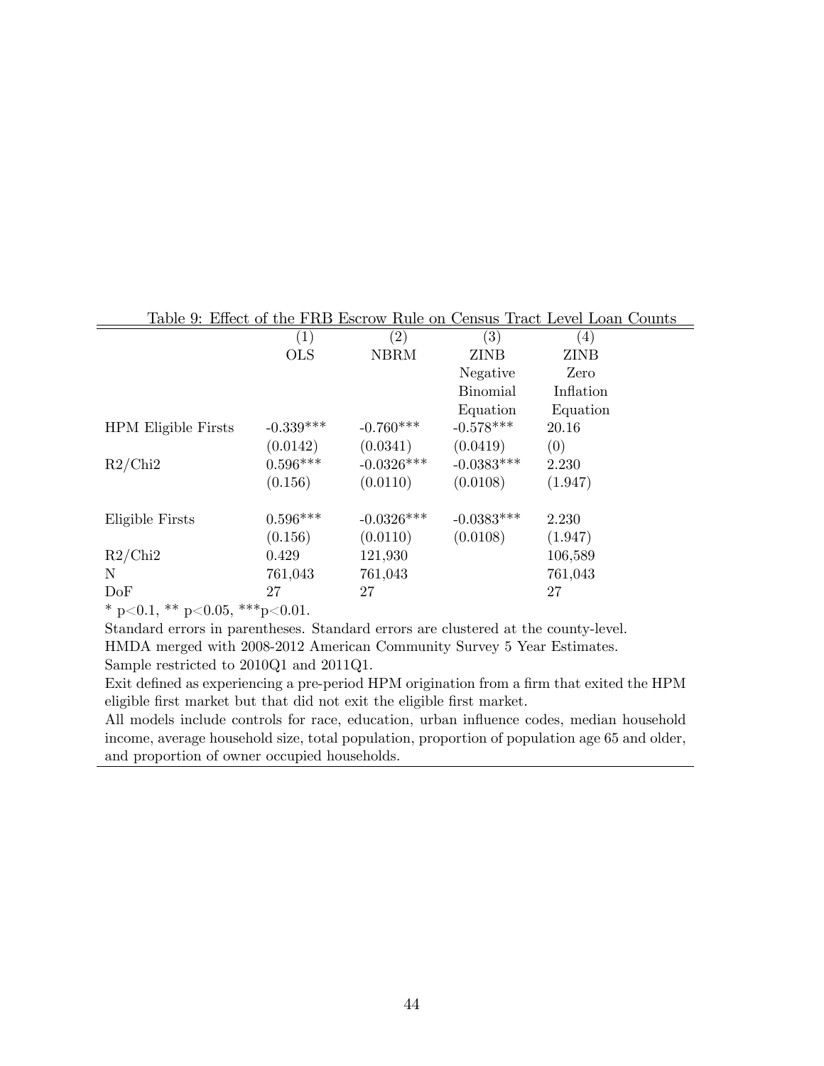Table 9: Effect of the FRB Escrow Rule on Census Tract Level Loan Counts

| | (1) | (2) | (3) | (4) |
|---|---|---|---|---|
| | OLS | NBRM | ZINB Negative Binomial Equation | ZINB Zero Inflation Equation |
| HPM Eligible Firsts | -0.339*** | -0.760*** | -0.578*** | 20.16 |
| | (0.0142) | (0.0341) | (0.0419) | (0) |
| R2/Chi2 | 0.596*** | -0.0326*** | -0.0383*** | 2.230 |
| | (0.156) | (0.0110) | (0.0108) | (1.947) |
| | | | | |
| Eligible Firsts | 0.596*** | -0.0326*** | -0.0383*** | 2.230 |
| | (0.156) | (0.0110) | (0.0108) | (1.947) |
| R2/Chi2 | 0.429 | 121,930 | | 106,589 |
| N | 761,043 | 761,043 | | 761,043 |
| DoF | 27 | 27 | | 27 |

* p<0.1, ** p<0.05, ***p<0.01.

Standard errors in parentheses. Standard errors are clustered at the county-level.

HMDA merged with 2008-2012 American Community Survey 5 Year Estimates.

Sample restricted to 2010Q1 and 2011Q1.

Exit defined as experiencing a pre-period HPM origination from a firm that exited the HPM eligible first market but that did not exit the eligible first market.

All models include controls for race, education, urban influence codes, median household income, average household size, total population, proportion of population age 65 and older, and proportion of owner occupied households.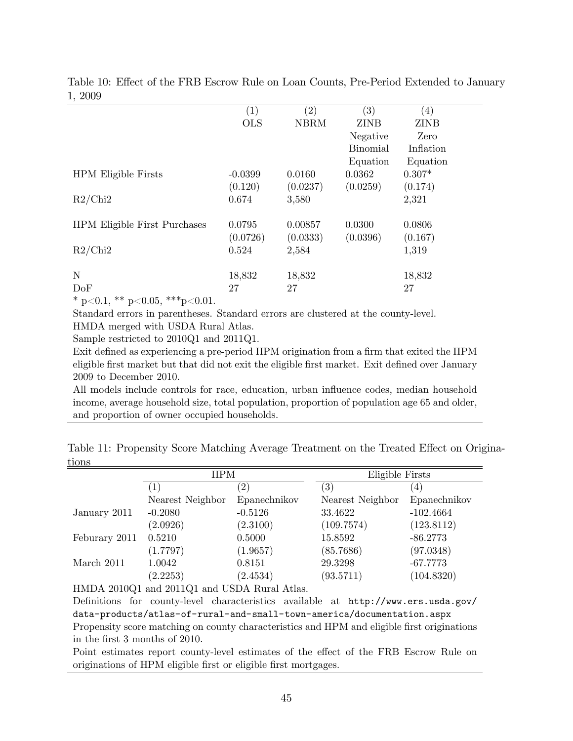Table 10: Effect of the FRB Escrow Rule on Loan Counts, Pre-Period Extended to January 1, 2009

| | (1) | (2) | (3) | (4) |
|---|---|---|---|---|
| | OLS | NBRM | ZINB | ZINB |
| | | | Negative Binomial Equation | Zero Inflation Equation |
| HPM Eligible Firsts | -0.0399 | 0.0160 | 0.0362 | 0.307* |
| | (0.120) | (0.0237) | (0.0259) | (0.174) |
| R2/Chi2 | 0.674 | 3,580 | | 2,321 |
| HPM Eligible First Purchases | 0.0795 | 0.00857 | 0.0300 | 0.0806 |
| | (0.0726) | (0.0333) | (0.0396) | (0.167) |
| R2/Chi2 | 0.524 | 2,584 | | 1,319 |
| N | 18,832 | 18,832 | | 18,832 |
| DoF | 27 | 27 | | 27 |

* p<0.1, ** p<0.05, ***p<0.01.

Standard errors in parentheses. Standard errors are clustered at the county-level.

HMDA merged with USDA Rural Atlas.

Sample restricted to 2010Q1 and 2011Q1.

Exit defined as experiencing a pre-period HPM origination from a firm that exited the HPM eligible first market but that did not exit the eligible first market. Exit defined over January 2009 to December 2010.

All models include controls for race, education, urban influence codes, median household income, average household size, total population, proportion of population age 65 and older, and proportion of owner occupied households.

Table 11: Propensity Score Matching Average Treatment on the Treated Effect on Originations

| | HPM | | Eligible Firsts | |
|---|---|---|---|---|
| | (1) | (2) | (3) | (4) |
| | Nearest Neighbor | Epanechnikov | Nearest Neighbor | Epanechnikov |
| January 2011 | -0.2080 | -0.5126 | 33.4622 | -102.4664 |
| | (2.0926) | (2.3100) | (109.7574) | (123.8112) |
| Feburary 2011 | 0.5210 | 0.5000 | 15.8592 | -86.2773 |
| | (1.7797) | (1.9657) | (85.7686) | (97.0348) |
| March 2011 | 1.0042 | 0.8151 | 29.3298 | -67.7773 |
| | (2.2253) | (2.4534) | (93.5711) | (104.8320) |

HMDA 2010Q1 and 2011Q1 and USDA Rural Atlas.

Definitions for county-level characteristics available at http://www.ers.usda.gov/data-products/atlas-of-rural-and-small-town-america/documentation.aspx

Propensity score matching on county characteristics and HPM and eligible first originations in the first 3 months of 2010.

Point estimates report county-level estimates of the effect of the FRB Escrow Rule on originations of HPM eligible first or eligible first mortgages.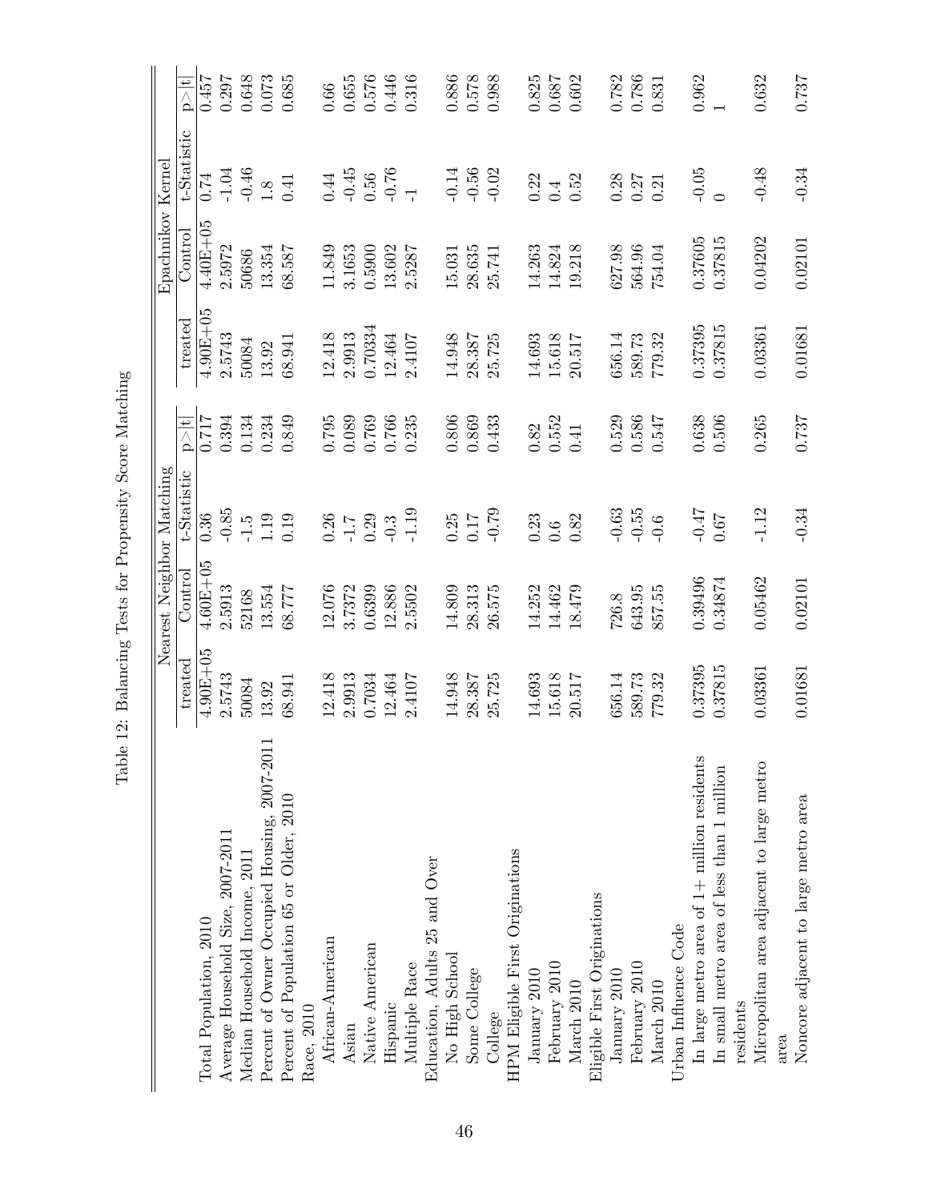Table 12: Balancing Tests for Propensity Score Matching

| | Nearest Neighbor Matching | | | | Epachnikov Kernel | | | |
|---|---|---|---|---|---|---|---|---|
| | treated | Control | t-Statistic | p>\|t\| | treated | Control | t-Statistic | p>\|t\| |
| Total Population, 2010 | 4.90E+05 | 4.60E+05 | 0.36 | 0.717 | 4.90E+05 | 4.40E+05 | 0.74 | 0.457 |
| Average Household Size, 2007-2011 | 2.5743 | 2.5913 | -0.85 | 0.394 | 2.5743 | 2.5972 | -1.04 | 0.297 |
| Median Household Income, 2011 | 50084 | 52168 | -1.5 | 0.134 | 50084 | 50686 | -0.46 | 0.648 |
| Percent of Owner Occupied Housing, 2007-2011 | 13.92 | 13.554 | 1.19 | 0.234 | 13.92 | 13.354 | 1.8 | 0.073 |
| Percent of Population 65 or Older, 2010 | 68.941 | 68.777 | 0.19 | 0.849 | 68.941 | 68.587 | 0.41 | 0.685 |
| Race, 2010 | | | | | | | | |
| African-American | 12.418 | 12.076 | 0.26 | 0.795 | 12.418 | 11.849 | 0.44 | 0.66 |
| Asian | 2.9913 | 3.7372 | -1.7 | 0.089 | 2.9913 | 3.1653 | -0.45 | 0.655 |
| Native American | 0.7034 | 0.6399 | 0.29 | 0.769 | 0.70334 | 0.5900 | 0.56 | 0.576 |
| Hispanic | 12.464 | 12.886 | -0.3 | 0.766 | 12.464 | 13.602 | -0.76 | 0.446 |
| Multiple Race | 2.4107 | 2.5502 | -1.19 | 0.235 | 2.4107 | 2.5287 | -1 | 0.316 |
| Education, Adults 25 and Over | | | | | | | | |
| No High School | 14.948 | 14.809 | 0.25 | 0.806 | 14.948 | 15.031 | -0.14 | 0.886 |
| Some College | 28.387 | 28.313 | 0.17 | 0.869 | 28.387 | 28.635 | -0.56 | 0.578 |
| College | 25.725 | 26.575 | -0.79 | 0.433 | 25.725 | 25.741 | -0.02 | 0.988 |
| HPM Eligible First Originations | | | | | | | | |
| January 2010 | 14.693 | 14.252 | 0.23 | 0.82 | 14.693 | 14.263 | 0.22 | 0.825 |
| February 2010 | 15.618 | 14.462 | 0.6 | 0.552 | 15.618 | 14.824 | 0.4 | 0.687 |
| March 2010 | 20.517 | 18.479 | 0.82 | 0.41 | 20.517 | 19.218 | 0.52 | 0.602 |
| Eligible First Originations | | | | | | | | |
| January 2010 | 656.14 | 726.8 | -0.63 | 0.529 | 656.14 | 627.98 | 0.28 | 0.782 |
| February 2010 | 589.73 | 643.95 | -0.55 | 0.586 | 589.73 | 564.96 | 0.27 | 0.786 |
| March 2010 | 779.32 | 857.55 | -0.6 | 0.547 | 779.32 | 754.04 | 0.21 | 0.831 |
| Urban Influence Code | | | | | | | | |
| In large metro area of 1+ million residents | 0.37395 | 0.39496 | -0.47 | 0.638 | 0.37395 | 0.37605 | -0.05 | 0.962 |
| In small metro area of less than 1 million residents | 0.37815 | 0.34874 | 0.67 | 0.506 | 0.37815 | 0.37815 | 0 | 1 |
| Micropolitan area adjacent to large metro area | 0.03361 | 0.05462 | -1.12 | 0.265 | 0.03361 | 0.04202 | -0.48 | 0.632 |
| Noncore adjacent to large metro area | 0.01681 | 0.02101 | -0.34 | 0.737 | 0.01681 | 0.02101 | -0.34 | 0.737 |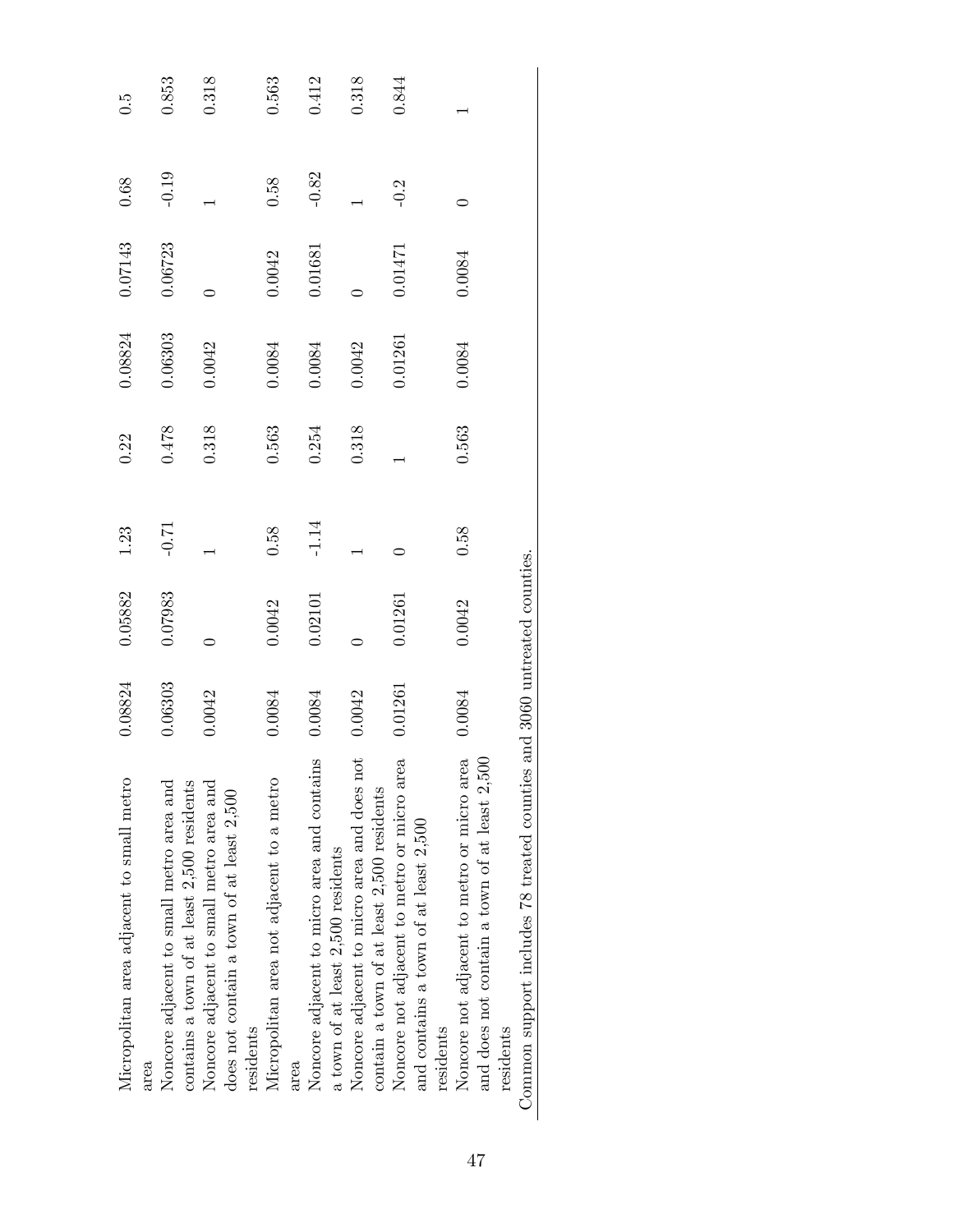| | | | | | | | |
|---|---|---|---|---|---|---|---|
| Micropolitan area adjacent to small metro area | 0.08824 | 0.05882 | 1.23 | 0.22 | 0.08824 | 0.07143 | 0.68 | 0.5 |
| Noncore adjacent to small metro area and contains a town of at least 2,500 residents | 0.06303 | 0.07983 | -0.71 | 0.478 | 0.06303 | 0.06723 | -0.19 | 0.853 |
| Noncore adjacent to small metro area and does not contain a town of at least 2,500 residents | 0.0042 | 0 | 1 | 0.318 | 0.0042 | 0 | 1 | 0.318 |
| Micropolitan area not adjacent to a metro area | 0.0084 | 0.0042 | 0.58 | 0.563 | 0.0084 | 0.0042 | 0.58 | 0.563 |
| Noncore adjacent to micro area and contains a town of at least 2,500 residents | 0.0084 | 0.02101 | -1.14 | 0.254 | 0.0084 | 0.01681 | -0.82 | 0.412 |
| Noncore adjacent to micro area and does not contain a town of at least 2,500 residents | 0.0042 | 0 | 1 | 0.318 | 0.0042 | 0 | 1 | 0.318 |
| Noncore not adjacent to metro or micro area and contains a town of at least 2,500 residents | 0.01261 | 0.01261 | 0 | 1 | 0.01261 | 0.01471 | -0.2 | 0.844 |
| Noncore not adjacent to metro or micro area and does not contain a town of at least 2,500 residents | 0.0084 | 0.0042 | 0.58 | 0.563 | 0.0084 | 0.0084 | 0 | 1 |

Common support includes 78 treated counties and 3060 untreated counties.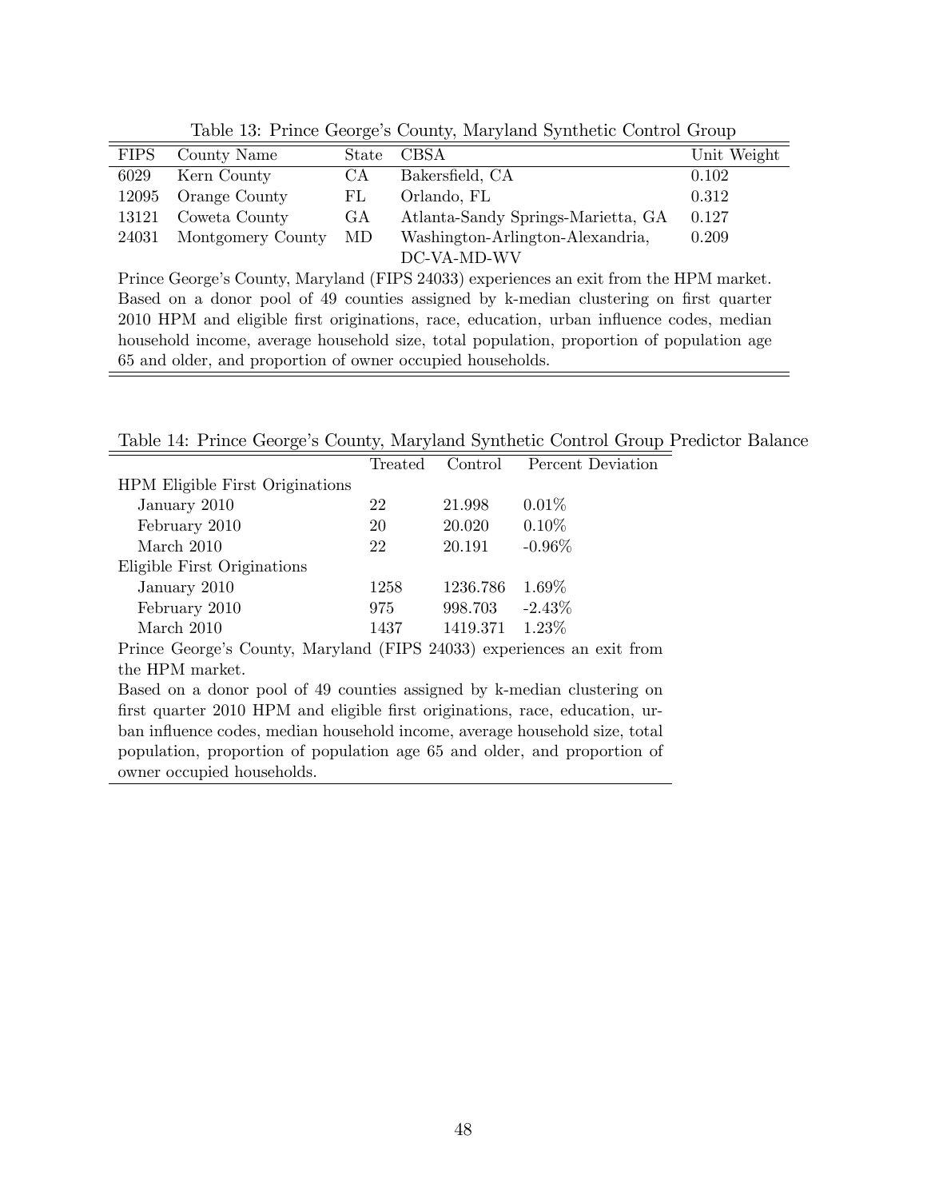Table 13: Prince George's County, Maryland Synthetic Control Group

| FIPS | County Name | State | CBSA | Unit Weight |
|---|---|---|---|---|
| 6029 | Kern County | CA | Bakersfield, CA | 0.102 |
| 12095 | Orange County | FL | Orlando, FL | 0.312 |
| 13121 | Coweta County | GA | Atlanta-Sandy Springs-Marietta, GA | 0.127 |
| 24031 | Montgomery County | MD | Washington-Arlington-Alexandria, DC-VA-MD-WV | 0.209 |

Prince George's County, Maryland (FIPS 24033) experiences an exit from the HPM market. Based on a donor pool of 49 counties assigned by k-median clustering on first quarter 2010 HPM and eligible first originations, race, education, urban influence codes, median household income, average household size, total population, proportion of population age 65 and older, and proportion of owner occupied households.

Table 14: Prince George's County, Maryland Synthetic Control Group Predictor Balance

| | Treated | Control | Percent Deviation |
|---|---|---|---|
| HPM Eligible First Originations | | | |
| January 2010 | 22 | 21.998 | 0.01% |
| February 2010 | 20 | 20.020 | 0.10% |
| March 2010 | 22 | 20.191 | -0.96% |
| Eligible First Originations | | | |
| January 2010 | 1258 | 1236.786 | 1.69% |
| February 2010 | 975 | 998.703 | -2.43% |
| March 2010 | 1437 | 1419.371 | 1.23% |

Prince George's County, Maryland (FIPS 24033) experiences an exit from the HPM market.

Based on a donor pool of 49 counties assigned by k-median clustering on first quarter 2010 HPM and eligible first originations, race, education, urban influence codes, median household income, average household size, total population, proportion of population age 65 and older, and proportion of owner occupied households.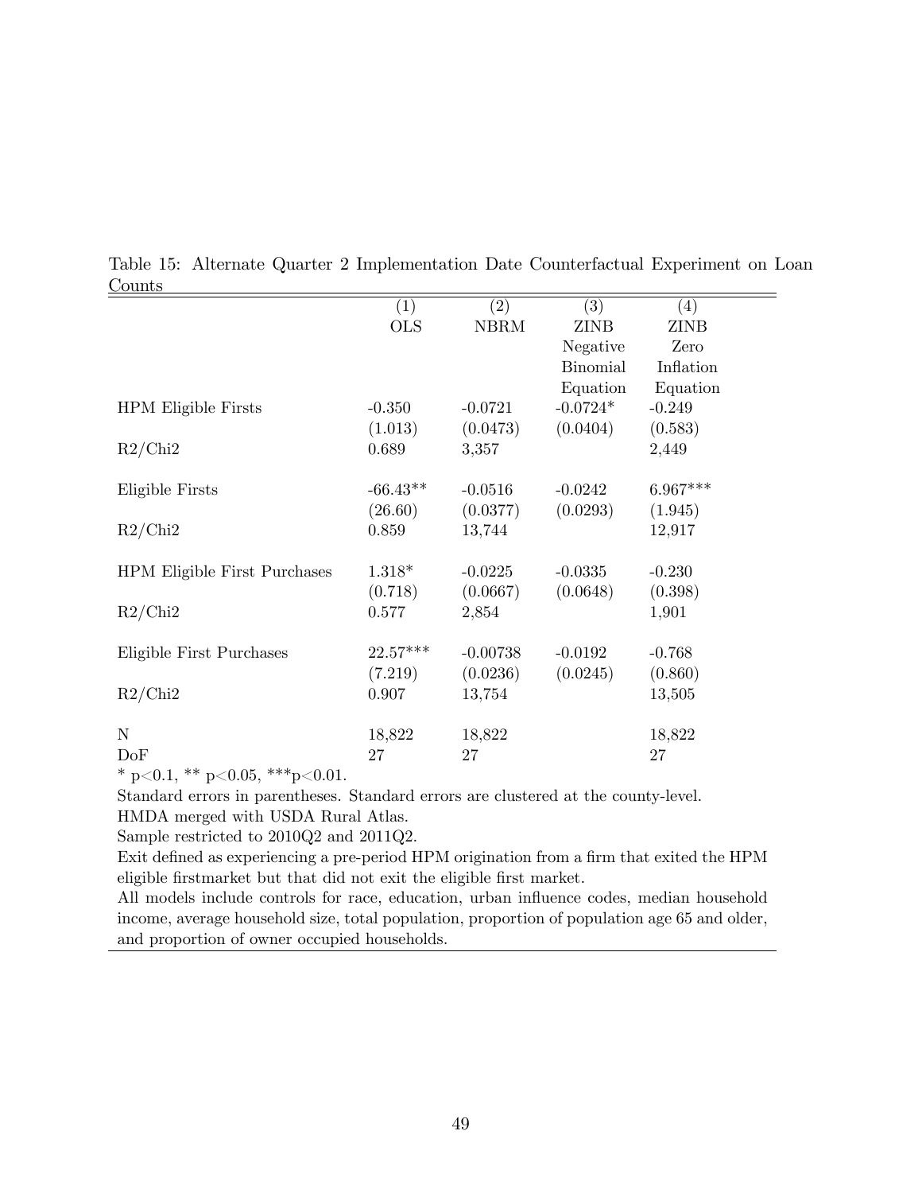Table 15: Alternate Quarter 2 Implementation Date Counterfactual Experiment on Loan Counts

| | (1) | (2) | (3) | (4) |
|---|---|---|---|---|
| | OLS | NBRM | ZINB Negative Binomial Equation | ZINB Zero Inflation Equation |
| HPM Eligible Firsts | -0.350 | -0.0721 | -0.0724* | -0.249 |
| | (1.013) | (0.0473) | (0.0404) | (0.583) |
| R2/Chi2 | 0.689 | 3,357 | | 2,449 |
| Eligible Firsts | -66.43** | -0.0516 | -0.0242 | 6.967*** |
| | (26.60) | (0.0377) | (0.0293) | (1.945) |
| R2/Chi2 | 0.859 | 13,744 | | 12,917 |
| HPM Eligible First Purchases | 1.318* | -0.0225 | -0.0335 | -0.230 |
| | (0.718) | (0.0667) | (0.0648) | (0.398) |
| R2/Chi2 | 0.577 | 2,854 | | 1,901 |
| Eligible First Purchases | 22.57*** | -0.00738 | -0.0192 | -0.768 |
| | (7.219) | (0.0236) | (0.0245) | (0.860) |
| R2/Chi2 | 0.907 | 13,754 | | 13,505 |
| N | 18,822 | 18,822 | | 18,822 |
| DoF | 27 | 27 | | 27 |

\* $p<0.1$, ** $p<0.05$, *** $p<0.01$.

Standard errors in parentheses. Standard errors are clustered at the county-level.

HMDA merged with USDA Rural Atlas.

Sample restricted to 2010Q2 and 2011Q2.

Exit defined as experiencing a pre-period HPM origination from a firm that exited the HPM eligible firstmarket but that did not exit the eligible first market.

All models include controls for race, education, urban influence codes, median household income, average household size, total population, proportion of population age 65 and older, and proportion of owner occupied households.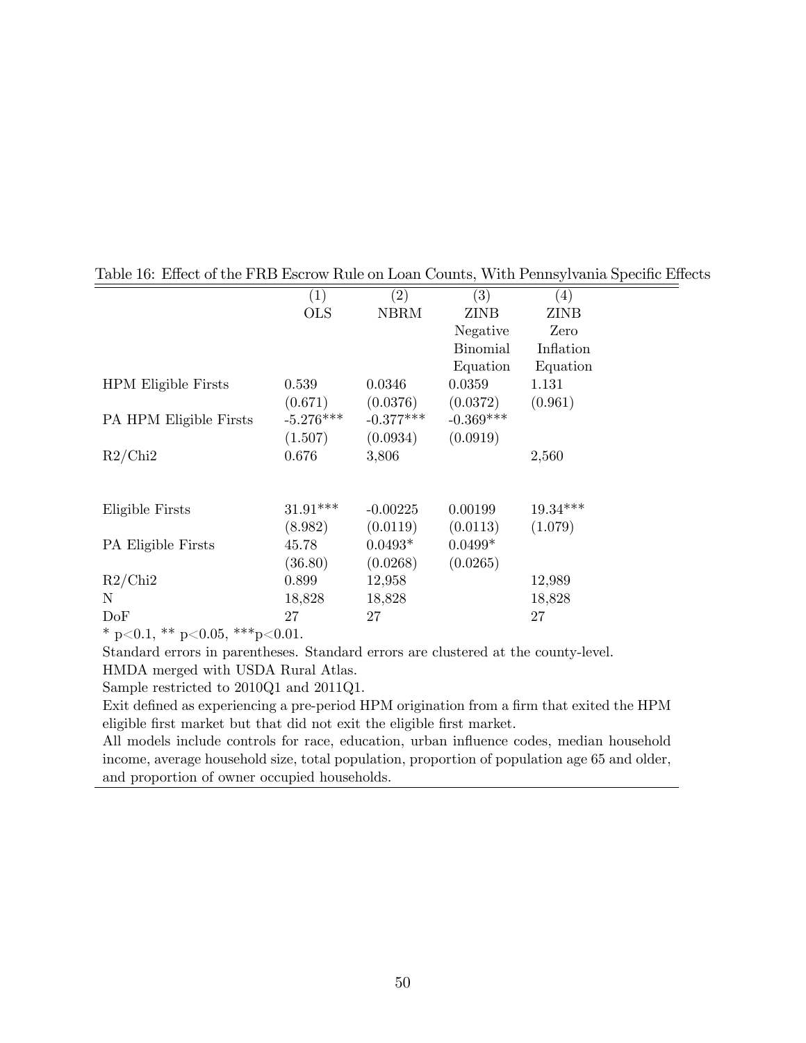Table 16: Effect of the FRB Escrow Rule on Loan Counts, With Pennsylvania Specific Effects

| | (1) | (2) | (3) | (4) |
|---|---|---|---|---|
| | OLS | NBRM | ZINB Negative Binomial Equation | ZINB Zero Inflation Equation |
| HPM Eligible Firsts | 0.539 | 0.0346 | 0.0359 | 1.131 |
| | (0.671) | (0.0376) | (0.0372) | (0.961) |
| PA HPM Eligible Firsts | -5.276*** | -0.377*** | -0.369*** | |
| | (1.507) | (0.0934) | (0.0919) | |
| R2/Chi2 | 0.676 | 3,806 | | 2,560 |
| | | | | |
| Eligible Firsts | 31.91*** | -0.00225 | 0.00199 | 19.34*** |
| | (8.982) | (0.0119) | (0.0113) | (1.079) |
| PA Eligible Firsts | 45.78 | 0.0493* | 0.0499* | |
| | (36.80) | (0.0268) | (0.0265) | |
| R2/Chi2 | 0.899 | 12,958 | | 12,989 |
| N | 18,828 | 18,828 | | 18,828 |
| DoF | 27 | 27 | | 27 |

* p<0.1, ** p<0.05, ***p<0.01.

Standard errors in parentheses. Standard errors are clustered at the county-level.

HMDA merged with USDA Rural Atlas.

Sample restricted to 2010Q1 and 2011Q1.

Exit defined as experiencing a pre-period HPM origination from a firm that exited the HPM eligible first market but that did not exit the eligible first market.

All models include controls for race, education, urban influence codes, median household income, average household size, total population, proportion of population age 65 and older, and proportion of owner occupied households.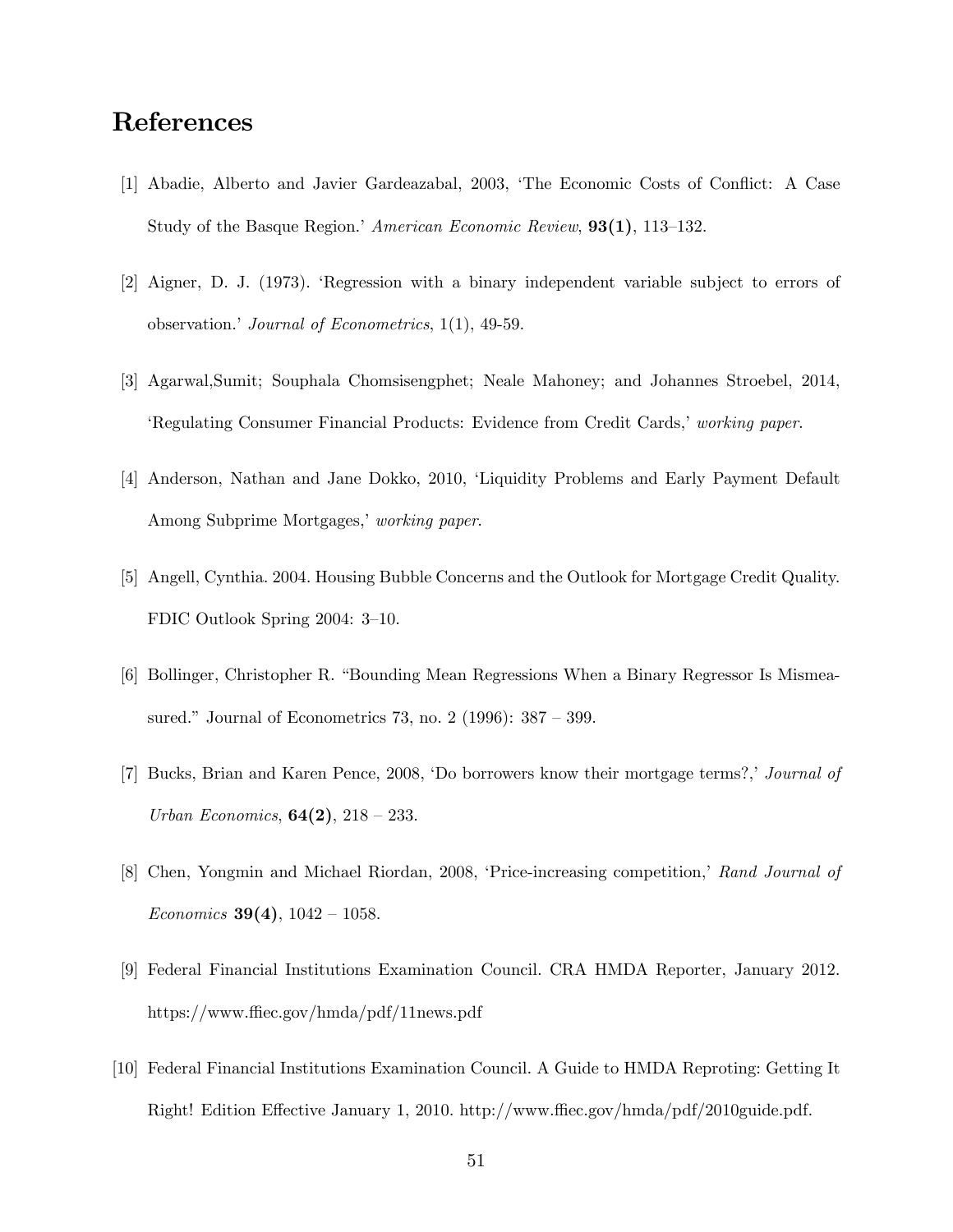# References

[1] Abadie, Alberto and Javier Gardeazabal, 2003, 'The Economic Costs of Conflict: A Case Study of the Basque Region.' *American Economic Review*, **93(1)**, 113–132.

[2] Aigner, D. J. (1973). 'Regression with a binary independent variable subject to errors of observation.' *Journal of Econometrics*, 1(1), 49-59.

[3] Agarwal,Sumit; Souphala Chomsisengphet; Neale Mahoney; and Johannes Stroebel, 2014, 'Regulating Consumer Financial Products: Evidence from Credit Cards,' *working paper*.

[4] Anderson, Nathan and Jane Dokko, 2010, 'Liquidity Problems and Early Payment Default Among Subprime Mortgages,' *working paper*.

[5] Angell, Cynthia. 2004. Housing Bubble Concerns and the Outlook for Mortgage Credit Quality. FDIC Outlook Spring 2004: 3–10.

[6] Bollinger, Christopher R. "Bounding Mean Regressions When a Binary Regressor Is Mismeasured." Journal of Econometrics 73, no. 2 (1996): 387 – 399.

[7] Bucks, Brian and Karen Pence, 2008, 'Do borrowers know their mortgage terms?,' *Journal of Urban Economics*, **64(2)**, 218 – 233.

[8] Chen, Yongmin and Michael Riordan, 2008, 'Price-increasing competition,' *Rand Journal of Economics* **39(4)**, 1042 – 1058.

[9] Federal Financial Institutions Examination Council. CRA HMDA Reporter, January 2012. https://www.ffiec.gov/hmda/pdf/11news.pdf

[10] Federal Financial Institutions Examination Council. A Guide to HMDA Reproting: Getting It Right! Edition Effective January 1, 2010. http://www.ffiec.gov/hmda/pdf/2010guide.pdf.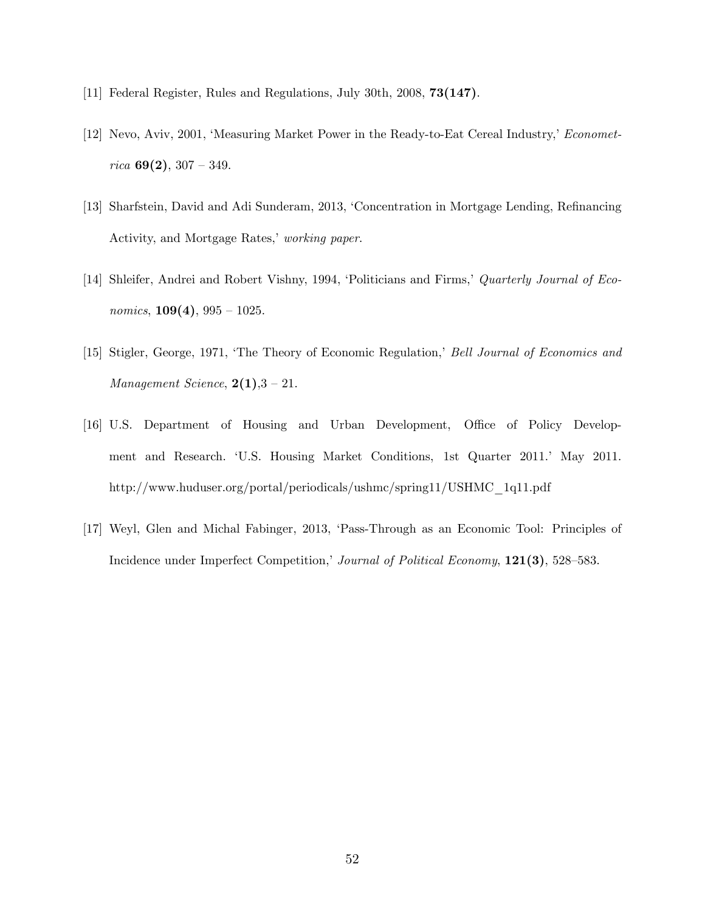[11] Federal Register, Rules and Regulations, July 30th, 2008, **73(147)**.

[12] Nevo, Aviv, 2001, 'Measuring Market Power in the Ready-to-Eat Cereal Industry,' *Econometrica* **69(2)**, 307 – 349.

[13] Sharfstein, David and Adi Sunderam, 2013, 'Concentration in Mortgage Lending, Refinancing Activity, and Mortgage Rates,' *working paper*.

[14] Shleifer, Andrei and Robert Vishny, 1994, 'Politicians and Firms,' *Quarterly Journal of Economics*, **109(4)**, 995 – 1025.

[15] Stigler, George, 1971, 'The Theory of Economic Regulation,' *Bell Journal of Economics and Management Science*, **2(1)**,3 – 21.

[16] U.S. Department of Housing and Urban Development, Office of Policy Development and Research. 'U.S. Housing Market Conditions, 1st Quarter 2011.' May 2011. http://www.huduser.org/portal/periodicals/ushmc/spring11/USHMC_1q11.pdf

[17] Weyl, Glen and Michal Fabinger, 2013, 'Pass-Through as an Economic Tool: Principles of Incidence under Imperfect Competition,' *Journal of Political Economy*, **121(3)**, 528–583.